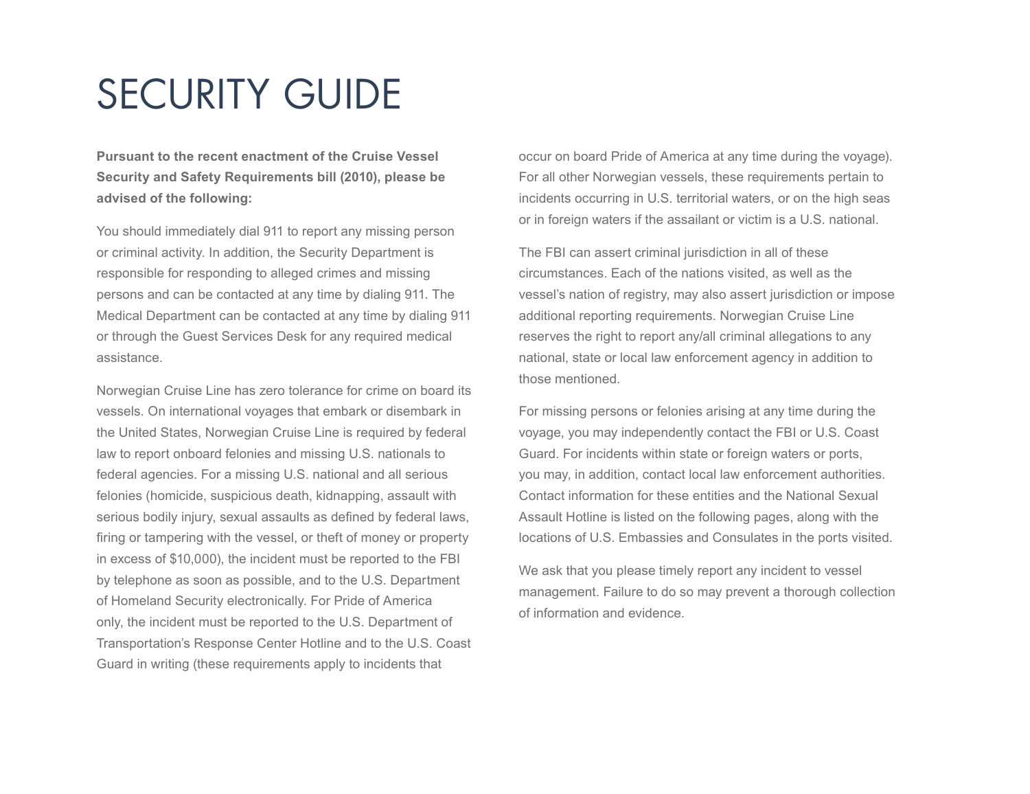# SECURITY GUIDE

**Pursuant to the recent enactment of the Cruise Vessel Security and Safety Requirements bill (2010), please be advised of the following:**

You should immediately dial 911 to report any missing person or criminal activity. In addition, the Security Department is responsible for responding to alleged crimes and missing persons and can be contacted at any time by dialing 911. The Medical Department can be contacted at any time by dialing 911 or through the Guest Services Desk for any required medical assistance.

Norwegian Cruise Line has zero tolerance for crime on board its vessels. On international voyages that embark or disembark in the United States, Norwegian Cruise Line is required by federal law to report onboard felonies and missing U.S. nationals to federal agencies. For a missing U.S. national and all serious felonies (homicide, suspicious death, kidnapping, assault with serious bodily injury, sexual assaults as defined by federal laws, firing or tampering with the vessel, or theft of money or property in excess of $10,000), the incident must be reported to the FBI by telephone as soon as possible, and to the U.S. Department of Homeland Security electronically. For Pride of America only, the incident must be reported to the U.S. Department of Transportation's Response Center Hotline and to the U.S. Coast Guard in writing (these requirements apply to incidents that occur on board Pride of America at any time during the voyage). For all other Norwegian vessels, these requirements pertain to incidents occurring in U.S. territorial waters, or on the high seas or in foreign waters if the assailant or victim is a U.S. national.

The FBI can assert criminal jurisdiction in all of these circumstances. Each of the nations visited, as well as the vessel's nation of registry, may also assert jurisdiction or impose additional reporting requirements. Norwegian Cruise Line reserves the right to report any/all criminal allegations to any national, state or local law enforcement agency in addition to those mentioned.

For missing persons or felonies arising at any time during the voyage, you may independently contact the FBI or U.S. Coast Guard. For incidents within state or foreign waters or ports, you may, in addition, contact local law enforcement authorities. Contact information for these entities and the National Sexual Assault Hotline is listed on the following pages, along with the locations of U.S. Embassies and Consulates in the ports visited.

We ask that you please timely report any incident to vessel management. Failure to do so may prevent a thorough collection of information and evidence.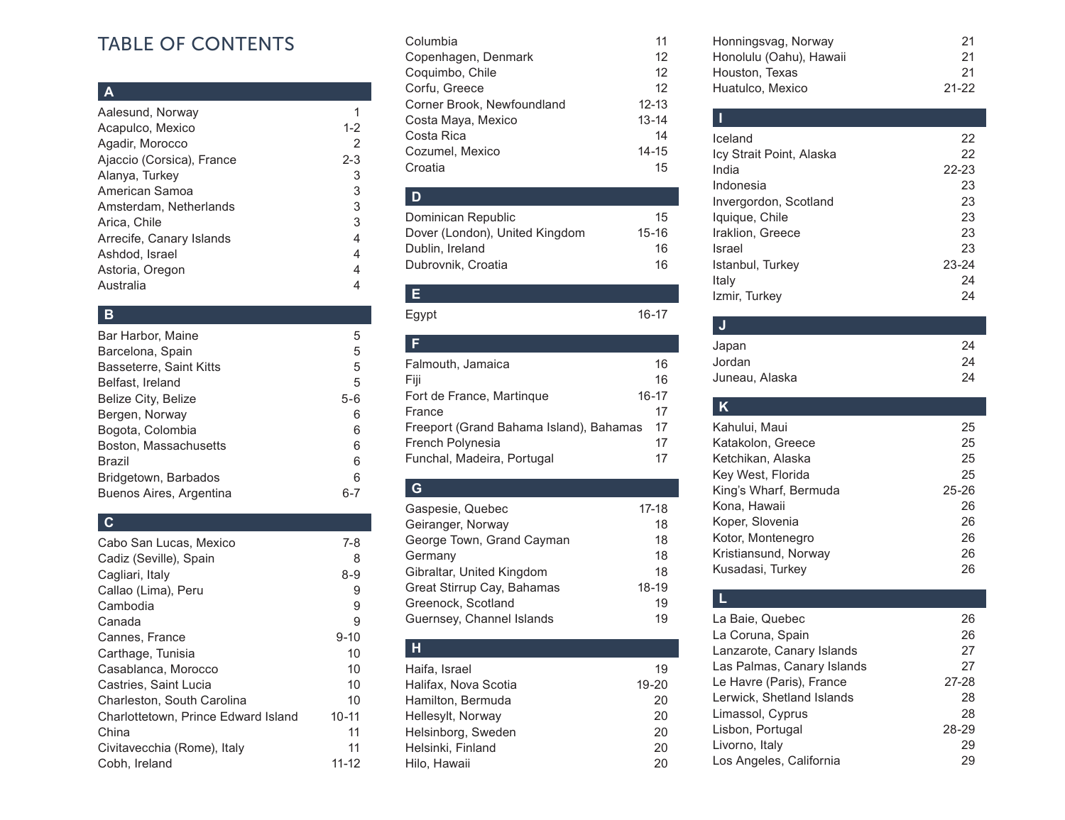# TABLE OF CONTENTS

## A

| | |
|---|---|
| Aalesund, Norway | 1 |
| Acapulco, Mexico | 1-2 |
| Agadir, Morocco | 2 |
| Ajaccio (Corsica), France | 2-3 |
| Alanya, Turkey | 3 |
| American Samoa | 3 |
| Amsterdam, Netherlands | 3 |
| Arica, Chile | 3 |
| Arrecife, Canary Islands | 4 |
| Ashdod, Israel | 4 |
| Astoria, Oregon | 4 |
| Australia | 4 |

## B

| | |
|---|---|
| Bar Harbor, Maine | 5 |
| Barcelona, Spain | 5 |
| Basseterre, Saint Kitts | 5 |
| Belfast, Ireland | 5 |
| Belize City, Belize | 5-6 |
| Bergen, Norway | 6 |
| Bogota, Colombia | 6 |
| Boston, Massachusetts | 6 |
| Brazil | 6 |
| Bridgetown, Barbados | 6 |
| Buenos Aires, Argentina | 6-7 |

## C

| | |
|---|---|
| Cabo San Lucas, Mexico | 7-8 |
| Cadiz (Seville), Spain | 8 |
| Cagliari, Italy | 8-9 |
| Callao (Lima), Peru | 9 |
| Cambodia | 9 |
| Canada | 9 |
| Cannes, France | 9-10 |
| Carthage, Tunisia | 10 |
| Casablanca, Morocco | 10 |
| Castries, Saint Lucia | 10 |
| Charleston, South Carolina | 10 |
| Charlottetown, Prince Edward Island | 10-11 |
| China | 11 |
| Civitavecchia (Rome), Italy | 11 |
| Cobh, Ireland | 11-12 |
| Columbia | 11 |
| Copenhagen, Denmark | 12 |
| Coquimbo, Chile | 12 |
| Corfu, Greece | 12 |
| Corner Brook, Newfoundland | 12-13 |
| Costa Maya, Mexico | 13-14 |
| Costa Rica | 14 |
| Cozumel, Mexico | 14-15 |
| Croatia | 15 |

## D

| | |
|---|---|
| Dominican Republic | 15 |
| Dover (London), United Kingdom | 15-16 |
| Dublin, Ireland | 16 |
| Dubrovnik, Croatia | 16 |

## E

| | |
|---|---|
| Egypt | 16-17 |

## F

| | |
|---|---|
| Falmouth, Jamaica | 16 |
| Fiji | 16 |
| Fort de France, Martinque | 16-17 |
| France | 17 |
| Freeport (Grand Bahama Island), Bahamas | 17 |
| French Polynesia | 17 |
| Funchal, Madeira, Portugal | 17 |

## G

| | |
|---|---|
| Gaspesie, Quebec | 17-18 |
| Geiranger, Norway | 18 |
| George Town, Grand Cayman | 18 |
| Germany | 18 |
| Gibraltar, United Kingdom | 18 |
| Great Stirrup Cay, Bahamas | 18-19 |
| Greenock, Scotland | 19 |
| Guernsey, Channel Islands | 19 |

## H

| | |
|---|---|
| Haifa, Israel | 19 |
| Halifax, Nova Scotia | 19-20 |
| Hamilton, Bermuda | 20 |
| Hellesylt, Norway | 20 |
| Helsinborg, Sweden | 20 |
| Helsinki, Finland | 20 |
| Hilo, Hawaii | 20 |
| Honningsvag, Norway | 21 |
| Honolulu (Oahu), Hawaii | 21 |
| Houston, Texas | 21 |
| Huatulco, Mexico | 21-22 |

## I

| | |
|---|---|
| Iceland | 22 |
| Icy Strait Point, Alaska | 22 |
| India | 22-23 |
| Indonesia | 23 |
| Invergordon, Scotland | 23 |
| Iquique, Chile | 23 |
| Iraklion, Greece | 23 |
| Israel | 23 |
| Istanbul, Turkey | 23-24 |
| Italy | 24 |
| Izmir, Turkey | 24 |

## J

| | |
|---|---|
| Japan | 24 |
| Jordan | 24 |
| Juneau, Alaska | 24 |

## K

| | |
|---|---|
| Kahului, Maui | 25 |
| Katakolon, Greece | 25 |
| Ketchikan, Alaska | 25 |
| Key West, Florida | 25 |
| King's Wharf, Bermuda | 25-26 |
| Kona, Hawaii | 26 |
| Koper, Slovenia | 26 |
| Kotor, Montenegro | 26 |
| Kristiansund, Norway | 26 |
| Kusadasi, Turkey | 26 |

## L

| | |
|---|---|
| La Baie, Quebec | 26 |
| La Coruna, Spain | 26 |
| Lanzarote, Canary Islands | 27 |
| Las Palmas, Canary Islands | 27 |
| Le Havre (Paris), France | 27-28 |
| Lerwick, Shetland Islands | 28 |
| Limassol, Cyprus | 28 |
| Lisbon, Portugal | 28-29 |
| Livorno, Italy | 29 |
| Los Angeles, California | 29 |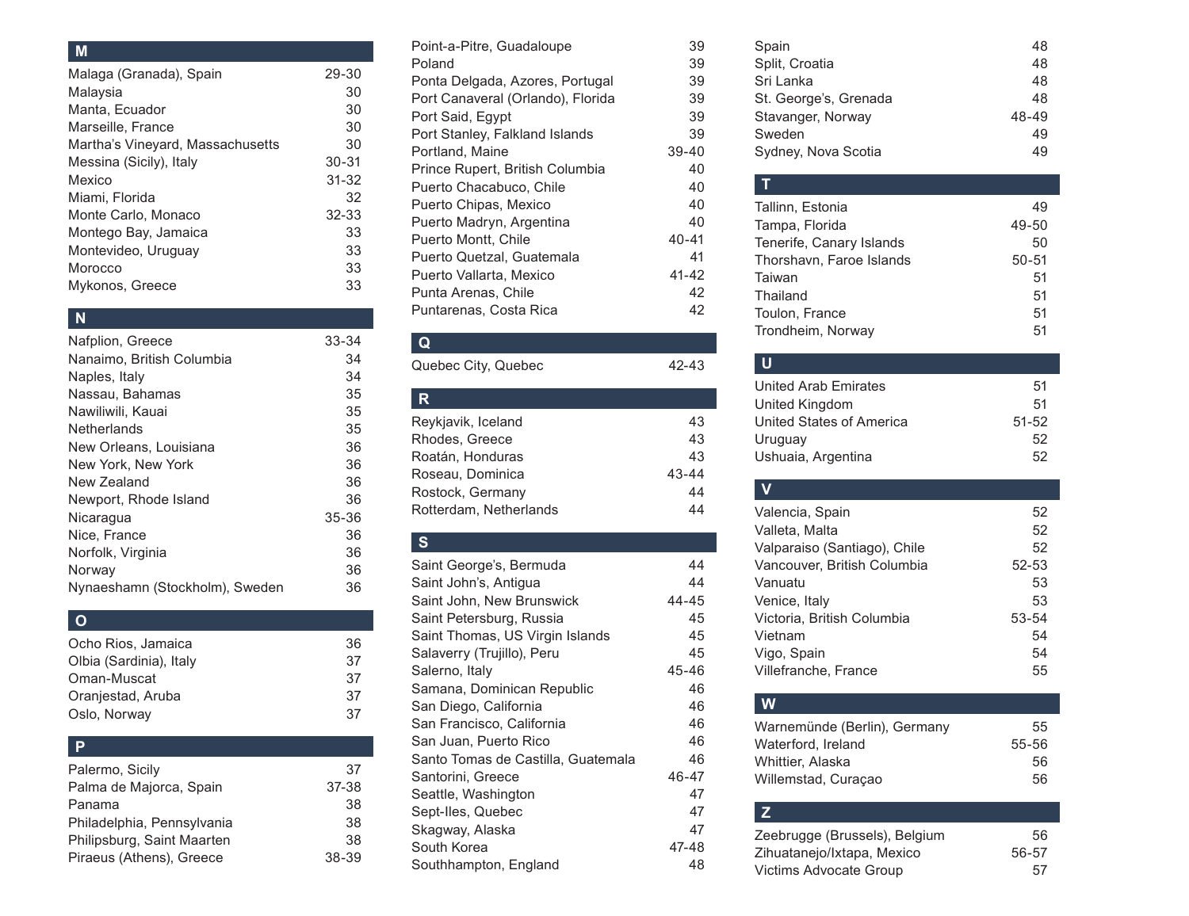## M

| | |
|---|---|
| Malaga (Granada), Spain | 29-30 |
| Malaysia | 30 |
| Manta, Ecuador | 30 |
| Marseille, France | 30 |
| Martha's Vineyard, Massachusetts | 30 |
| Messina (Sicily), Italy | 30-31 |
| Mexico | 31-32 |
| Miami, Florida | 32 |
| Monte Carlo, Monaco | 32-33 |
| Montego Bay, Jamaica | 33 |
| Montevideo, Uruguay | 33 |
| Morocco | 33 |
| Mykonos, Greece | 33 |

## N

| | |
|---|---|
| Nafplion, Greece | 33-34 |
| Nanaimo, British Columbia | 34 |
| Naples, Italy | 34 |
| Nassau, Bahamas | 35 |
| Nawiliwili, Kauai | 35 |
| Netherlands | 35 |
| New Orleans, Louisiana | 36 |
| New York, New York | 36 |
| New Zealand | 36 |
| Newport, Rhode Island | 36 |
| Nicaragua | 35-36 |
| Nice, France | 36 |
| Norfolk, Virginia | 36 |
| Norway | 36 |
| Nynaeshamn (Stockholm), Sweden | 36 |

## O

| | |
|---|---|
| Ocho Rios, Jamaica | 36 |
| Olbia (Sardinia), Italy | 37 |
| Oman-Muscat | 37 |
| Oranjestad, Aruba | 37 |
| Oslo, Norway | 37 |

## P

| | |
|---|---|
| Palermo, Sicily | 37 |
| Palma de Majorca, Spain | 37-38 |
| Panama | 38 |
| Philadelphia, Pennsylvania | 38 |
| Philipsburg, Saint Maarten | 38 |
| Piraeus (Athens), Greece | 38-39 |
| Point-a-Pitre, Guadaloupe | 39 |
| Poland | 39 |
| Ponta Delgada, Azores, Portugal | 39 |
| Port Canaveral (Orlando), Florida | 39 |
| Port Said, Egypt | 39 |
| Port Stanley, Falkland Islands | 39 |
| Portland, Maine | 39-40 |
| Prince Rupert, British Columbia | 40 |
| Puerto Chacabuco, Chile | 40 |
| Puerto Chipas, Mexico | 40 |
| Puerto Madryn, Argentina | 40 |
| Puerto Montt, Chile | 40-41 |
| Puerto Quetzal, Guatemala | 41 |
| Puerto Vallarta, Mexico | 41-42 |
| Punta Arenas, Chile | 42 |
| Puntarenas, Costa Rica | 42 |

## Q

| | |
|---|---|
| Quebec City, Quebec | 42-43 |

## R

| | |
|---|---|
| Reykjavik, Iceland | 43 |
| Rhodes, Greece | 43 |
| Roatán, Honduras | 43 |
| Roseau, Dominica | 43-44 |
| Rostock, Germany | 44 |
| Rotterdam, Netherlands | 44 |

## S

| | |
|---|---|
| Saint George's, Bermuda | 44 |
| Saint John's, Antigua | 44 |
| Saint John, New Brunswick | 44-45 |
| Saint Petersburg, Russia | 45 |
| Saint Thomas, US Virgin Islands | 45 |
| Salaverry (Trujillo), Peru | 45 |
| Salerno, Italy | 45-46 |
| Samana, Dominican Republic | 46 |
| San Diego, California | 46 |
| San Francisco, California | 46 |
| San Juan, Puerto Rico | 46 |
| Santo Tomas de Castilla, Guatemala | 46 |
| Santorini, Greece | 46-47 |
| Seattle, Washington | 47 |
| Sept-Iles, Quebec | 47 |
| Skagway, Alaska | 47 |
| South Korea | 47-48 |
| Southhampton, England | 48 |
| Spain | 48 |
| Split, Croatia | 48 |
| Sri Lanka | 48 |
| St. George's, Grenada | 48 |
| Stavanger, Norway | 48-49 |
| Sweden | 49 |
| Sydney, Nova Scotia | 49 |

## T

| | |
|---|---|
| Tallinn, Estonia | 49 |
| Tampa, Florida | 49-50 |
| Tenerife, Canary Islands | 50 |
| Thorshavn, Faroe Islands | 50-51 |
| Taiwan | 51 |
| Thailand | 51 |
| Toulon, France | 51 |
| Trondheim, Norway | 51 |

## U

| | |
|---|---|
| United Arab Emirates | 51 |
| United Kingdom | 51 |
| United States of America | 51-52 |
| Uruguay | 52 |
| Ushuaia, Argentina | 52 |

## V

| | |
|---|---|
| Valencia, Spain | 52 |
| Valleta, Malta | 52 |
| Valparaiso (Santiago), Chile | 52 |
| Vancouver, British Columbia | 52-53 |
| Vanuatu | 53 |
| Venice, Italy | 53 |
| Victoria, British Columbia | 53-54 |
| Vietnam | 54 |
| Vigo, Spain | 54 |
| Villefranche, France | 55 |

## W

| | |
|---|---|
| Warnemünde (Berlin), Germany | 55 |
| Waterford, Ireland | 55-56 |
| Whittier, Alaska | 56 |
| Willemstad, Curaçao | 56 |

## Z

| | |
|---|---|
| Zeebrugge (Brussels), Belgium | 56 |
| Zihuatanejo/Ixtapa, Mexico | 56-57 |
| Victims Advocate Group | 57 |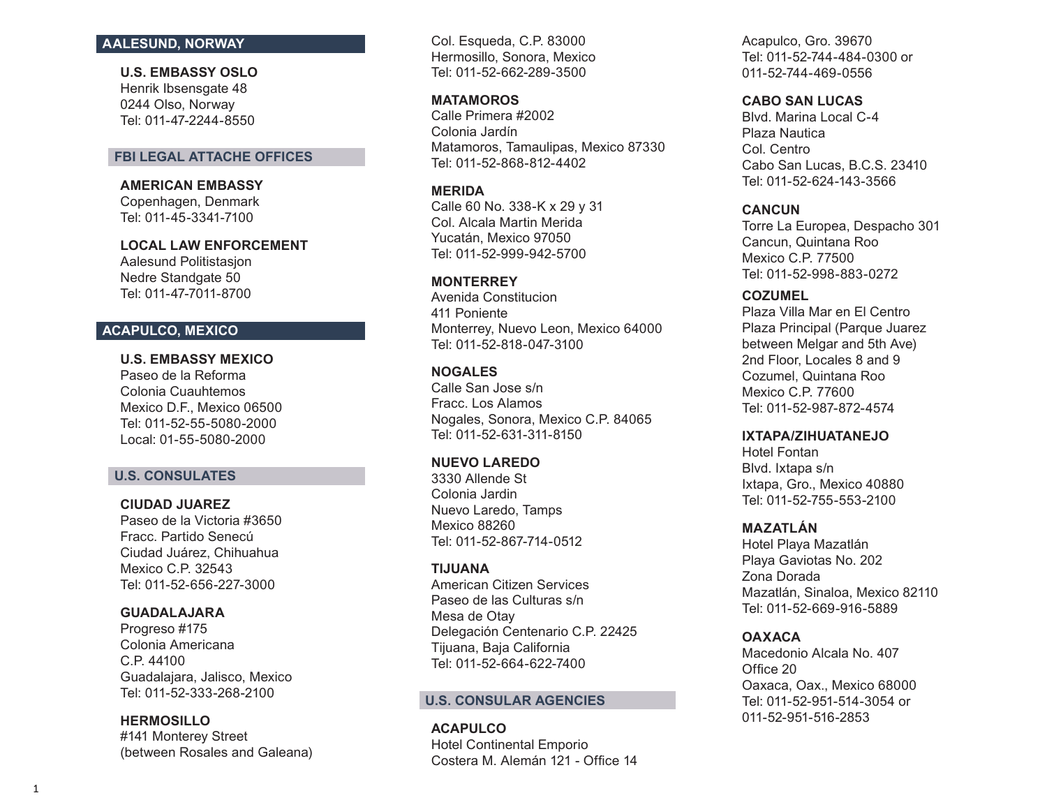## AALESUND, NORWAY

**U.S. EMBASSY OSLO**
Henrik Ibsensgate 48
0244 Olso, Norway
Tel: 011-47-2244-8550

### FBI LEGAL ATTACHE OFFICES

**AMERICAN EMBASSY**
Copenhagen, Denmark
Tel: 011-45-3341-7100

**LOCAL LAW ENFORCEMENT**
Aalesund Politistasjon
Nedre Standgate 50
Tel: 011-47-7011-8700

## ACAPULCO, MEXICO

**U.S. EMBASSY MEXICO**
Paseo de la Reforma
Colonia Cuauhtemos
Mexico D.F., Mexico 06500
Tel: 011-52-55-5080-2000
Local: 01-55-5080-2000

### U.S. CONSULATES

**CIUDAD JUAREZ**
Paseo de la Victoria #3650
Fracc. Partido Senecú
Ciudad Juárez, Chihuahua
Mexico C.P. 32543
Tel: 011-52-656-227-3000

**GUADALAJARA**
Progreso #175
Colonia Americana
C.P. 44100
Guadalajara, Jalisco, Mexico
Tel: 011-52-333-268-2100

**HERMOSILLO**
#141 Monterey Street
(between Rosales and Galeana)
Col. Esqueda, C.P. 83000
Hermosillo, Sonora, Mexico
Tel: 011-52-662-289-3500

**MATAMOROS**
Calle Primera #2002
Colonia Jardín
Matamoros, Tamaulipas, Mexico 87330
Tel: 011-52-868-812-4402

**MERIDA**
Calle 60 No. 338-K x 29 y 31
Col. Alcala Martin Merida
Yucatán, Mexico 97050
Tel: 011-52-999-942-5700

**MONTERREY**
Avenida Constitucion
411 Poniente
Monterrey, Nuevo Leon, Mexico 64000
Tel: 011-52-818-047-3100

**NOGALES**
Calle San Jose s/n
Fracc. Los Alamos
Nogales, Sonora, Mexico C.P. 84065
Tel: 011-52-631-311-8150

**NUEVO LAREDO**
3330 Allende St
Colonia Jardin
Nuevo Laredo, Tamps
Mexico 88260
Tel: 011-52-867-714-0512

**TIJUANA**
American Citizen Services
Paseo de las Culturas s/n
Mesa de Otay
Delegación Centenario C.P. 22425
Tijuana, Baja California
Tel: 011-52-664-622-7400

### U.S. CONSULAR AGENCIES

**ACAPULCO**
Hotel Continental Emporio
Costera M. Alemán 121 - Office 14
Acapulco, Gro. 39670
Tel: 011-52-744-484-0300 or
011-52-744-469-0556

**CABO SAN LUCAS**
Blvd. Marina Local C-4
Plaza Nautica
Col. Centro
Cabo San Lucas, B.C.S. 23410
Tel: 011-52-624-143-3566

**CANCUN**
Torre La Europea, Despacho 301
Cancun, Quintana Roo
Mexico C.P. 77500
Tel: 011-52-998-883-0272

**COZUMEL**
Plaza Villa Mar en El Centro
Plaza Principal (Parque Juarez
between Melgar and 5th Ave)
2nd Floor, Locales 8 and 9
Cozumel, Quintana Roo
Mexico C.P. 77600
Tel: 011-52-987-872-4574

**IXTAPA/ZIHUATANEJO**
Hotel Fontan
Blvd. Ixtapa s/n
Ixtapa, Gro., Mexico 40880
Tel: 011-52-755-553-2100

**MAZATLÁN**
Hotel Playa Mazatlán
Playa Gaviotas No. 202
Zona Dorada
Mazatlán, Sinaloa, Mexico 82110
Tel: 011-52-669-916-5889

**OAXACA**
Macedonio Alcala No. 407
Office 20
Oaxaca, Oax., Mexico 68000
Tel: 011-52-951-514-3054 or
011-52-951-516-2853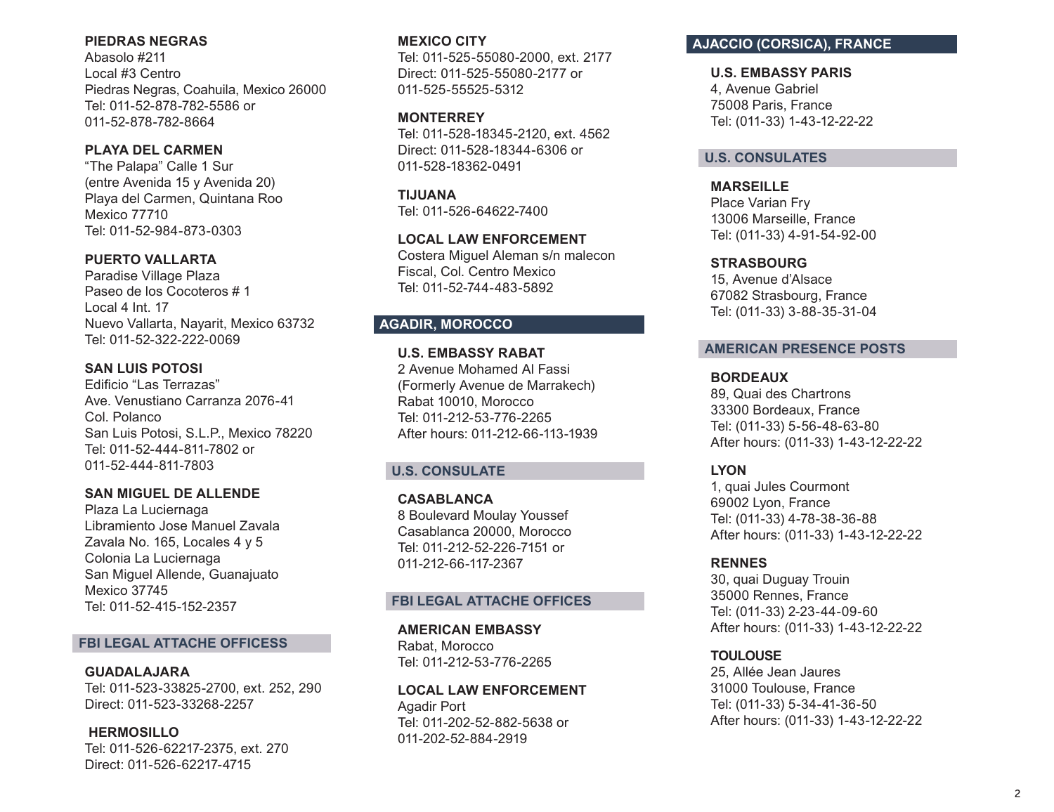**PIEDRAS NEGRAS**
Abasolo #211
Local #3 Centro
Piedras Negras, Coahuila, Mexico 26000
Tel: 011-52-878-782-5586 or
011-52-878-782-8664

**PLAYA DEL CARMEN**
"The Palapa" Calle 1 Sur
(entre Avenida 15 y Avenida 20)
Playa del Carmen, Quintana Roo
Mexico 77710
Tel: 011-52-984-873-0303

**PUERTO VALLARTA**
Paradise Village Plaza
Paseo de los Cocoteros # 1
Local 4 Int. 17
Nuevo Vallarta, Nayarit, Mexico 63732
Tel: 011-52-322-222-0069

**SAN LUIS POTOSI**
Edificio "Las Terrazas"
Ave. Venustiano Carranza 2076-41
Col. Polanco
San Luis Potosi, S.L.P., Mexico 78220
Tel: 011-52-444-811-7802 or
011-52-444-811-7803

**SAN MIGUEL DE ALLENDE**
Plaza La Luciernaga
Libramiento Jose Manuel Zavala
Zavala No. 165, Locales 4 y 5
Colonia La Luciernaga
San Miguel Allende, Guanajuato
Mexico 37745
Tel: 011-52-415-152-2357

### FBI LEGAL ATTACHE OFFICESS

**GUADALAJARA**
Tel: 011-523-33825-2700, ext. 252, 290
Direct: 011-523-33268-2257

**HERMOSILLO**
Tel: 011-526-62217-2375, ext. 270
Direct: 011-526-62217-4715

**MEXICO CITY**
Tel: 011-525-55080-2000, ext. 2177
Direct: 011-525-55080-2177 or
011-525-55525-5312

**MONTERREY**
Tel: 011-528-18345-2120, ext. 4562
Direct: 011-528-18344-6306 or
011-528-18362-0491

**TIJUANA**
Tel: 011-526-64622-7400

**LOCAL LAW ENFORCEMENT**
Costera Miguel Aleman s/n malecon
Fiscal, Col. Centro Mexico
Tel: 011-52-744-483-5892

## AGADIR, MOROCCO

**U.S. EMBASSY RABAT**
2 Avenue Mohamed Al Fassi
(Formerly Avenue de Marrakech)
Rabat 10010, Morocco
Tel: 011-212-53-776-2265
After hours: 011-212-66-113-1939

### U.S. CONSULATE

**CASABLANCA**
8 Boulevard Moulay Youssef
Casablanca 20000, Morocco
Tel: 011-212-52-226-7151 or
011-212-66-117-2367

### FBI LEGAL ATTACHE OFFICES

**AMERICAN EMBASSY**
Rabat, Morocco
Tel: 011-212-53-776-2265

**LOCAL LAW ENFORCEMENT**
Agadir Port
Tel: 011-202-52-882-5638 or
011-202-52-884-2919

## AJACCIO (CORSICA), FRANCE

**U.S. EMBASSY PARIS**
4, Avenue Gabriel
75008 Paris, France
Tel: (011-33) 1-43-12-22-22

### U.S. CONSULATES

**MARSEILLE**
Place Varian Fry
13006 Marseille, France
Tel: (011-33) 4-91-54-92-00

**STRASBOURG**
15, Avenue d'Alsace
67082 Strasbourg, France
Tel: (011-33) 3-88-35-31-04

### AMERICAN PRESENCE POSTS

**BORDEAUX**
89, Quai des Chartrons
33300 Bordeaux, France
Tel: (011-33) 5-56-48-63-80
After hours: (011-33) 1-43-12-22-22

**LYON**
1, quai Jules Courmont
69002 Lyon, France
Tel: (011-33) 4-78-38-36-88
After hours: (011-33) 1-43-12-22-22

**RENNES**
30, quai Duguay Trouin
35000 Rennes, France
Tel: (011-33) 2-23-44-09-60
After hours: (011-33) 1-43-12-22-22

**TOULOUSE**
25, Allée Jean Jaures
31000 Toulouse, France
Tel: (011-33) 5-34-41-36-50
After hours: (011-33) 1-43-12-22-22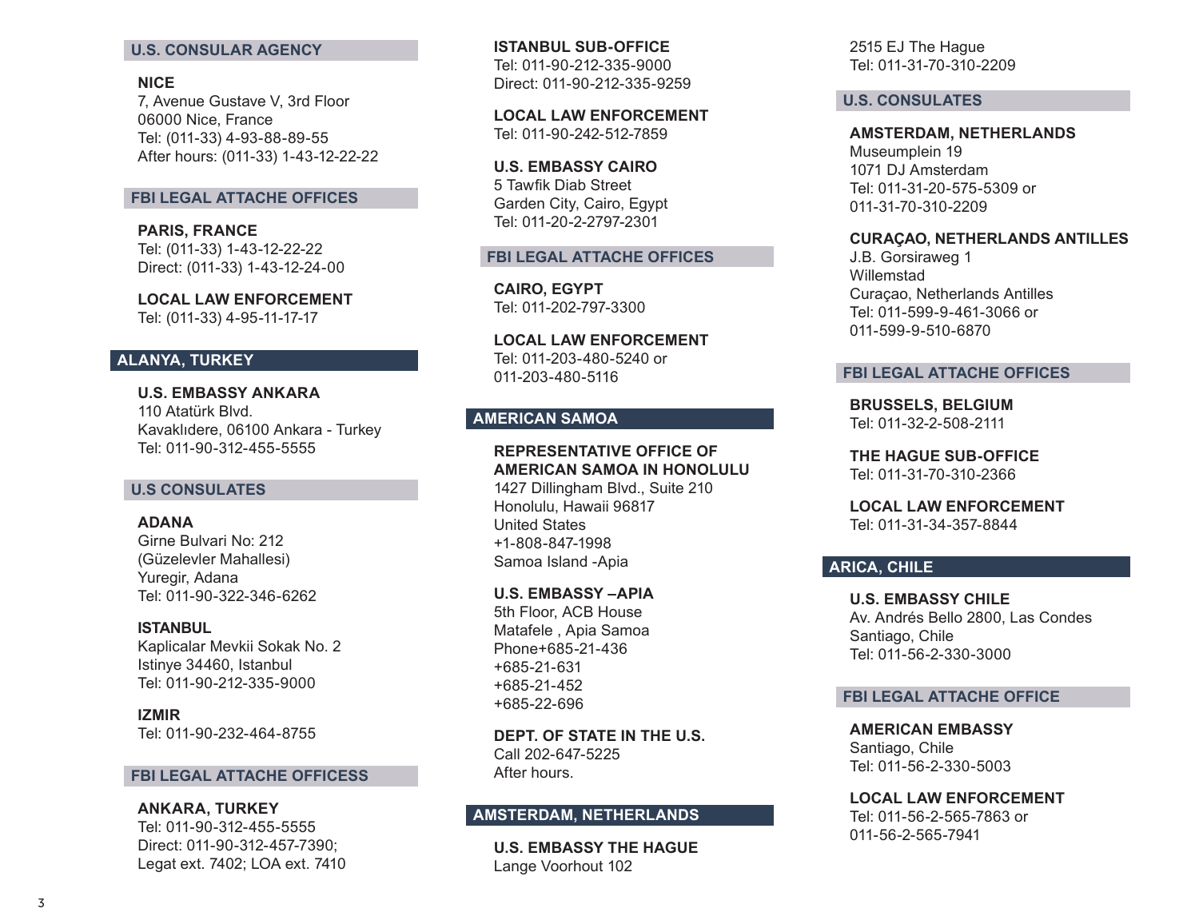### U.S. CONSULAR AGENCY

**NICE**
7, Avenue Gustave V, 3rd Floor
06000 Nice, France
Tel: (011-33) 4-93-88-89-55
After hours: (011-33) 1-43-12-22-22

### FBI LEGAL ATTACHE OFFICES

**PARIS, FRANCE**
Tel: (011-33) 1-43-12-22-22
Direct: (011-33) 1-43-12-24-00

**LOCAL LAW ENFORCEMENT**
Tel: (011-33) 4-95-11-17-17

## ALANYA, TURKEY

**U.S. EMBASSY ANKARA**
110 Atatürk Blvd.
Kavaklıdere, 06100 Ankara - Turkey
Tel: 011-90-312-455-5555

### U.S CONSULATES

**ADANA**
Girne Bulvari No: 212
(Güzelevler Mahallesi)
Yuregir, Adana
Tel: 011-90-322-346-6262

**ISTANBUL**
Kaplicalar Mevkii Sokak No. 2
Istinye 34460, Istanbul
Tel: 011-90-212-335-9000

**IZMIR**
Tel: 011-90-232-464-8755

### FBI LEGAL ATTACHE OFFICESS

**ANKARA, TURKEY**
Tel: 011-90-312-455-5555
Direct: 011-90-312-457-7390;
Legat ext. 7402; LOA ext. 7410

**ISTANBUL SUB-OFFICE**
Tel: 011-90-212-335-9000
Direct: 011-90-212-335-9259

**LOCAL LAW ENFORCEMENT**
Tel: 011-90-242-512-7859

**U.S. EMBASSY CAIRO**
5 Tawfik Diab Street
Garden City, Cairo, Egypt
Tel: 011-20-2-2797-2301

### FBI LEGAL ATTACHE OFFICES

**CAIRO, EGYPT**
Tel: 011-202-797-3300

**LOCAL LAW ENFORCEMENT**
Tel: 011-203-480-5240 or
011-203-480-5116

## AMERICAN SAMOA

**REPRESENTATIVE OFFICE OF AMERICAN SAMOA IN HONOLULU**
1427 Dillingham Blvd., Suite 210
Honolulu, Hawaii 96817
United States
+1-808-847-1998
Samoa Island -Apia

**U.S. EMBASSY –APIA**
5th Floor, ACB House
Matafele , Apia Samoa
Phone+685-21-436
+685-21-631
+685-21-452
+685-22-696

**DEPT. OF STATE IN THE U.S.**
Call 202-647-5225
After hours.

## AMSTERDAM, NETHERLANDS

**U.S. EMBASSY THE HAGUE**
Lange Voorhout 102
2515 EJ The Hague
Tel: 011-31-70-310-2209

### U.S. CONSULATES

**AMSTERDAM, NETHERLANDS**
Museumplein 19
1071 DJ Amsterdam
Tel: 011-31-20-575-5309 or
011-31-70-310-2209

**CURAÇAO, NETHERLANDS ANTILLES**
J.B. Gorsiraweg 1
Willemstad
Curaçao, Netherlands Antilles
Tel: 011-599-9-461-3066 or
011-599-9-510-6870

### FBI LEGAL ATTACHE OFFICES

**BRUSSELS, BELGIUM**
Tel: 011-32-2-508-2111

**THE HAGUE SUB-OFFICE**
Tel: 011-31-70-310-2366

**LOCAL LAW ENFORCEMENT**
Tel: 011-31-34-357-8844

## ARICA, CHILE

**U.S. EMBASSY CHILE**
Av. Andrés Bello 2800, Las Condes
Santiago, Chile
Tel: 011-56-2-330-3000

### FBI LEGAL ATTACHE OFFICE

**AMERICAN EMBASSY**
Santiago, Chile
Tel: 011-56-2-330-5003

**LOCAL LAW ENFORCEMENT**
Tel: 011-56-2-565-7863 or
011-56-2-565-7941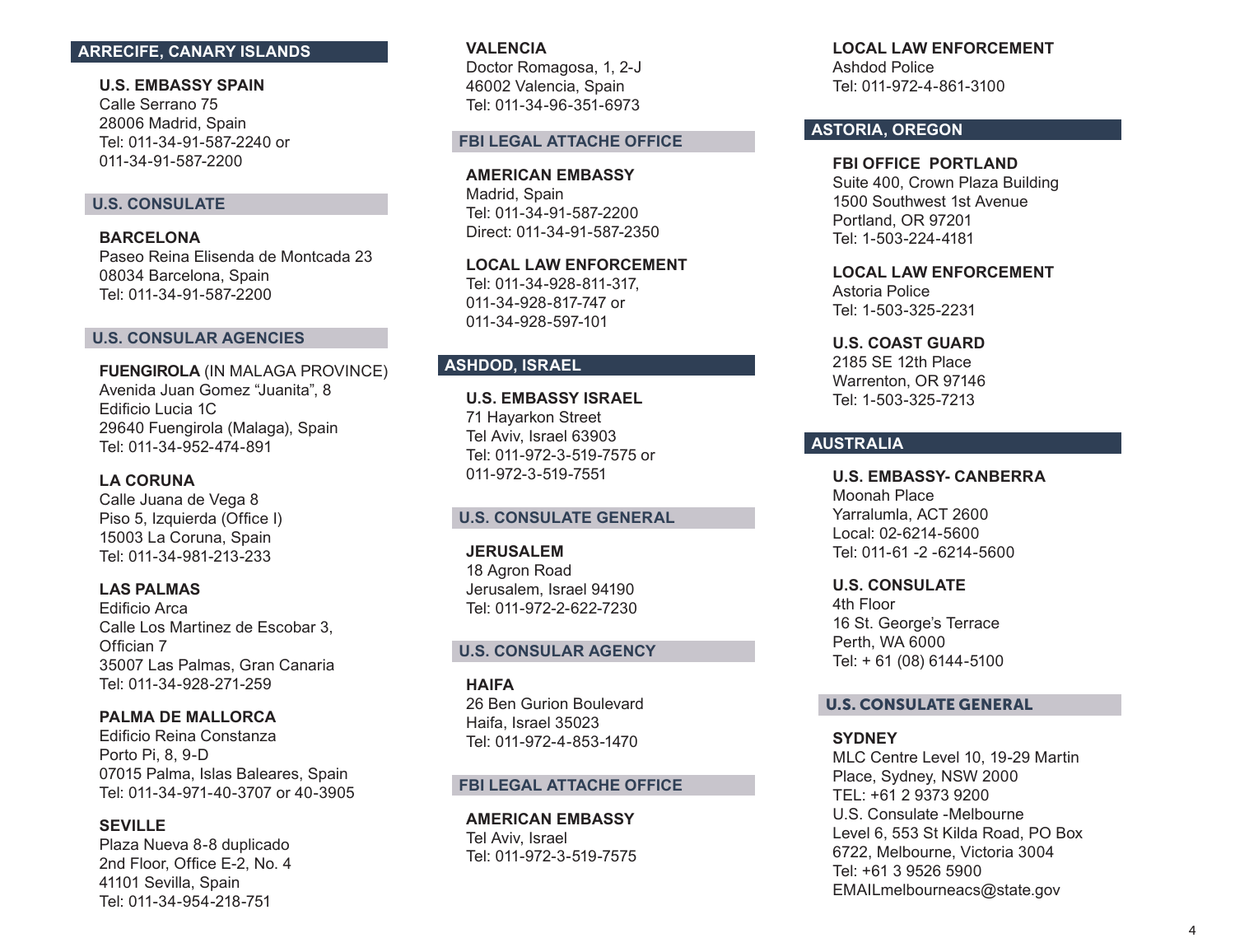## ARRECIFE, CANARY ISLANDS

**U.S. EMBASSY SPAIN**
Calle Serrano 75
28006 Madrid, Spain
Tel: 011-34-91-587-2240 or
011-34-91-587-2200

### U.S. CONSULATE

**BARCELONA**
Paseo Reina Elisenda de Montcada 23
08034 Barcelona, Spain
Tel: 011-34-91-587-2200

### U.S. CONSULAR AGENCIES

**FUENGIROLA** (IN MALAGA PROVINCE)
Avenida Juan Gomez "Juanita", 8
Edificio Lucia 1C
29640 Fuengirola (Malaga), Spain
Tel: 011-34-952-474-891

**LA CORUNA**
Calle Juana de Vega 8
Piso 5, Izquierda (Office I)
15003 La Coruna, Spain
Tel: 011-34-981-213-233

**LAS PALMAS**
Edificio Arca
Calle Los Martinez de Escobar 3,
Official 7
35007 Las Palmas, Gran Canaria
Tel: 011-34-928-271-259

**PALMA DE MALLORCA**
Edificio Reina Constanza
Porto Pi, 8, 9-D
07015 Palma, Islas Baleares, Spain
Tel: 011-34-971-40-3707 or 40-3905

**SEVILLE**
Plaza Nueva 8-8 duplicado
2nd Floor, Office E-2, No. 4
41101 Sevilla, Spain
Tel: 011-34-954-218-751

**VALENCIA**
Doctor Romagosa, 1, 2-J
46002 Valencia, Spain
Tel: 011-34-96-351-6973

### FBI LEGAL ATTACHE OFFICE

**AMERICAN EMBASSY**
Madrid, Spain
Tel: 011-34-91-587-2200
Direct: 011-34-91-587-2350

**LOCAL LAW ENFORCEMENT**
Tel: 011-34-928-811-317,
011-34-928-817-747 or
011-34-928-597-101

## ASHDOD, ISRAEL

**U.S. EMBASSY ISRAEL**
71 Hayarkon Street
Tel Aviv, Israel 63903
Tel: 011-972-3-519-7575 or
011-972-3-519-7551

### U.S. CONSULATE GENERAL

**JERUSALEM**
18 Agron Road
Jerusalem, Israel 94190
Tel: 011-972-2-622-7230

### U.S. CONSULAR AGENCY

**HAIFA**
26 Ben Gurion Boulevard
Haifa, Israel 35023
Tel: 011-972-4-853-1470

### FBI LEGAL ATTACHE OFFICE

**AMERICAN EMBASSY**
Tel Aviv, Israel
Tel: 011-972-3-519-7575

**LOCAL LAW ENFORCEMENT**
Ashdod Police
Tel: 011-972-4-861-3100

## ASTORIA, OREGON

**FBI OFFICE PORTLAND**
Suite 400, Crown Plaza Building
1500 Southwest 1st Avenue
Portland, OR 97201
Tel: 1-503-224-4181

**LOCAL LAW ENFORCEMENT**
Astoria Police
Tel: 1-503-325-2231

**U.S. COAST GUARD**
2185 SE 12th Place
Warrenton, OR 97146
Tel: 1-503-325-7213

## AUSTRALIA

**U.S. EMBASSY- CANBERRA**
Moonah Place
Yarralumla, ACT 2600
Local: 02-6214-5600
Tel: 011-61 -2 -6214-5600

**U.S. CONSULATE**
4th Floor
16 St. George's Terrace
Perth, WA 6000
Tel: + 61 (08) 6144-5100

### U.S. CONSULATE GENERAL

**SYDNEY**
MLC Centre Level 10, 19-29 Martin
Place, Sydney, NSW 2000
TEL: +61 2 9373 9200
U.S. Consulate -Melbourne
Level 6, 553 St Kilda Road, PO Box
6722, Melbourne, Victoria 3004
Tel: +61 3 9526 5900
EMAILmelbourneacs@state.gov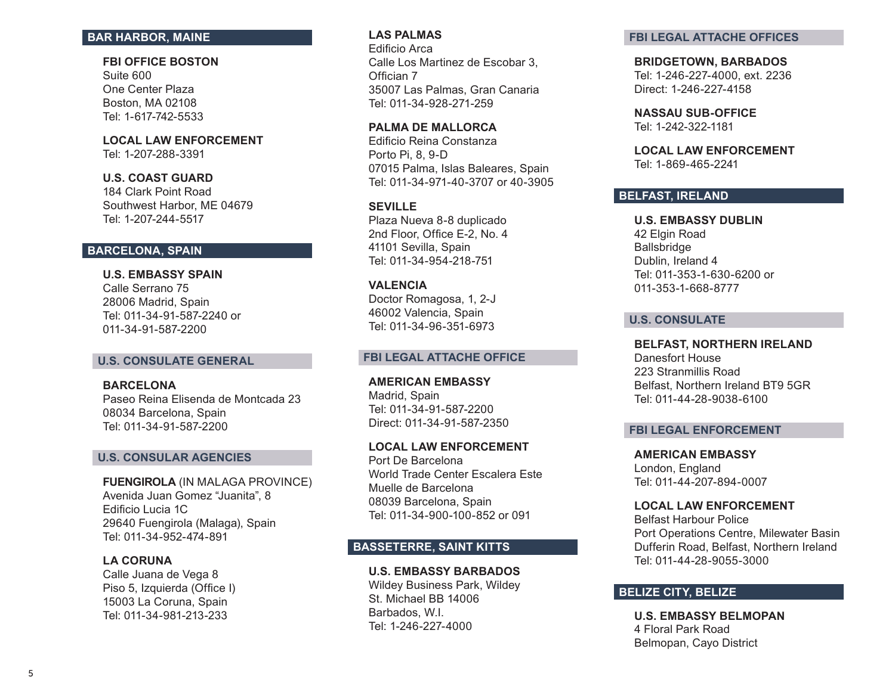## BAR HARBOR, MAINE

**FBI OFFICE BOSTON**
Suite 600
One Center Plaza
Boston, MA 02108
Tel: 1-617-742-5533

**LOCAL LAW ENFORCEMENT**
Tel: 1-207-288-3391

**U.S. COAST GUARD**
184 Clark Point Road
Southwest Harbor, ME 04679
Tel: 1-207-244-5517

## BARCELONA, SPAIN

**U.S. EMBASSY SPAIN**
Calle Serrano 75
28006 Madrid, Spain
Tel: 011-34-91-587-2240 or
011-34-91-587-2200

### U.S. CONSULATE GENERAL

**BARCELONA**
Paseo Reina Elisenda de Montcada 23
08034 Barcelona, Spain
Tel: 011-34-91-587-2200

### U.S. CONSULAR AGENCIES

**FUENGIROLA** (IN MALAGA PROVINCE)
Avenida Juan Gomez "Juanita", 8
Edificio Lucia 1C
29640 Fuengirola (Malaga), Spain
Tel: 011-34-952-474-891

**LA CORUNA**
Calle Juana de Vega 8
Piso 5, Izquierda (Office I)
15003 La Coruna, Spain
Tel: 011-34-981-213-233

**LAS PALMAS**
Edificio Arca
Calle Los Martinez de Escobar 3,
Offician 7
35007 Las Palmas, Gran Canaria
Tel: 011-34-928-271-259

**PALMA DE MALLORCA**
Edificio Reina Constanza
Porto Pi, 8, 9-D
07015 Palma, Islas Baleares, Spain
Tel: 011-34-971-40-3707 or 40-3905

**SEVILLE**
Plaza Nueva 8-8 duplicado
2nd Floor, Office E-2, No. 4
41101 Sevilla, Spain
Tel: 011-34-954-218-751

**VALENCIA**
Doctor Romagosa, 1, 2-J
46002 Valencia, Spain
Tel: 011-34-96-351-6973

### FBI LEGAL ATTACHE OFFICE

**AMERICAN EMBASSY**
Madrid, Spain
Tel: 011-34-91-587-2200
Direct: 011-34-91-587-2350

**LOCAL LAW ENFORCEMENT**
Port De Barcelona
World Trade Center Escalera Este
Muelle de Barcelona
08039 Barcelona, Spain
Tel: 011-34-900-100-852 or 091

## BASSETERRE, SAINT KITTS

**U.S. EMBASSY BARBADOS**
Wildey Business Park, Wildey
St. Michael BB 14006
Barbados, W.I.
Tel: 1-246-227-4000

### FBI LEGAL ATTACHE OFFICES

**BRIDGETOWN, BARBADOS**
Tel: 1-246-227-4000, ext. 2236
Direct: 1-246-227-4158

**NASSAU SUB-OFFICE**
Tel: 1-242-322-1181

**LOCAL LAW ENFORCEMENT**
Tel: 1-869-465-2241

## BELFAST, IRELAND

**U.S. EMBASSY DUBLIN**
42 Elgin Road
Ballsbridge
Dublin, Ireland 4
Tel: 011-353-1-630-6200 or
011-353-1-668-8777

### U.S. CONSULATE

**BELFAST, NORTHERN IRELAND**
Danesfort House
223 Stranmillis Road
Belfast, Northern Ireland BT9 5GR
Tel: 011-44-28-9038-6100

### FBI LEGAL ENFORCEMENT

**AMERICAN EMBASSY**
London, England
Tel: 011-44-207-894-0007

**LOCAL LAW ENFORCEMENT**
Belfast Harbour Police
Port Operations Centre, Milewater Basin
Dufferin Road, Belfast, Northern Ireland
Tel: 011-44-28-9055-3000

## BELIZE CITY, BELIZE

**U.S. EMBASSY BELMOPAN**
4 Floral Park Road
Belmopan, Cayo District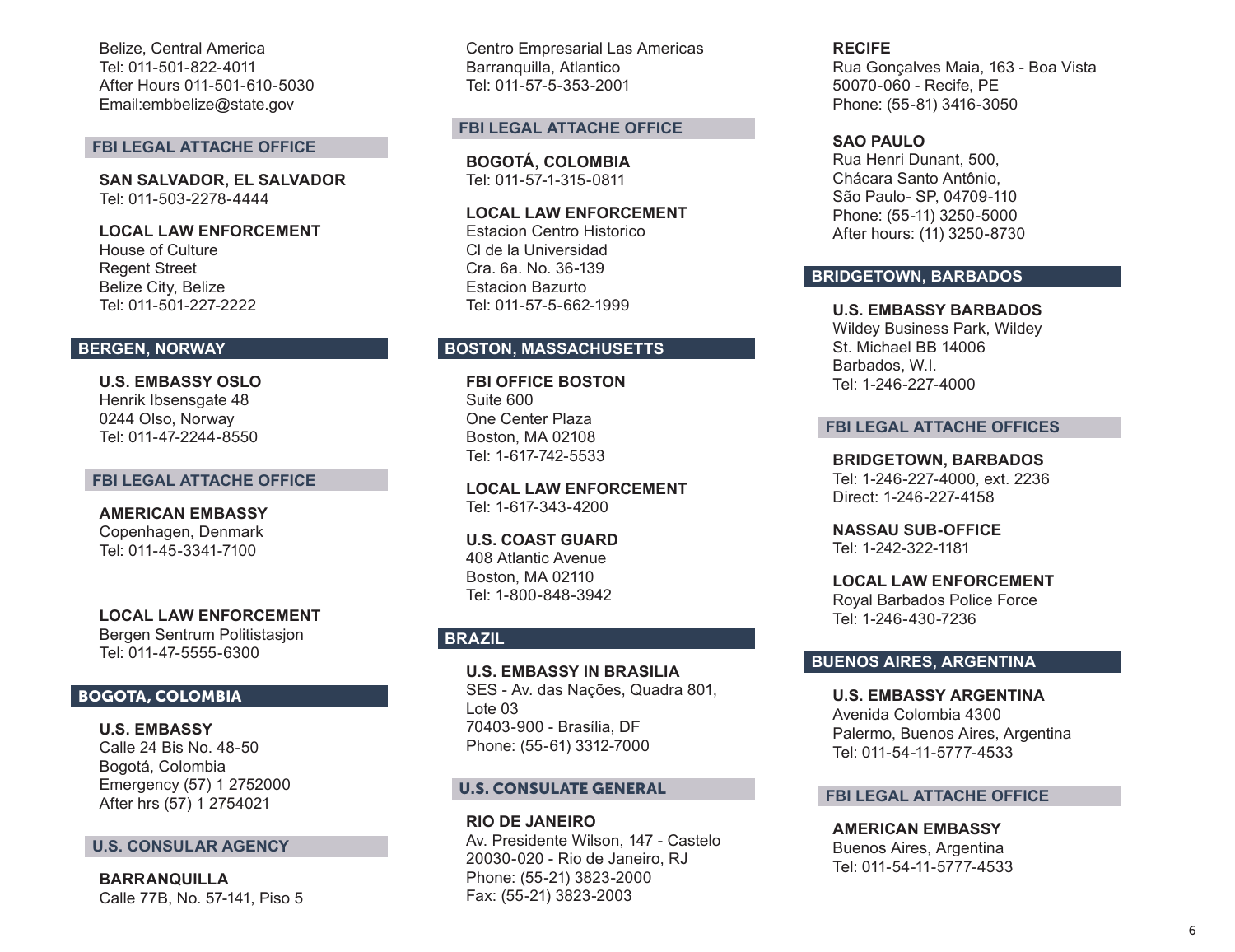Belize, Central America
Tel: 011-501-822-4011
After Hours 011-501-610-5030
Email:embbelize@state.gov

### FBI LEGAL ATTACHE OFFICE

**SAN SALVADOR, EL SALVADOR**
Tel: 011-503-2278-4444

**LOCAL LAW ENFORCEMENT**
House of Culture
Regent Street
Belize City, Belize
Tel: 011-501-227-2222

## BERGEN, NORWAY

**U.S. EMBASSY OSLO**
Henrik Ibsensgate 48
0244 Olso, Norway
Tel: 011-47-2244-8550

### FBI LEGAL ATTACHE OFFICE

**AMERICAN EMBASSY**
Copenhagen, Denmark
Tel: 011-45-3341-7100

**LOCAL LAW ENFORCEMENT**
Bergen Sentrum Politistasjon
Tel: 011-47-5555-6300

## BOGOTA, COLOMBIA

**U.S. EMBASSY**
Calle 24 Bis No. 48-50
Bogotá, Colombia
Emergency (57) 1 2752000
After hrs (57) 1 2754021

### U.S. CONSULAR AGENCY

**BARRANQUILLA**
Calle 77B, No. 57-141, Piso 5
Centro Empresarial Las Americas
Barranquilla, Atlantico
Tel: 011-57-5-353-2001

### FBI LEGAL ATTACHE OFFICE

**BOGOTÁ, COLOMBIA**
Tel: 011-57-1-315-0811

**LOCAL LAW ENFORCEMENT**
Estacion Centro Historico
Cl de la Universidad
Cra. 6a. No. 36-139
Estacion Bazurto
Tel: 011-57-5-662-1999

## BOSTON, MASSACHUSETTS

**FBI OFFICE BOSTON**
Suite 600
One Center Plaza
Boston, MA 02108
Tel: 1-617-742-5533

**LOCAL LAW ENFORCEMENT**
Tel: 1-617-343-4200

**U.S. COAST GUARD**
408 Atlantic Avenue
Boston, MA 02110
Tel: 1-800-848-3942

## BRAZIL

**U.S. EMBASSY IN BRASILIA**
SES - Av. das Nações, Quadra 801,
Lote 03
70403-900 - Brasília, DF
Phone: (55-61) 3312-7000

### U.S. CONSULATE GENERAL

**RIO DE JANEIRO**
Av. Presidente Wilson, 147 - Castelo
20030-020 - Rio de Janeiro, RJ
Phone: (55-21) 3823-2000
Fax: (55-21) 3823-2003

**RECIFE**
Rua Gonçalves Maia, 163 - Boa Vista
50070-060 - Recife, PE
Phone: (55-81) 3416-3050

**SAO PAULO**
Rua Henri Dunant, 500,
Chácara Santo Antônio,
São Paulo- SP, 04709-110
Phone: (55-11) 3250-5000
After hours: (11) 3250-8730

## BRIDGETOWN, BARBADOS

**U.S. EMBASSY BARBADOS**
Wildey Business Park, Wildey
St. Michael BB 14006
Barbados, W.I.
Tel: 1-246-227-4000

### FBI LEGAL ATTACHE OFFICES

**BRIDGETOWN, BARBADOS**
Tel: 1-246-227-4000, ext. 2236
Direct: 1-246-227-4158

**NASSAU SUB-OFFICE**
Tel: 1-242-322-1181

**LOCAL LAW ENFORCEMENT**
Royal Barbados Police Force
Tel: 1-246-430-7236

## BUENOS AIRES, ARGENTINA

**U.S. EMBASSY ARGENTINA**
Avenida Colombia 4300
Palermo, Buenos Aires, Argentina
Tel: 011-54-11-5777-4533

### FBI LEGAL ATTACHE OFFICE

**AMERICAN EMBASSY**
Buenos Aires, Argentina
Tel: 011-54-11-5777-4533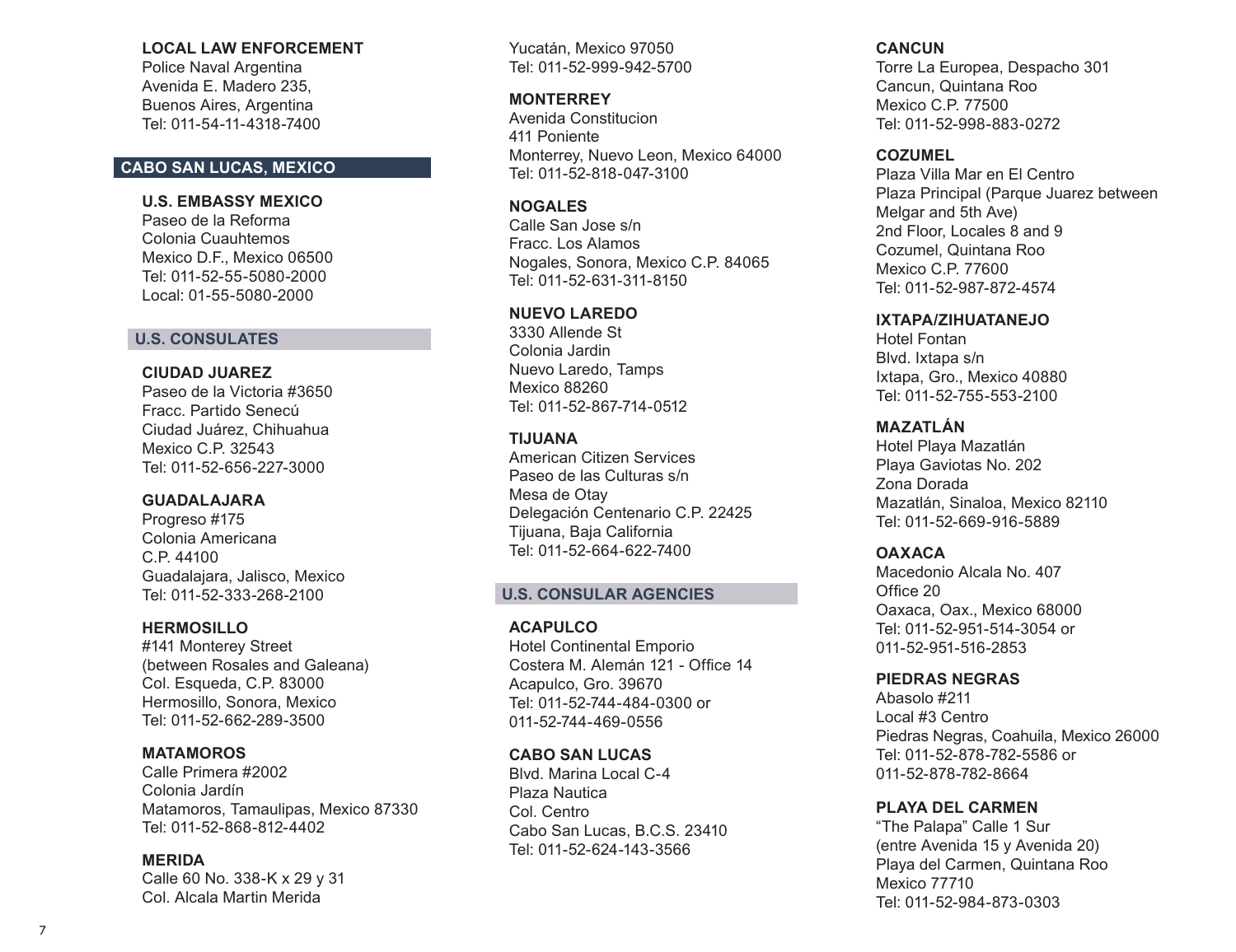**LOCAL LAW ENFORCEMENT**
Police Naval Argentina
Avenida E. Madero 235,
Buenos Aires, Argentina
Tel: 011-54-11-4318-7400

## CABO SAN LUCAS, MEXICO

**U.S. EMBASSY MEXICO**
Paseo de la Reforma
Colonia Cuauhtemos
Mexico D.F., Mexico 06500
Tel: 011-52-55-5080-2000
Local: 01-55-5080-2000

### U.S. CONSULATES

**CIUDAD JUAREZ**
Paseo de la Victoria #3650
Fracc. Partido Senecú
Ciudad Juárez, Chihuahua
Mexico C.P. 32543
Tel: 011-52-656-227-3000

**GUADALAJARA**
Progreso #175
Colonia Americana
C.P. 44100
Guadalajara, Jalisco, Mexico
Tel: 011-52-333-268-2100

**HERMOSILLO**
#141 Monterey Street
(between Rosales and Galeana)
Col. Esqueda, C.P. 83000
Hermosillo, Sonora, Mexico
Tel: 011-52-662-289-3500

**MATAMOROS**
Calle Primera #2002
Colonia Jardín
Matamoros, Tamaulipas, Mexico 87330
Tel: 011-52-868-812-4402

**MERIDA**
Calle 60 No. 338-K x 29 y 31
Col. Alcala Martin Merida
Yucatán, Mexico 97050
Tel: 011-52-999-942-5700

**MONTERREY**
Avenida Constitucion
411 Poniente
Monterrey, Nuevo Leon, Mexico 64000
Tel: 011-52-818-047-3100

**NOGALES**
Calle San Jose s/n
Fracc. Los Alamos
Nogales, Sonora, Mexico C.P. 84065
Tel: 011-52-631-311-8150

**NUEVO LAREDO**
3330 Allende St
Colonia Jardin
Nuevo Laredo, Tamps
Mexico 88260
Tel: 011-52-867-714-0512

**TIJUANA**
American Citizen Services
Paseo de las Culturas s/n
Mesa de Otay
Delegación Centenario C.P. 22425
Tijuana, Baja California
Tel: 011-52-664-622-7400

### U.S. CONSULAR AGENCIES

**ACAPULCO**
Hotel Continental Emporio
Costera M. Alemán 121 - Office 14
Acapulco, Gro. 39670
Tel: 011-52-744-484-0300 or
011-52-744-469-0556

**CABO SAN LUCAS**
Blvd. Marina Local C-4
Plaza Nautica
Col. Centro
Cabo San Lucas, B.C.S. 23410
Tel: 011-52-624-143-3566

**CANCUN**
Torre La Europea, Despacho 301
Cancun, Quintana Roo
Mexico C.P. 77500
Tel: 011-52-998-883-0272

**COZUMEL**
Plaza Villa Mar en El Centro
Plaza Principal (Parque Juarez between
Melgar and 5th Ave)
2nd Floor, Locales 8 and 9
Cozumel, Quintana Roo
Mexico C.P. 77600
Tel: 011-52-987-872-4574

**IXTAPA/ZIHUATANEJO**
Hotel Fontan
Blvd. Ixtapa s/n
Ixtapa, Gro., Mexico 40880
Tel: 011-52-755-553-2100

**MAZATLÁN**
Hotel Playa Mazatlán
Playa Gaviotas No. 202
Zona Dorada
Mazatlán, Sinaloa, Mexico 82110
Tel: 011-52-669-916-5889

**OAXACA**
Macedonio Alcala No. 407
Office 20
Oaxaca, Oax., Mexico 68000
Tel: 011-52-951-514-3054 or
011-52-951-516-2853

**PIEDRAS NEGRAS**
Abasolo #211
Local #3 Centro
Piedras Negras, Coahuila, Mexico 26000
Tel: 011-52-878-782-5586 or
011-52-878-782-8664

**PLAYA DEL CARMEN**
“The Palapa” Calle 1 Sur
(entre Avenida 15 y Avenida 20)
Playa del Carmen, Quintana Roo
Mexico 77710
Tel: 011-52-984-873-0303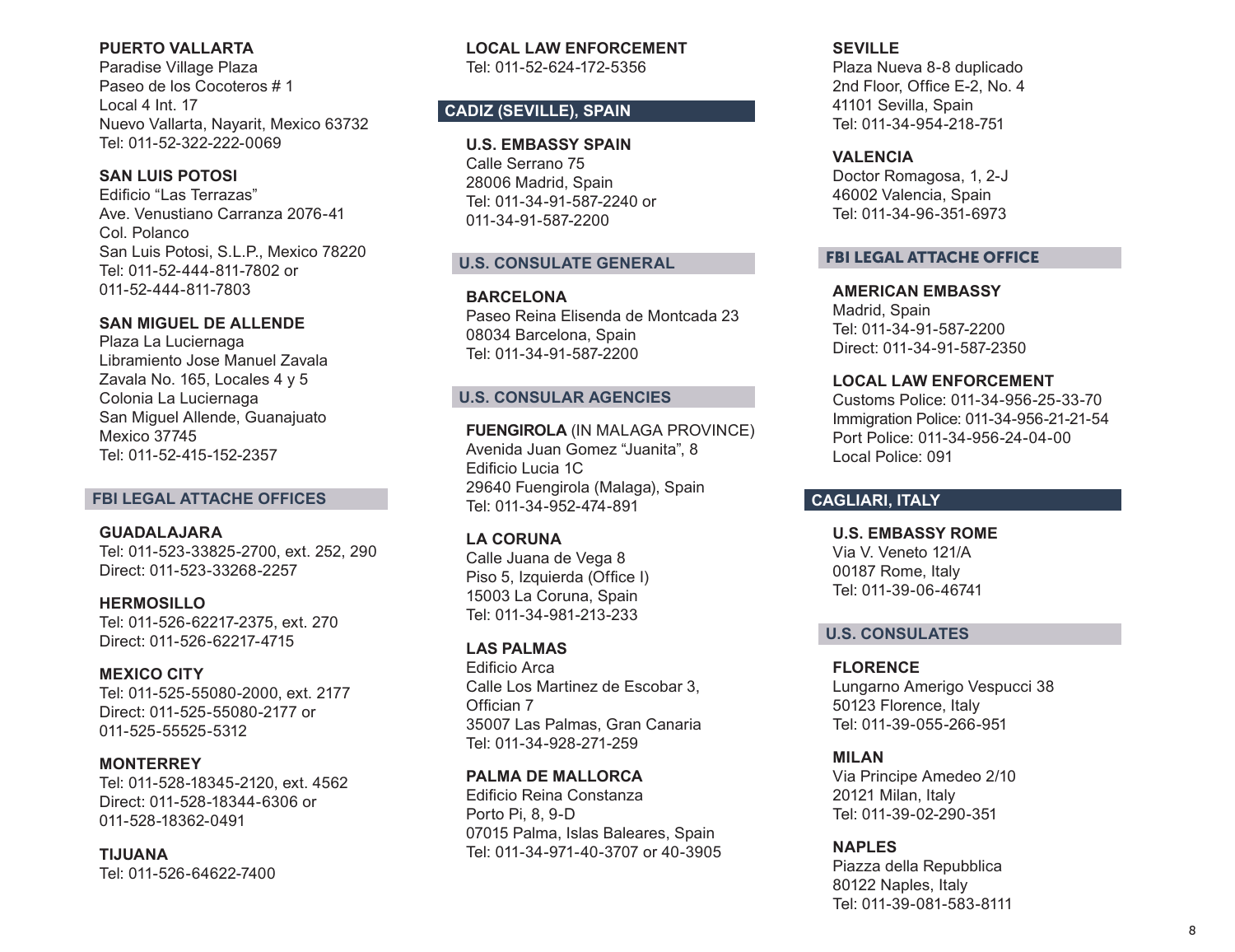**PUERTO VALLARTA**
Paradise Village Plaza
Paseo de los Cocoteros # 1
Local 4 Int. 17
Nuevo Vallarta, Nayarit, Mexico 63732
Tel: 011-52-322-222-0069

**SAN LUIS POTOSI**
Edificio "Las Terrazas"
Ave. Venustiano Carranza 2076-41
Col. Polanco
San Luis Potosi, S.L.P., Mexico 78220
Tel: 011-52-444-811-7802 or
011-52-444-811-7803

**SAN MIGUEL DE ALLENDE**
Plaza La Luciernaga
Libramiento Jose Manuel Zavala
Zavala No. 165, Locales 4 y 5
Colonia La Luciernaga
San Miguel Allende, Guanajuato
Mexico 37745
Tel: 011-52-415-152-2357

### FBI LEGAL ATTACHE OFFICES

**GUADALAJARA**
Tel: 011-523-33825-2700, ext. 252, 290
Direct: 011-523-33268-2257

**HERMOSILLO**
Tel: 011-526-62217-2375, ext. 270
Direct: 011-526-62217-4715

**MEXICO CITY**
Tel: 011-525-55080-2000, ext. 2177
Direct: 011-525-55080-2177 or
011-525-55525-5312

**MONTERREY**
Tel: 011-528-18345-2120, ext. 4562
Direct: 011-528-18344-6306 or
011-528-18362-0491

**TIJUANA**
Tel: 011-526-64622-7400

**LOCAL LAW ENFORCEMENT**
Tel: 011-52-624-172-5356

## CADIZ (SEVILLE), SPAIN

**U.S. EMBASSY SPAIN**
Calle Serrano 75
28006 Madrid, Spain
Tel: 011-34-91-587-2240 or
011-34-91-587-2200

### U.S. CONSULATE GENERAL

**BARCELONA**
Paseo Reina Elisenda de Montcada 23
08034 Barcelona, Spain
Tel: 011-34-91-587-2200

### U.S. CONSULAR AGENCIES

**FUENGIROLA** (IN MALAGA PROVINCE)
Avenida Juan Gomez "Juanita", 8
Edificio Lucia 1C
29640 Fuengirola (Malaga), Spain
Tel: 011-34-952-474-891

**LA CORUNA**
Calle Juana de Vega 8
Piso 5, Izquierda (Office I)
15003 La Coruna, Spain
Tel: 011-34-981-213-233

**LAS PALMAS**
Edificio Arca
Calle Los Martinez de Escobar 3,
Offician 7
35007 Las Palmas, Gran Canaria
Tel: 011-34-928-271-259

**PALMA DE MALLORCA**
Edificio Reina Constanza
Porto Pi, 8, 9-D
07015 Palma, Islas Baleares, Spain
Tel: 011-34-971-40-3707 or 40-3905

**SEVILLE**
Plaza Nueva 8-8 duplicado
2nd Floor, Office E-2, No. 4
41101 Sevilla, Spain
Tel: 011-34-954-218-751

**VALENCIA**
Doctor Romagosa, 1, 2-J
46002 Valencia, Spain
Tel: 011-34-96-351-6973

### FBI LEGAL ATTACHE OFFICE

**AMERICAN EMBASSY**
Madrid, Spain
Tel: 011-34-91-587-2200
Direct: 011-34-91-587-2350

**LOCAL LAW ENFORCEMENT**
Customs Police: 011-34-956-25-33-70
Immigration Police: 011-34-956-21-21-54
Port Police: 011-34-956-24-04-00
Local Police: 091

## CAGLIARI, ITALY

**U.S. EMBASSY ROME**
Via V. Veneto 121/A
00187 Rome, Italy
Tel: 011-39-06-46741

### U.S. CONSULATES

**FLORENCE**
Lungarno Amerigo Vespucci 38
50123 Florence, Italy
Tel: 011-39-055-266-951

**MILAN**
Via Principe Amedeo 2/10
20121 Milan, Italy
Tel: 011-39-02-290-351

**NAPLES**
Piazza della Repubblica
80122 Naples, Italy
Tel: 011-39-081-583-8111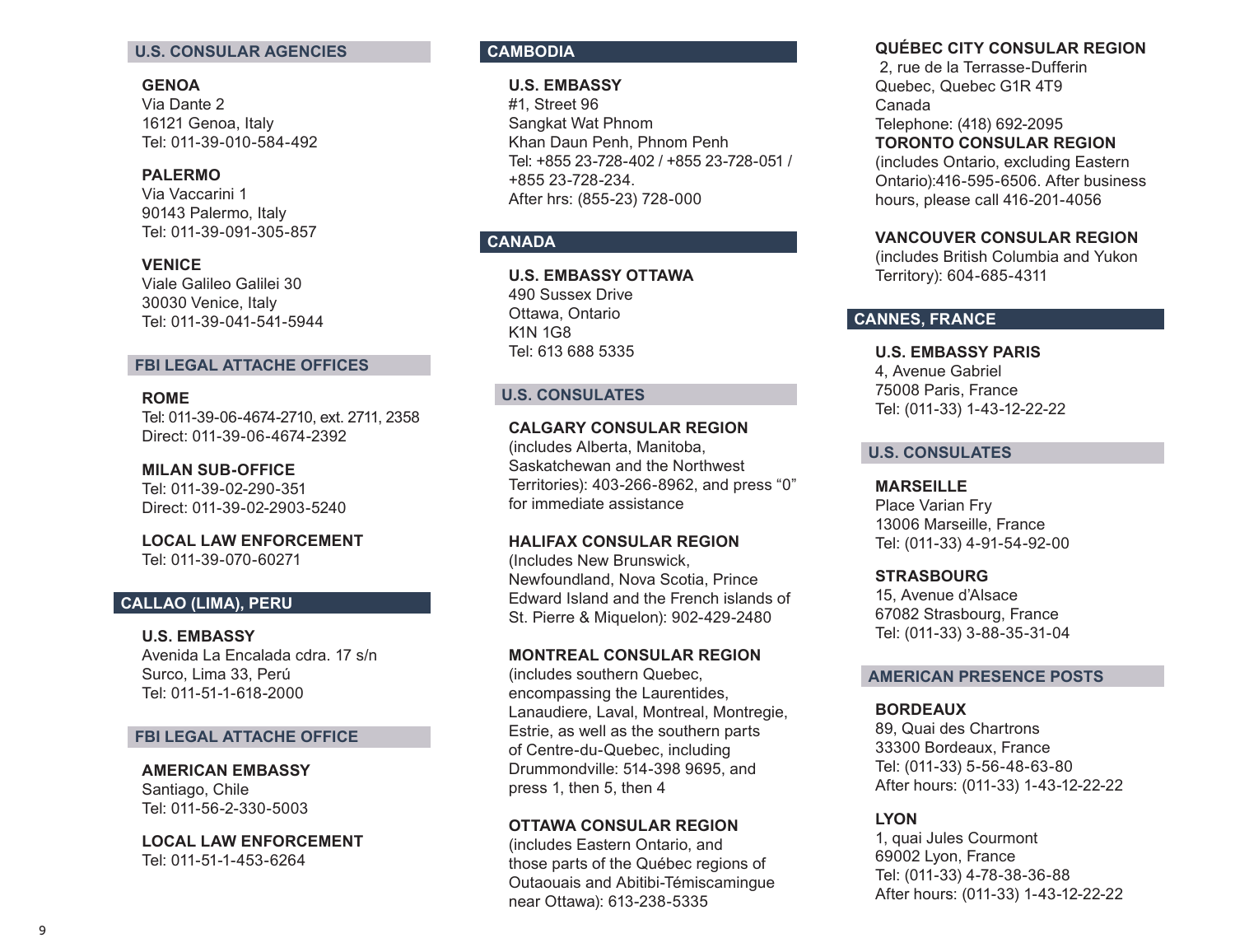### U.S. CONSULAR AGENCIES

**GENOA**
Via Dante 2
16121 Genoa, Italy
Tel: 011-39-010-584-492

**PALERMO**
Via Vaccarini 1
90143 Palermo, Italy
Tel: 011-39-091-305-857

**VENICE**
Viale Galileo Galilei 30
30030 Venice, Italy
Tel: 011-39-041-541-5944

### FBI LEGAL ATTACHE OFFICES

**ROME**
Tel: 011-39-06-4674-2710, ext. 2711, 2358
Direct: 011-39-06-4674-2392

**MILAN SUB-OFFICE**
Tel: 011-39-02-290-351
Direct: 011-39-02-2903-5240

**LOCAL LAW ENFORCEMENT**
Tel: 011-39-070-60271

## CALLAO (LIMA), PERU

**U.S. EMBASSY**
Avenida La Encalada cdra. 17 s/n
Surco, Lima 33, Perú
Tel: 011-51-1-618-2000

### FBI LEGAL ATTACHE OFFICE

**AMERICAN EMBASSY**
Santiago, Chile
Tel: 011-56-2-330-5003

**LOCAL LAW ENFORCEMENT**
Tel: 011-51-1-453-6264

## CAMBODIA

**U.S. EMBASSY**
#1, Street 96
Sangkat Wat Phnom
Khan Daun Penh, Phnom Penh
Tel: +855 23-728-402 / +855 23-728-051 / +855 23-728-234.
After hrs: (855-23) 728-000

## CANADA

**U.S. EMBASSY OTTAWA**
490 Sussex Drive
Ottawa, Ontario
K1N 1G8
Tel: 613 688 5335

### U.S. CONSULATES

**CALGARY CONSULAR REGION**
(includes Alberta, Manitoba, Saskatchewan and the Northwest Territories): 403-266-8962, and press “0” for immediate assistance

**HALIFAX CONSULAR REGION**
(Includes New Brunswick, Newfoundland, Nova Scotia, Prince Edward Island and the French islands of St. Pierre & Miquelon): 902-429-2480

**MONTREAL CONSULAR REGION**
(includes southern Quebec, encompassing the Laurentides, Lanaudiere, Laval, Montreal, Montregie, Estrie, as well as the southern parts of Centre-du-Quebec, including Drummondville: 514-398 9695, and press 1, then 5, then 4

**OTTAWA CONSULAR REGION**
(includes Eastern Ontario, and those parts of the Québec regions of Outaouais and Abitibi-Témiscamingue near Ottawa): 613-238-5335

**QUÉBEC CITY CONSULAR REGION**
2, rue de la Terrasse-Dufferin
Quebec, Quebec G1R 4T9
Canada
Telephone: (418) 692-2095

**TORONTO CONSULAR REGION**
(includes Ontario, excluding Eastern Ontario):416-595-6506. After business hours, please call 416-201-4056

**VANCOUVER CONSULAR REGION**
(includes British Columbia and Yukon Territory): 604-685-4311

## CANNES, FRANCE

**U.S. EMBASSY PARIS**
4, Avenue Gabriel
75008 Paris, France
Tel: (011-33) 1-43-12-22-22

### U.S. CONSULATES

**MARSEILLE**
Place Varian Fry
13006 Marseille, France
Tel: (011-33) 4-91-54-92-00

**STRASBOURG**
15, Avenue d’Alsace
67082 Strasbourg, France
Tel: (011-33) 3-88-35-31-04

### AMERICAN PRESENCE POSTS

**BORDEAUX**
89, Quai des Chartrons
33300 Bordeaux, France
Tel: (011-33) 5-56-48-63-80
After hours: (011-33) 1-43-12-22-22

**LYON**
1, quai Jules Courmont
69002 Lyon, France
Tel: (011-33) 4-78-38-36-88
After hours: (011-33) 1-43-12-22-22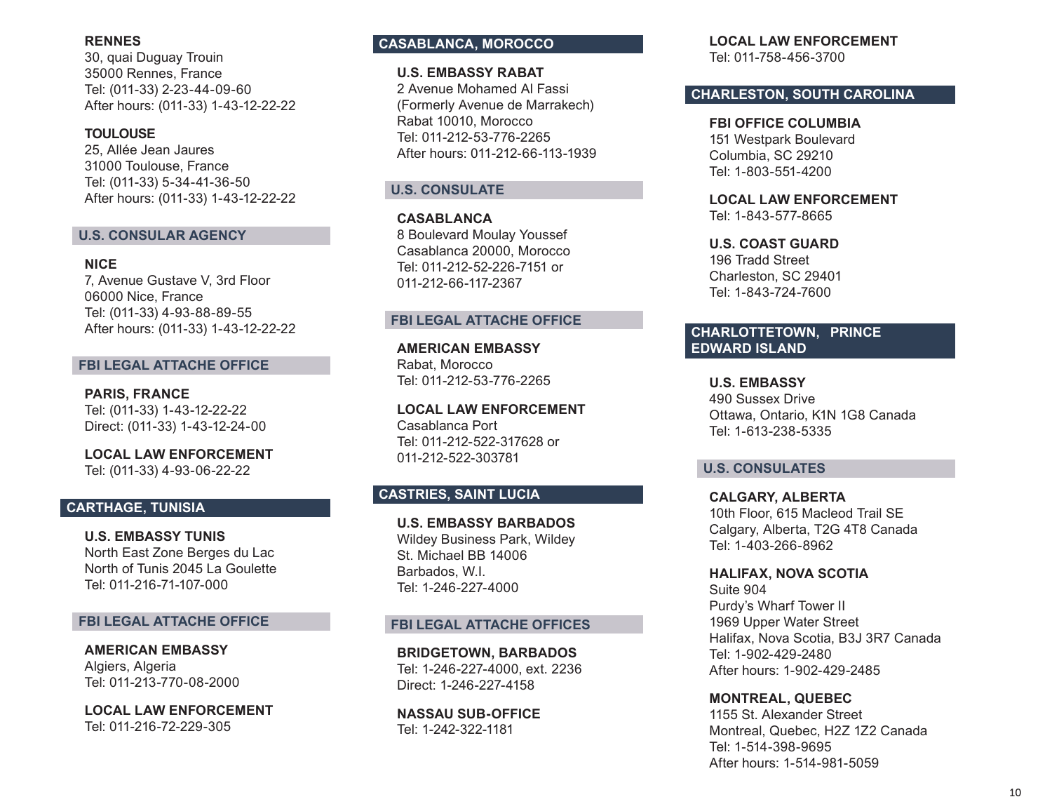**RENNES**
30, quai Duguay Trouin
35000 Rennes, France
Tel: (011-33) 2-23-44-09-60
After hours: (011-33) 1-43-12-22-22

**TOULOUSE**
25, Allée Jean Jaures
31000 Toulouse, France
Tel: (011-33) 5-34-41-36-50
After hours: (011-33) 1-43-12-22-22

### U.S. CONSULAR AGENCY

**NICE**
7, Avenue Gustave V, 3rd Floor
06000 Nice, France
Tel: (011-33) 4-93-88-89-55
After hours: (011-33) 1-43-12-22-22

### FBI LEGAL ATTACHE OFFICE

**PARIS, FRANCE**
Tel: (011-33) 1-43-12-22-22
Direct: (011-33) 1-43-12-24-00

**LOCAL LAW ENFORCEMENT**
Tel: (011-33) 4-93-06-22-22

## CARTHAGE, TUNISIA

**U.S. EMBASSY TUNIS**
North East Zone Berges du Lac
North of Tunis 2045 La Goulette
Tel: 011-216-71-107-000

### FBI LEGAL ATTACHE OFFICE

**AMERICAN EMBASSY**
Algiers, Algeria
Tel: 011-213-770-08-2000

**LOCAL LAW ENFORCEMENT**
Tel: 011-216-72-229-305

## CASABLANCA, MOROCCO

**U.S. EMBASSY RABAT**
2 Avenue Mohamed Al Fassi
(Formerly Avenue de Marrakech)
Rabat 10010, Morocco
Tel: 011-212-53-776-2265
After hours: 011-212-66-113-1939

### U.S. CONSULATE

**CASABLANCA**
8 Boulevard Moulay Youssef
Casablanca 20000, Morocco
Tel: 011-212-52-226-7151 or
011-212-66-117-2367

### FBI LEGAL ATTACHE OFFICE

**AMERICAN EMBASSY**
Rabat, Morocco
Tel: 011-212-53-776-2265

**LOCAL LAW ENFORCEMENT**
Casablanca Port
Tel: 011-212-522-317628 or
011-212-522-303781

## CASTRIES, SAINT LUCIA

**U.S. EMBASSY BARBADOS**
Wildey Business Park, Wildey
St. Michael BB 14006
Barbados, W.I.
Tel: 1-246-227-4000

### FBI LEGAL ATTACHE OFFICES

**BRIDGETOWN, BARBADOS**
Tel: 1-246-227-4000, ext. 2236
Direct: 1-246-227-4158

**NASSAU SUB-OFFICE**
Tel: 1-242-322-1181

**LOCAL LAW ENFORCEMENT**
Tel: 011-758-456-3700

## CHARLESTON, SOUTH CAROLINA

**FBI OFFICE COLUMBIA**
151 Westpark Boulevard
Columbia, SC 29210
Tel: 1-803-551-4200

**LOCAL LAW ENFORCEMENT**
Tel: 1-843-577-8665

**U.S. COAST GUARD**
196 Tradd Street
Charleston, SC 29401
Tel: 1-843-724-7600

## CHARLOTTETOWN, PRINCE EDWARD ISLAND

**U.S. EMBASSY**
490 Sussex Drive
Ottawa, Ontario, K1N 1G8 Canada
Tel: 1-613-238-5335

### U.S. CONSULATES

**CALGARY, ALBERTA**
10th Floor, 615 Macleod Trail SE
Calgary, Alberta, T2G 4T8 Canada
Tel: 1-403-266-8962

**HALIFAX, NOVA SCOTIA**
Suite 904
Purdy's Wharf Tower II
1969 Upper Water Street
Halifax, Nova Scotia, B3J 3R7 Canada
Tel: 1-902-429-2480
After hours: 1-902-429-2485

**MONTREAL, QUEBEC**
1155 St. Alexander Street
Montreal, Quebec, H2Z 1Z2 Canada
Tel: 1-514-398-9695
After hours: 1-514-981-5059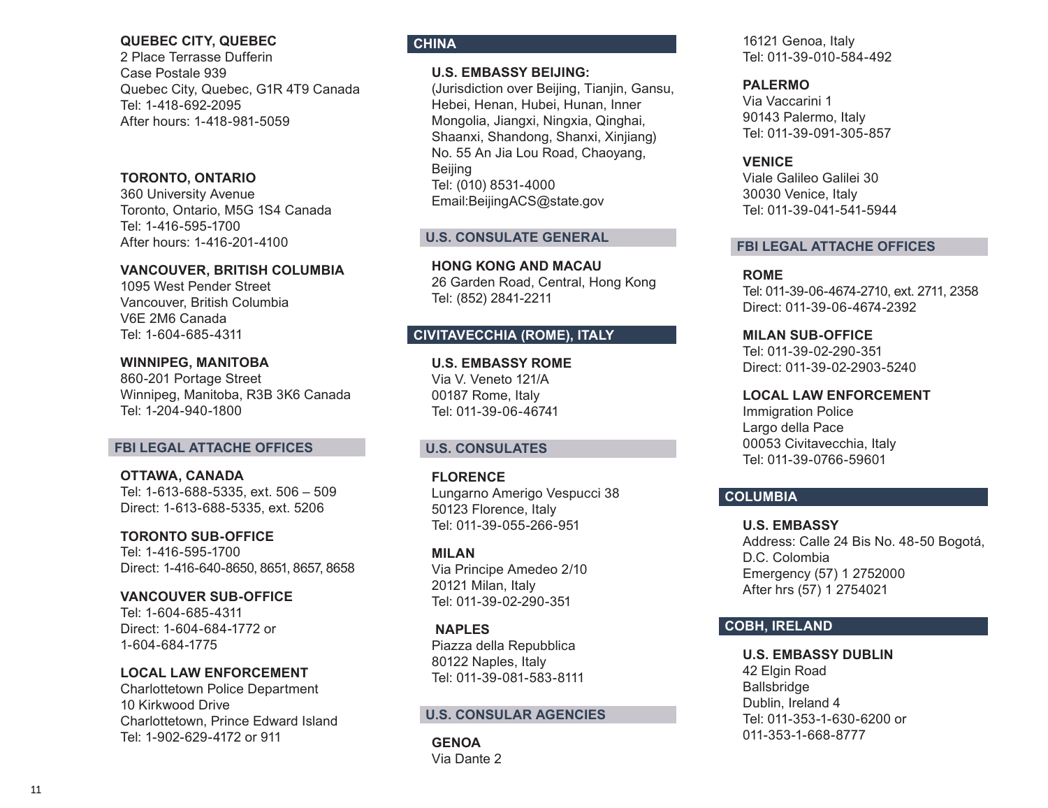**QUEBEC CITY, QUEBEC**
2 Place Terrasse Dufferin
Case Postale 939
Quebec City, Quebec, G1R 4T9 Canada
Tel: 1-418-692-2095
After hours: 1-418-981-5059

**TORONTO, ONTARIO**
360 University Avenue
Toronto, Ontario, M5G 1S4 Canada
Tel: 1-416-595-1700
After hours: 1-416-201-4100

**VANCOUVER, BRITISH COLUMBIA**
1095 West Pender Street
Vancouver, British Columbia
V6E 2M6 Canada
Tel: 1-604-685-4311

**WINNIPEG, MANITOBA**
860-201 Portage Street
Winnipeg, Manitoba, R3B 3K6 Canada
Tel: 1-204-940-1800

### FBI LEGAL ATTACHE OFFICES

**OTTAWA, CANADA**
Tel: 1-613-688-5335, ext. 506 – 509
Direct: 1-613-688-5335, ext. 5206

**TORONTO SUB-OFFICE**
Tel: 1-416-595-1700
Direct: 1-416-640-8650, 8651, 8657, 8658

**VANCOUVER SUB-OFFICE**
Tel: 1-604-685-4311
Direct: 1-604-684-1772 or
1-604-684-1775

**LOCAL LAW ENFORCEMENT**
Charlottetown Police Department
10 Kirkwood Drive
Charlottetown, Prince Edward Island
Tel: 1-902-629-4172 or 911

## CHINA

**U.S. EMBASSY BEIJING:**
(Jurisdiction over Beijing, Tianjin, Gansu, Hebei, Henan, Hubei, Hunan, Inner Mongolia, Jiangxi, Ningxia, Qinghai, Shaanxi, Shandong, Shanxi, Xinjiang)
No. 55 An Jia Lou Road, Chaoyang, Beijing
Tel: (010) 8531-4000
Email:BeijingACS@state.gov

### U.S. CONSULATE GENERAL

**HONG KONG AND MACAU**
26 Garden Road, Central, Hong Kong
Tel: (852) 2841-2211

## CIVITAVECCHIA (ROME), ITALY

**U.S. EMBASSY ROME**
Via V. Veneto 121/A
00187 Rome, Italy
Tel: 011-39-06-46741

### U.S. CONSULATES

**FLORENCE**
Lungarno Amerigo Vespucci 38
50123 Florence, Italy
Tel: 011-39-055-266-951

**MILAN**
Via Principe Amedeo 2/10
20121 Milan, Italy
Tel: 011-39-02-290-351

**NAPLES**
Piazza della Repubblica
80122 Naples, Italy
Tel: 011-39-081-583-8111

### U.S. CONSULAR AGENCIES

**GENOA**
Via Dante 2
16121 Genoa, Italy
Tel: 011-39-010-584-492

**PALERMO**
Via Vaccarini 1
90143 Palermo, Italy
Tel: 011-39-091-305-857

**VENICE**
Viale Galileo Galilei 30
30030 Venice, Italy
Tel: 011-39-041-541-5944

### FBI LEGAL ATTACHE OFFICES

**ROME**
Tel: 011-39-06-4674-2710, ext. 2711, 2358
Direct: 011-39-06-4674-2392

**MILAN SUB-OFFICE**
Tel: 011-39-02-290-351
Direct: 011-39-02-2903-5240

**LOCAL LAW ENFORCEMENT**
Immigration Police
Largo della Pace
00053 Civitavecchia, Italy
Tel: 011-39-0766-59601

## COLUMBIA

**U.S. EMBASSY**
Address: Calle 24 Bis No. 48-50 Bogotá, D.C. Colombia
Emergency (57) 1 2752000
After hrs (57) 1 2754021

## COBH, IRELAND

**U.S. EMBASSY DUBLIN**
42 Elgin Road
Ballsbridge
Dublin, Ireland 4
Tel: 011-353-1-630-6200 or
011-353-1-668-8777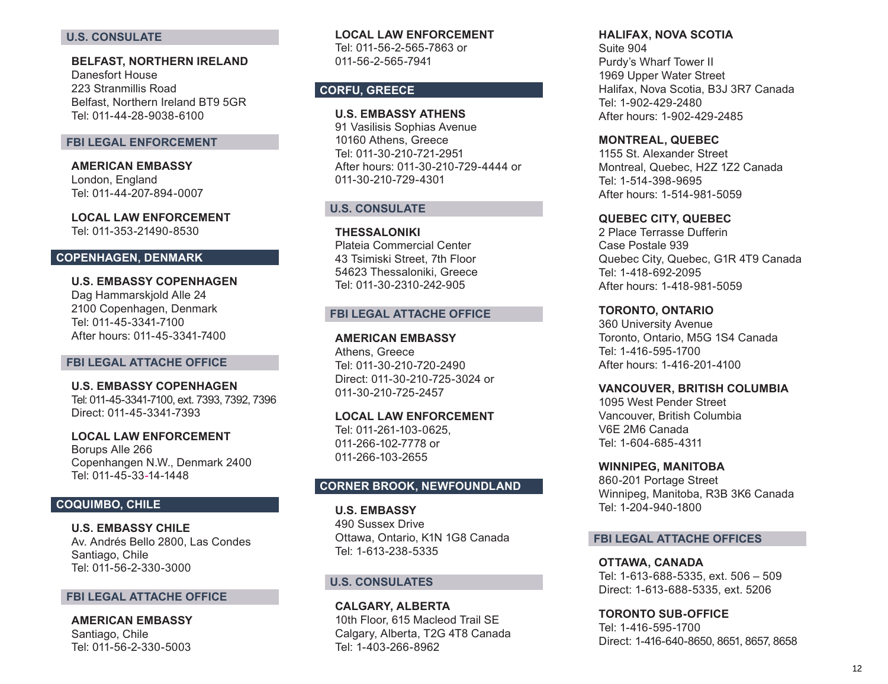### U.S. CONSULATE

**BELFAST, NORTHERN IRELAND**
Danesfort House
223 Stranmillis Road
Belfast, Northern Ireland BT9 5GR
Tel: 011-44-28-9038-6100

### FBI LEGAL ENFORCEMENT

**AMERICAN EMBASSY**
London, England
Tel: 011-44-207-894-0007

**LOCAL LAW ENFORCEMENT**
Tel: 011-353-21490-8530

## COPENHAGEN, DENMARK

**U.S. EMBASSY COPENHAGEN**
Dag Hammarskjold Alle 24
2100 Copenhagen, Denmark
Tel: 011-45-3341-7100
After hours: 011-45-3341-7400

### FBI LEGAL ATTACHE OFFICE

**U.S. EMBASSY COPENHAGEN**
Tel: 011-45-3341-7100, ext. 7393, 7392, 7396
Direct: 011-45-3341-7393

**LOCAL LAW ENFORCEMENT**
Borups Alle 266
Copenhangen N.W., Denmark 2400
Tel: 011-45-33-14-1448

## COQUIMBO, CHILE

**U.S. EMBASSY CHILE**
Av. Andrés Bello 2800, Las Condes
Santiago, Chile
Tel: 011-56-2-330-3000

### FBI LEGAL ATTACHE OFFICE

**AMERICAN EMBASSY**
Santiago, Chile
Tel: 011-56-2-330-5003

**LOCAL LAW ENFORCEMENT**
Tel: 011-56-2-565-7863 or
011-56-2-565-7941

## CORFU, GREECE

**U.S. EMBASSY ATHENS**
91 Vasilisis Sophias Avenue
10160 Athens, Greece
Tel: 011-30-210-721-2951
After hours: 011-30-210-729-4444 or
011-30-210-729-4301

### U.S. CONSULATE

**THESSALONIKI**
Plateia Commercial Center
43 Tsimiski Street, 7th Floor
54623 Thessaloniki, Greece
Tel: 011-30-2310-242-905

### FBI LEGAL ATTACHE OFFICE

**AMERICAN EMBASSY**
Athens, Greece
Tel: 011-30-210-720-2490
Direct: 011-30-210-725-3024 or
011-30-210-725-2457

**LOCAL LAW ENFORCEMENT**
Tel: 011-261-103-0625,
011-266-102-7778 or
011-266-103-2655

## CORNER BROOK, NEWFOUNDLAND

**U.S. EMBASSY**
490 Sussex Drive
Ottawa, Ontario, K1N 1G8 Canada
Tel: 1-613-238-5335

### U.S. CONSULATES

**CALGARY, ALBERTA**
10th Floor, 615 Macleod Trail SE
Calgary, Alberta, T2G 4T8 Canada
Tel: 1-403-266-8962

**HALIFAX, NOVA SCOTIA**
Suite 904
Purdy's Wharf Tower II
1969 Upper Water Street
Halifax, Nova Scotia, B3J 3R7 Canada
Tel: 1-902-429-2480
After hours: 1-902-429-2485

**MONTREAL, QUEBEC**
1155 St. Alexander Street
Montreal, Quebec, H2Z 1Z2 Canada
Tel: 1-514-398-9695
After hours: 1-514-981-5059

**QUEBEC CITY, QUEBEC**
2 Place Terrasse Dufferin
Case Postale 939
Quebec City, Quebec, G1R 4T9 Canada
Tel: 1-418-692-2095
After hours: 1-418-981-5059

**TORONTO, ONTARIO**
360 University Avenue
Toronto, Ontario, M5G 1S4 Canada
Tel: 1-416-595-1700
After hours: 1-416-201-4100

**VANCOUVER, BRITISH COLUMBIA**
1095 West Pender Street
Vancouver, British Columbia
V6E 2M6 Canada
Tel: 1-604-685-4311

**WINNIPEG, MANITOBA**
860-201 Portage Street
Winnipeg, Manitoba, R3B 3K6 Canada
Tel: 1-204-940-1800

### FBI LEGAL ATTACHE OFFICES

**OTTAWA, CANADA**
Tel: 1-613-688-5335, ext. 506 – 509
Direct: 1-613-688-5335, ext. 5206

**TORONTO SUB-OFFICE**
Tel: 1-416-595-1700
Direct: 1-416-640-8650, 8651, 8657, 8658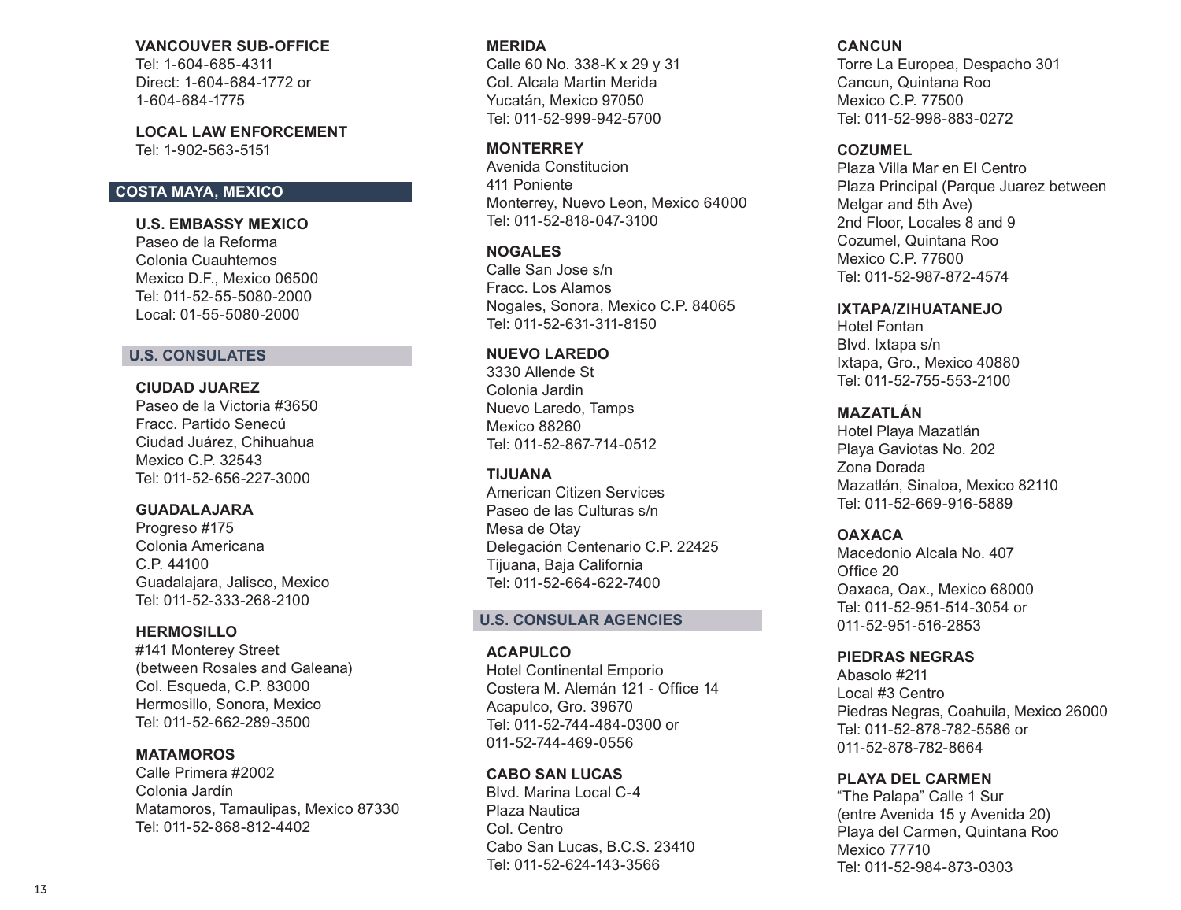**VANCOUVER SUB-OFFICE**
Tel: 1-604-685-4311
Direct: 1-604-684-1772 or
1-604-684-1775

**LOCAL LAW ENFORCEMENT**
Tel: 1-902-563-5151

## COSTA MAYA, MEXICO

**U.S. EMBASSY MEXICO**
Paseo de la Reforma
Colonia Cuauhtemos
Mexico D.F., Mexico 06500
Tel: 011-52-55-5080-2000
Local: 01-55-5080-2000

### U.S. CONSULATES

**CIUDAD JUAREZ**
Paseo de la Victoria #3650
Fracc. Partido Senecú
Ciudad Juárez, Chihuahua
Mexico C.P. 32543
Tel: 011-52-656-227-3000

**GUADALAJARA**
Progreso #175
Colonia Americana
C.P. 44100
Guadalajara, Jalisco, Mexico
Tel: 011-52-333-268-2100

**HERMOSILLO**
#141 Monterey Street
(between Rosales and Galeana)
Col. Esqueda, C.P. 83000
Hermosillo, Sonora, Mexico
Tel: 011-52-662-289-3500

**MATAMOROS**
Calle Primera #2002
Colonia Jardín
Matamoros, Tamaulipas, Mexico 87330
Tel: 011-52-868-812-4402

**MERIDA**
Calle 60 No. 338-K x 29 y 31
Col. Alcala Martin Merida
Yucatán, Mexico 97050
Tel: 011-52-999-942-5700

**MONTERREY**
Avenida Constitucion
411 Poniente
Monterrey, Nuevo Leon, Mexico 64000
Tel: 011-52-818-047-3100

**NOGALES**
Calle San Jose s/n
Fracc. Los Alamos
Nogales, Sonora, Mexico C.P. 84065
Tel: 011-52-631-311-8150

**NUEVO LAREDO**
3330 Allende St
Colonia Jardin
Nuevo Laredo, Tamps
Mexico 88260
Tel: 011-52-867-714-0512

**TIJUANA**
American Citizen Services
Paseo de las Culturas s/n
Mesa de Otay
Delegación Centenario C.P. 22425
Tijuana, Baja California
Tel: 011-52-664-622-7400

### U.S. CONSULAR AGENCIES

**ACAPULCO**
Hotel Continental Emporio
Costera M. Alemán 121 - Office 14
Acapulco, Gro. 39670
Tel: 011-52-744-484-0300 or
011-52-744-469-0556

**CABO SAN LUCAS**
Blvd. Marina Local C-4
Plaza Nautica
Col. Centro
Cabo San Lucas, B.C.S. 23410
Tel: 011-52-624-143-3566

**CANCUN**
Torre La Europea, Despacho 301
Cancun, Quintana Roo
Mexico C.P. 77500
Tel: 011-52-998-883-0272

**COZUMEL**
Plaza Villa Mar en El Centro
Plaza Principal (Parque Juarez between
Melgar and 5th Ave)
2nd Floor, Locales 8 and 9
Cozumel, Quintana Roo
Mexico C.P. 77600
Tel: 011-52-987-872-4574

**IXTAPA/ZIHUATANEJO**
Hotel Fontan
Blvd. Ixtapa s/n
Ixtapa, Gro., Mexico 40880
Tel: 011-52-755-553-2100

**MAZATLÁN**
Hotel Playa Mazatlán
Playa Gaviotas No. 202
Zona Dorada
Mazatlán, Sinaloa, Mexico 82110
Tel: 011-52-669-916-5889

**OAXACA**
Macedonio Alcala No. 407
Office 20
Oaxaca, Oax., Mexico 68000
Tel: 011-52-951-514-3054 or
011-52-951-516-2853

**PIEDRAS NEGRAS**
Abasolo #211
Local #3 Centro
Piedras Negras, Coahuila, Mexico 26000
Tel: 011-52-878-782-5586 or
011-52-878-782-8664

**PLAYA DEL CARMEN**
"The Palapa" Calle 1 Sur
(entre Avenida 15 y Avenida 20)
Playa del Carmen, Quintana Roo
Mexico 77710
Tel: 011-52-984-873-0303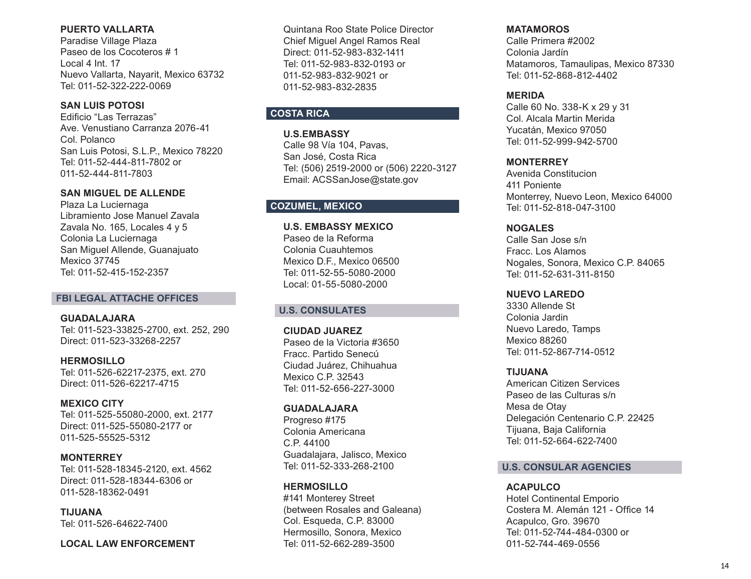**PUERTO VALLARTA**
Paradise Village Plaza
Paseo de los Cocoteros # 1
Local 4 Int. 17
Nuevo Vallarta, Nayarit, Mexico 63732
Tel: 011-52-322-222-0069

**SAN LUIS POTOSI**
Edificio "Las Terrazas"
Ave. Venustiano Carranza 2076-41
Col. Polanco
San Luis Potosi, S.L.P., Mexico 78220
Tel: 011-52-444-811-7802 or
011-52-444-811-7803

**SAN MIGUEL DE ALLENDE**
Plaza La Luciernaga
Libramiento Jose Manuel Zavala
Zavala No. 165, Locales 4 y 5
Colonia La Luciernaga
San Miguel Allende, Guanajuato
Mexico 37745
Tel: 011-52-415-152-2357

## FBI LEGAL ATTACHE OFFICES

**GUADALAJARA**
Tel: 011-523-33825-2700, ext. 252, 290
Direct: 011-523-33268-2257

**HERMOSILLO**
Tel: 011-526-62217-2375, ext. 270
Direct: 011-526-62217-4715

**MEXICO CITY**
Tel: 011-525-55080-2000, ext. 2177
Direct: 011-525-55080-2177 or
011-525-55525-5312

**MONTERREY**
Tel: 011-528-18345-2120, ext. 4562
Direct: 011-528-18344-6306 or
011-528-18362-0491

**TIJUANA**
Tel: 011-526-64622-7400

**LOCAL LAW ENFORCEMENT**
Quintana Roo State Police Director
Chief Miguel Angel Ramos Real
Direct: 011-52-983-832-1411
Tel: 011-52-983-832-0193 or
011-52-983-832-9021 or
011-52-983-832-2835

## COSTA RICA

**U.S.EMBASSY**
Calle 98 Vía 104, Pavas,
San José, Costa Rica
Tel: (506) 2519-2000 or (506) 2220-3127
Email: ACSSanJose@state.gov

## COZUMEL, MEXICO

**U.S. EMBASSY MEXICO**
Paseo de la Reforma
Colonia Cuauhtemos
Mexico D.F., Mexico 06500
Tel: 011-52-55-5080-2000
Local: 01-55-5080-2000

## U.S. CONSULATES

**CIUDAD JUAREZ**
Paseo de la Victoria #3650
Fracc. Partido Senecú
Ciudad Juárez, Chihuahua
Mexico C.P. 32543
Tel: 011-52-656-227-3000

**GUADALAJARA**
Progreso #175
Colonia Americana
C.P. 44100
Guadalajara, Jalisco, Mexico
Tel: 011-52-333-268-2100

**HERMOSILLO**
#141 Monterey Street
(between Rosales and Galeana)
Col. Esqueda, C.P. 83000
Hermosillo, Sonora, Mexico
Tel: 011-52-662-289-3500

**MATAMOROS**
Calle Primera #2002
Colonia Jardín
Matamoros, Tamaulipas, Mexico 87330
Tel: 011-52-868-812-4402

**MERIDA**
Calle 60 No. 338-K x 29 y 31
Col. Alcala Martin Merida
Yucatán, Mexico 97050
Tel: 011-52-999-942-5700

**MONTERREY**
Avenida Constitucion
411 Poniente
Monterrey, Nuevo Leon, Mexico 64000
Tel: 011-52-818-047-3100

**NOGALES**
Calle San Jose s/n
Fracc. Los Alamos
Nogales, Sonora, Mexico C.P. 84065
Tel: 011-52-631-311-8150

**NUEVO LAREDO**
3330 Allende St
Colonia Jardin
Nuevo Laredo, Tamps
Mexico 88260
Tel: 011-52-867-714-0512

**TIJUANA**
American Citizen Services
Paseo de las Culturas s/n
Mesa de Otay
Delegación Centenario C.P. 22425
Tijuana, Baja California
Tel: 011-52-664-622-7400

## U.S. CONSULAR AGENCIES

**ACAPULCO**
Hotel Continental Emporio
Costera M. Alemán 121 - Office 14
Acapulco, Gro. 39670
Tel: 011-52-744-484-0300 or
011-52-744-469-0556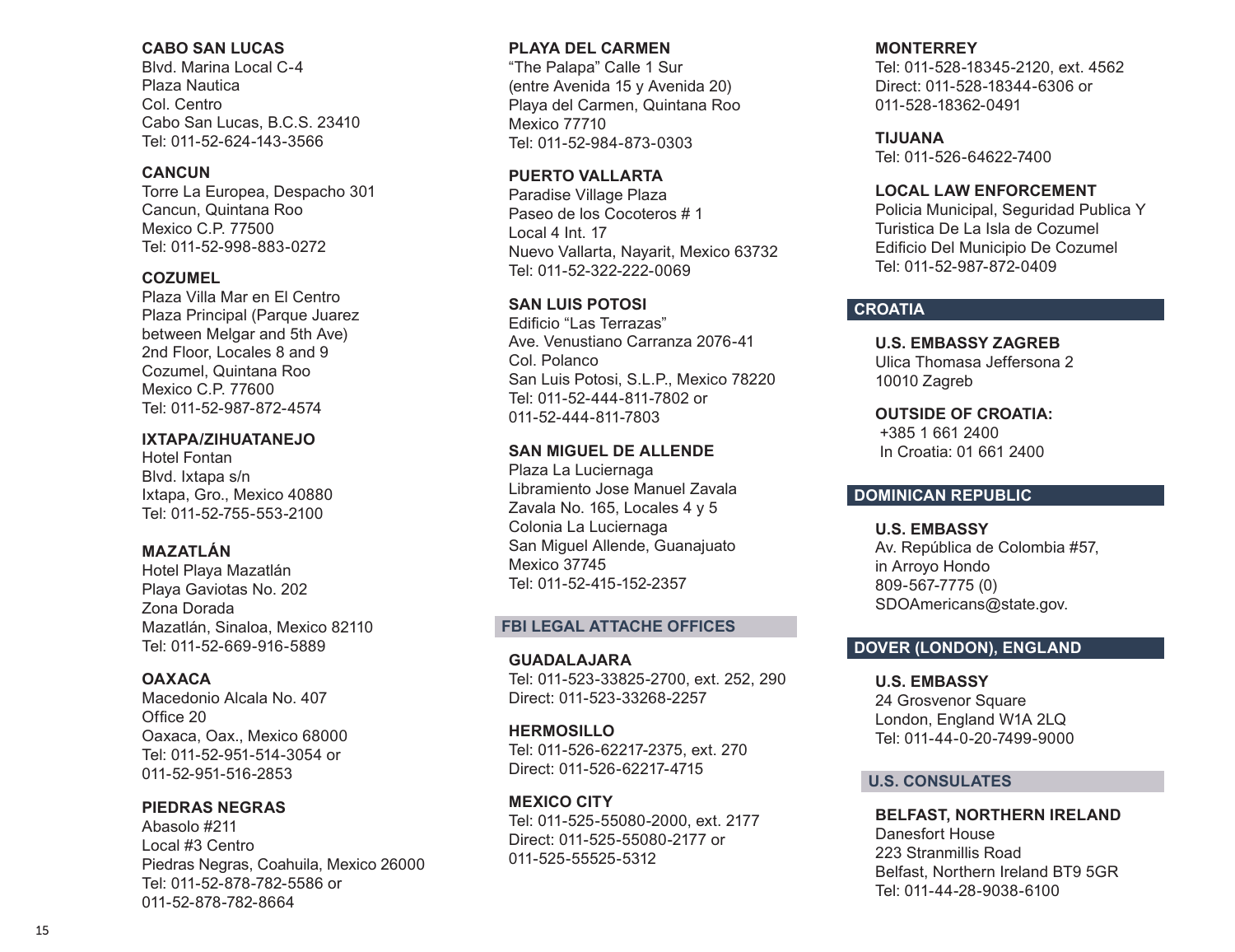**CABO SAN LUCAS**
Blvd. Marina Local C-4
Plaza Nautica
Col. Centro
Cabo San Lucas, B.C.S. 23410
Tel: 011-52-624-143-3566

**CANCUN**
Torre La Europea, Despacho 301
Cancun, Quintana Roo
Mexico C.P. 77500
Tel: 011-52-998-883-0272

**COZUMEL**
Plaza Villa Mar en El Centro
Plaza Principal (Parque Juarez between Melgar and 5th Ave)
2nd Floor, Locales 8 and 9
Cozumel, Quintana Roo
Mexico C.P. 77600
Tel: 011-52-987-872-4574

**IXTAPA/ZIHUATANEJO**
Hotel Fontan
Blvd. Ixtapa s/n
Ixtapa, Gro., Mexico 40880
Tel: 011-52-755-553-2100

**MAZATLÁN**
Hotel Playa Mazatlán
Playa Gaviotas No. 202
Zona Dorada
Mazatlán, Sinaloa, Mexico 82110
Tel: 011-52-669-916-5889

**OAXACA**
Macedonio Alcala No. 407
Office 20
Oaxaca, Oax., Mexico 68000
Tel: 011-52-951-514-3054 or
011-52-951-516-2853

**PIEDRAS NEGRAS**
Abasolo #211
Local #3 Centro
Piedras Negras, Coahuila, Mexico 26000
Tel: 011-52-878-782-5586 or
011-52-878-782-8664

**PLAYA DEL CARMEN**
"The Palapa" Calle 1 Sur
(entre Avenida 15 y Avenida 20)
Playa del Carmen, Quintana Roo
Mexico 77710
Tel: 011-52-984-873-0303

**PUERTO VALLARTA**
Paradise Village Plaza
Paseo de los Cocoteros # 1
Local 4 Int. 17
Nuevo Vallarta, Nayarit, Mexico 63732
Tel: 011-52-322-222-0069

**SAN LUIS POTOSI**
Edificio "Las Terrazas"
Ave. Venustiano Carranza 2076-41
Col. Polanco
San Luis Potosi, S.L.P., Mexico 78220
Tel: 011-52-444-811-7802 or
011-52-444-811-7803

**SAN MIGUEL DE ALLENDE**
Plaza La Luciernaga
Libramiento Jose Manuel Zavala
Zavala No. 165, Locales 4 y 5
Colonia La Luciernaga
San Miguel Allende, Guanajuato
Mexico 37745
Tel: 011-52-415-152-2357

## FBI LEGAL ATTACHE OFFICES

**GUADALAJARA**
Tel: 011-523-33825-2700, ext. 252, 290
Direct: 011-523-33268-2257

**HERMOSILLO**
Tel: 011-526-62217-2375, ext. 270
Direct: 011-526-62217-4715

**MEXICO CITY**
Tel: 011-525-55080-2000, ext. 2177
Direct: 011-525-55080-2177 or
011-525-55525-5312

**MONTERREY**
Tel: 011-528-18345-2120, ext. 4562
Direct: 011-528-18344-6306 or
011-528-18362-0491

**TIJUANA**
Tel: 011-526-64622-7400

**LOCAL LAW ENFORCEMENT**
Policia Municipal, Seguridad Publica Y Turistica De La Isla de Cozumel
Edificio Del Municipio De Cozumel
Tel: 011-52-987-872-0409

## CROATIA

**U.S. EMBASSY ZAGREB**
Ulica Thomasa Jeffersona 2
10010 Zagreb

**OUTSIDE OF CROATIA:**
+385 1 661 2400
In Croatia: 01 661 2400

## DOMINICAN REPUBLIC

**U.S. EMBASSY**
Av. República de Colombia #57,
in Arroyo Hondo
809-567-7775 (0)
SDOAmericans@state.gov.

## DOVER (LONDON), ENGLAND

**U.S. EMBASSY**
24 Grosvenor Square
London, England W1A 2LQ
Tel: 011-44-0-20-7499-9000

## U.S. CONSULATES

**BELFAST, NORTHERN IRELAND**
Danesfort House
223 Stranmillis Road
Belfast, Northern Ireland BT9 5GR
Tel: 011-44-28-9038-6100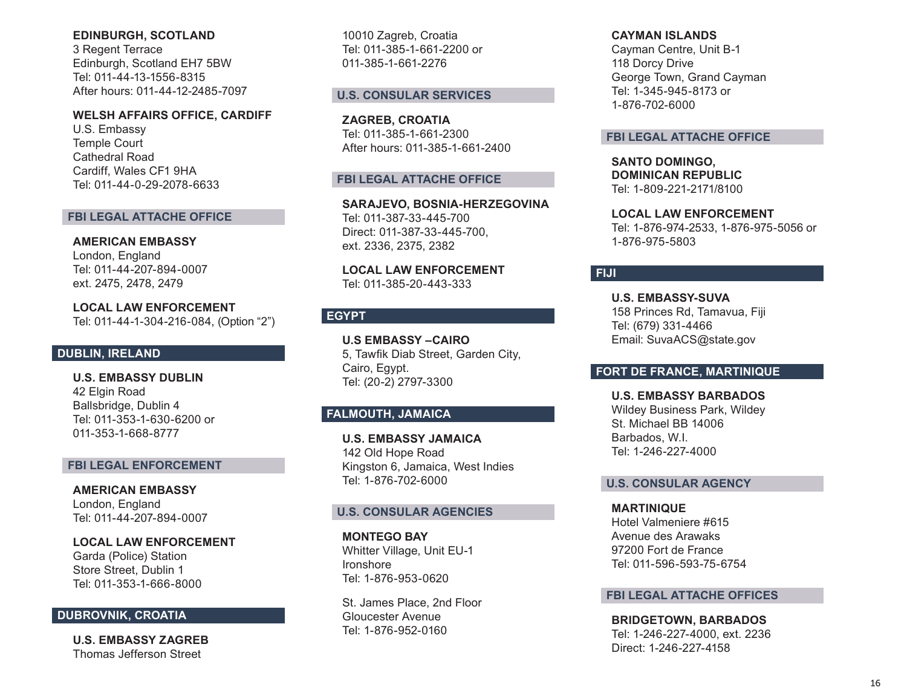**EDINBURGH, SCOTLAND**
3 Regent Terrace
Edinburgh, Scotland EH7 5BW
Tel: 011-44-13-1556-8315
After hours: 011-44-12-2485-7097

**WELSH AFFAIRS OFFICE, CARDIFF**
U.S. Embassy
Temple Court
Cathedral Road
Cardiff, Wales CF1 9HA
Tel: 011-44-0-29-2078-6633

### FBI LEGAL ATTACHE OFFICE

**AMERICAN EMBASSY**
London, England
Tel: 011-44-207-894-0007
ext. 2475, 2478, 2479

**LOCAL LAW ENFORCEMENT**
Tel: 011-44-1-304-216-084, (Option "2")

## DUBLIN, IRELAND

**U.S. EMBASSY DUBLIN**
42 Elgin Road
Ballsbridge, Dublin 4
Tel: 011-353-1-630-6200 or
011-353-1-668-8777

### FBI LEGAL ENFORCEMENT

**AMERICAN EMBASSY**
London, England
Tel: 011-44-207-894-0007

**LOCAL LAW ENFORCEMENT**
Garda (Police) Station
Store Street, Dublin 1
Tel: 011-353-1-666-8000

## DUBROVNIK, CROATIA

**U.S. EMBASSY ZAGREB**
Thomas Jefferson Street
10010 Zagreb, Croatia
Tel: 011-385-1-661-2200 or
011-385-1-661-2276

### U.S. CONSULAR SERVICES

**ZAGREB, CROATIA**
Tel: 011-385-1-661-2300
After hours: 011-385-1-661-2400

### FBI LEGAL ATTACHE OFFICE

**SARAJEVO, BOSNIA-HERZEGOVINA**
Tel: 011-387-33-445-700
Direct: 011-387-33-445-700,
ext. 2336, 2375, 2382

**LOCAL LAW ENFORCEMENT**
Tel: 011-385-20-443-333

## EGYPT

**U.S EMBASSY –CAIRO**
5, Tawfik Diab Street, Garden City,
Cairo, Egypt.
Tel: (20-2) 2797-3300

## FALMOUTH, JAMAICA

**U.S. EMBASSY JAMAICA**
142 Old Hope Road
Kingston 6, Jamaica, West Indies
Tel: 1-876-702-6000

### U.S. CONSULAR AGENCIES

**MONTEGO BAY**
Whitter Village, Unit EU-1
Ironshore
Tel: 1-876-953-0620

St. James Place, 2nd Floor
Gloucester Avenue
Tel: 1-876-952-0160

**CAYMAN ISLANDS**
Cayman Centre, Unit B-1
118 Dorcy Drive
George Town, Grand Cayman
Tel: 1-345-945-8173 or
1-876-702-6000

### FBI LEGAL ATTACHE OFFICE

**SANTO DOMINGO,
DOMINICAN REPUBLIC**
Tel: 1-809-221-2171/8100

**LOCAL LAW ENFORCEMENT**
Tel: 1-876-974-2533, 1-876-975-5056 or
1-876-975-5803

## FIJI

**U.S. EMBASSY-SUVA**
158 Princes Rd, Tamavua, Fiji
Tel: (679) 331-4466
Email: SuvaACS@state.gov

## FORT DE FRANCE, MARTINIQUE

**U.S. EMBASSY BARBADOS**
Wildey Business Park, Wildey
St. Michael BB 14006
Barbados, W.I.
Tel: 1-246-227-4000

### U.S. CONSULAR AGENCY

**MARTINIQUE**
Hotel Valmeniere #615
Avenue des Arawaks
97200 Fort de France
Tel: 011-596-593-75-6754

### FBI LEGAL ATTACHE OFFICES

**BRIDGETOWN, BARBADOS**
Tel: 1-246-227-4000, ext. 2236
Direct: 1-246-227-4158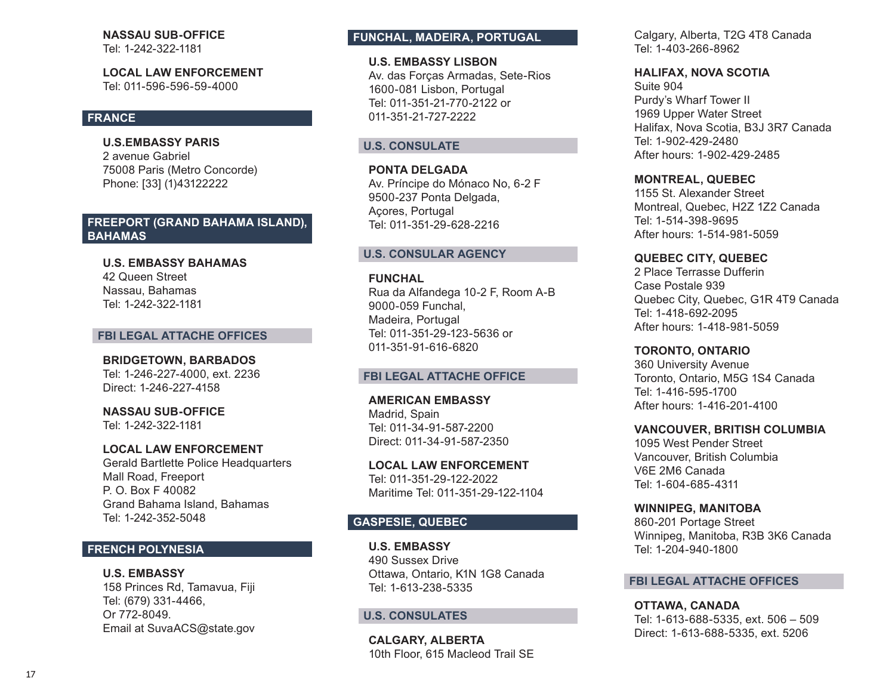**NASSAU SUB-OFFICE**
Tel: 1-242-322-1181

**LOCAL LAW ENFORCEMENT**
Tel: 011-596-596-59-4000

## FRANCE

**U.S.EMBASSY PARIS**
2 avenue Gabriel
75008 Paris (Metro Concorde)
Phone: [33] (1)43122222

## FREEPORT (GRAND BAHAMA ISLAND), BAHAMAS

**U.S. EMBASSY BAHAMAS**
42 Queen Street
Nassau, Bahamas
Tel: 1-242-322-1181

### FBI LEGAL ATTACHE OFFICES

**BRIDGETOWN, BARBADOS**
Tel: 1-246-227-4000, ext. 2236
Direct: 1-246-227-4158

**NASSAU SUB-OFFICE**
Tel: 1-242-322-1181

**LOCAL LAW ENFORCEMENT**
Gerald Bartlette Police Headquarters
Mall Road, Freeport
P. O. Box F 40082
Grand Bahama Island, Bahamas
Tel: 1-242-352-5048

## FRENCH POLYNESIA

**U.S. EMBASSY**
158 Princes Rd, Tamavua, Fiji
Tel: (679) 331-4466,
Or 772-8049.
Email at SuvaACS@state.gov

## FUNCHAL, MADEIRA, PORTUGAL

**U.S. EMBASSY LISBON**
Av. das Forças Armadas, Sete-Rios
1600-081 Lisbon, Portugal
Tel: 011-351-21-770-2122 or
011-351-21-727-2222

### U.S. CONSULATE

**PONTA DELGADA**
Av. Príncipe do Mónaco No, 6-2 F
9500-237 Ponta Delgada,
Açores, Portugal
Tel: 011-351-29-628-2216

### U.S. CONSULAR AGENCY

**FUNCHAL**
Rua da Alfandega 10-2 F, Room A-B
9000-059 Funchal,
Madeira, Portugal
Tel: 011-351-29-123-5636 or
011-351-91-616-6820

### FBI LEGAL ATTACHE OFFICE

**AMERICAN EMBASSY**
Madrid, Spain
Tel: 011-34-91-587-2200
Direct: 011-34-91-587-2350

**LOCAL LAW ENFORCEMENT**
Tel: 011-351-29-122-2022
Maritime Tel: 011-351-29-122-1104

## GASPESIE, QUEBEC

**U.S. EMBASSY**
490 Sussex Drive
Ottawa, Ontario, K1N 1G8 Canada
Tel: 1-613-238-5335

### U.S. CONSULATES

**CALGARY, ALBERTA**
10th Floor, 615 Macleod Trail SE
Calgary, Alberta, T2G 4T8 Canada
Tel: 1-403-266-8962

**HALIFAX, NOVA SCOTIA**
Suite 904
Purdy's Wharf Tower II
1969 Upper Water Street
Halifax, Nova Scotia, B3J 3R7 Canada
Tel: 1-902-429-2480
After hours: 1-902-429-2485

**MONTREAL, QUEBEC**
1155 St. Alexander Street
Montreal, Quebec, H2Z 1Z2 Canada
Tel: 1-514-398-9695
After hours: 1-514-981-5059

**QUEBEC CITY, QUEBEC**
2 Place Terrasse Dufferin
Case Postale 939
Quebec City, Quebec, G1R 4T9 Canada
Tel: 1-418-692-2095
After hours: 1-418-981-5059

**TORONTO, ONTARIO**
360 University Avenue
Toronto, Ontario, M5G 1S4 Canada
Tel: 1-416-595-1700
After hours: 1-416-201-4100

**VANCOUVER, BRITISH COLUMBIA**
1095 West Pender Street
Vancouver, British Columbia
V6E 2M6 Canada
Tel: 1-604-685-4311

**WINNIPEG, MANITOBA**
860-201 Portage Street
Winnipeg, Manitoba, R3B 3K6 Canada
Tel: 1-204-940-1800

### FBI LEGAL ATTACHE OFFICES

**OTTAWA, CANADA**
Tel: 1-613-688-5335, ext. 506 – 509
Direct: 1-613-688-5335, ext. 5206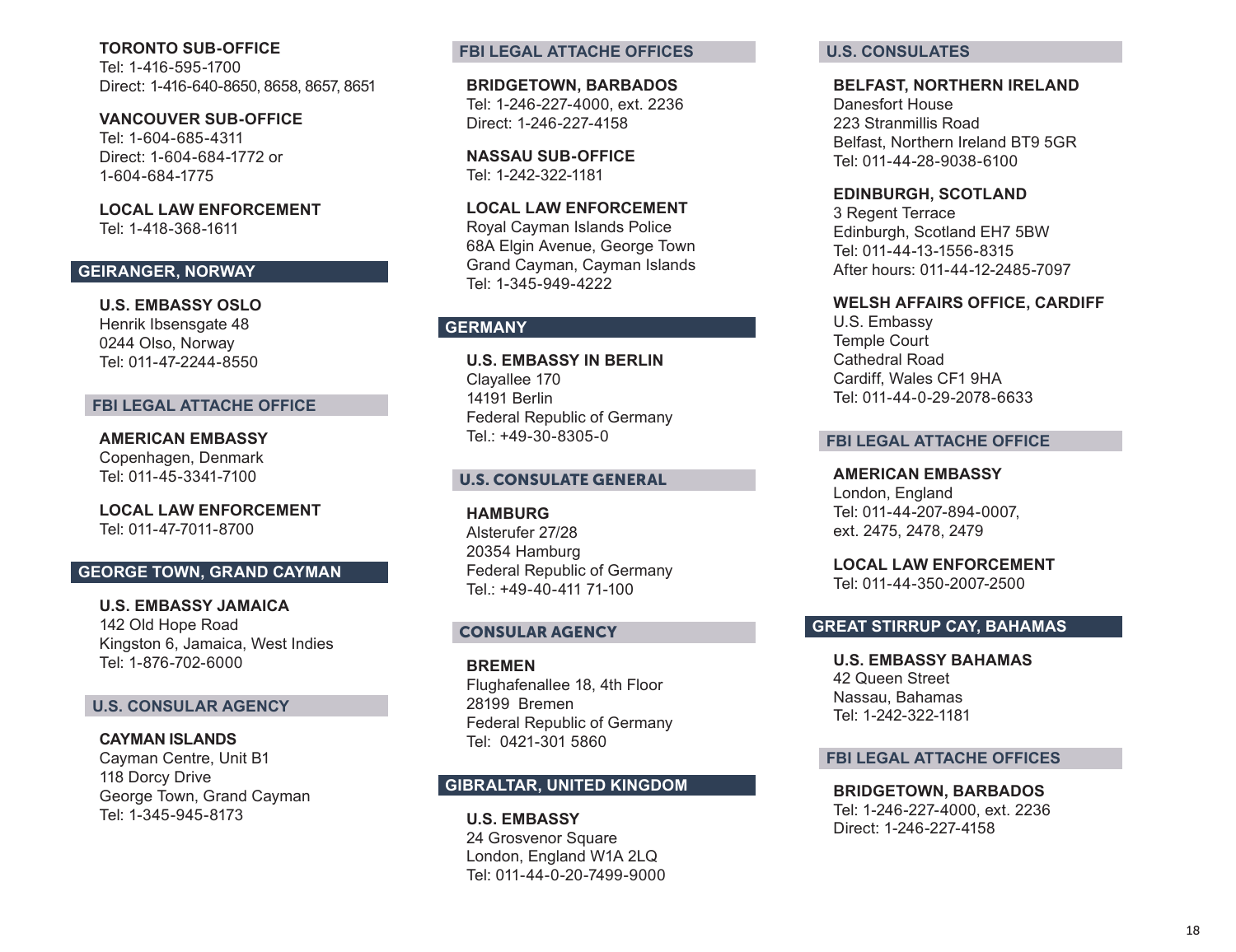**TORONTO SUB-OFFICE**
Tel: 1-416-595-1700
Direct: 1-416-640-8650, 8658, 8657, 8651

**VANCOUVER SUB-OFFICE**
Tel: 1-604-685-4311
Direct: 1-604-684-1772 or
1-604-684-1775

**LOCAL LAW ENFORCEMENT**
Tel: 1-418-368-1611

## GEIRANGER, NORWAY

**U.S. EMBASSY OSLO**
Henrik Ibsensgate 48
0244 Olso, Norway
Tel: 011-47-2244-8550

### FBI LEGAL ATTACHE OFFICE

**AMERICAN EMBASSY**
Copenhagen, Denmark
Tel: 011-45-3341-7100

**LOCAL LAW ENFORCEMENT**
Tel: 011-47-7011-8700

## GEORGE TOWN, GRAND CAYMAN

**U.S. EMBASSY JAMAICA**
142 Old Hope Road
Kingston 6, Jamaica, West Indies
Tel: 1-876-702-6000

### U.S. CONSULAR AGENCY

**CAYMAN ISLANDS**
Cayman Centre, Unit B1
118 Dorcy Drive
George Town, Grand Cayman
Tel: 1-345-945-8173

### FBI LEGAL ATTACHE OFFICES

**BRIDGETOWN, BARBADOS**
Tel: 1-246-227-4000, ext. 2236
Direct: 1-246-227-4158

**NASSAU SUB-OFFICE**
Tel: 1-242-322-1181

**LOCAL LAW ENFORCEMENT**
Royal Cayman Islands Police
68A Elgin Avenue, George Town
Grand Cayman, Cayman Islands
Tel: 1-345-949-4222

## GERMANY

**U.S. EMBASSY IN BERLIN**
Clayallee 170
14191 Berlin
Federal Republic of Germany
Tel.: +49-30-8305-0

### U.S. CONSULATE GENERAL

**HAMBURG**
Alsterufer 27/28
20354 Hamburg
Federal Republic of Germany
Tel.: +49-40-411 71-100

### CONSULAR AGENCY

**BREMEN**
Flughafenallee 18, 4th Floor
28199 Bremen
Federal Republic of Germany
Tel: 0421-301 5860

## GIBRALTAR, UNITED KINGDOM

**U.S. EMBASSY**
24 Grosvenor Square
London, England W1A 2LQ
Tel: 011-44-0-20-7499-9000

### U.S. CONSULATES

**BELFAST, NORTHERN IRELAND**
Danesfort House
223 Stranmillis Road
Belfast, Northern Ireland BT9 5GR
Tel: 011-44-28-9038-6100

**EDINBURGH, SCOTLAND**
3 Regent Terrace
Edinburgh, Scotland EH7 5BW
Tel: 011-44-13-1556-8315
After hours: 011-44-12-2485-7097

**WELSH AFFAIRS OFFICE, CARDIFF**
U.S. Embassy
Temple Court
Cathedral Road
Cardiff, Wales CF1 9HA
Tel: 011-44-0-29-2078-6633

### FBI LEGAL ATTACHE OFFICE

**AMERICAN EMBASSY**
London, England
Tel: 011-44-207-894-0007,
ext. 2475, 2478, 2479

**LOCAL LAW ENFORCEMENT**
Tel: 011-44-350-2007-2500

## GREAT STIRRUP CAY, BAHAMAS

**U.S. EMBASSY BAHAMAS**
42 Queen Street
Nassau, Bahamas
Tel: 1-242-322-1181

### FBI LEGAL ATTACHE OFFICES

**BRIDGETOWN, BARBADOS**
Tel: 1-246-227-4000, ext. 2236
Direct: 1-246-227-4158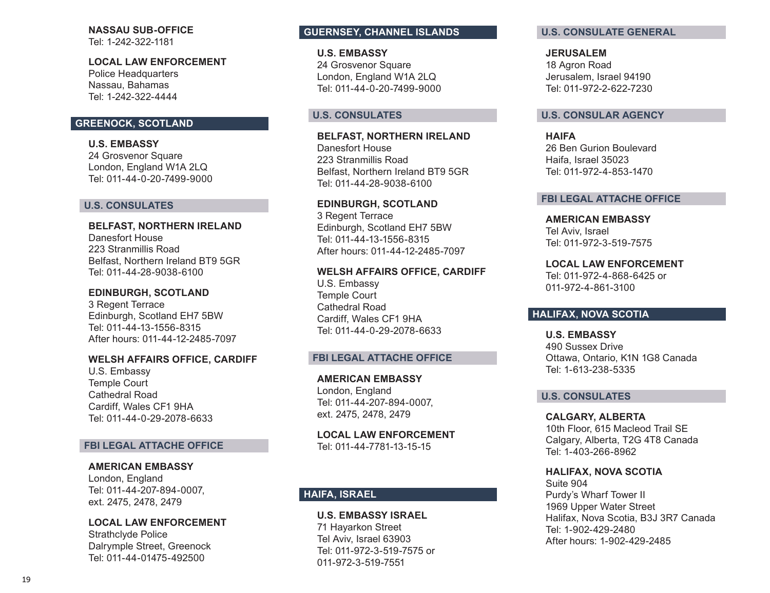**NASSAU SUB-OFFICE**
Tel: 1-242-322-1181

**LOCAL LAW ENFORCEMENT**
Police Headquarters
Nassau, Bahamas
Tel: 1-242-322-4444

## GREENOCK, SCOTLAND

**U.S. EMBASSY**
24 Grosvenor Square
London, England W1A 2LQ
Tel: 011-44-0-20-7499-9000

### U.S. CONSULATES

**BELFAST, NORTHERN IRELAND**
Danesfort House
223 Stranmillis Road
Belfast, Northern Ireland BT9 5GR
Tel: 011-44-28-9038-6100

**EDINBURGH, SCOTLAND**
3 Regent Terrace
Edinburgh, Scotland EH7 5BW
Tel: 011-44-13-1556-8315
After hours: 011-44-12-2485-7097

**WELSH AFFAIRS OFFICE, CARDIFF**
U.S. Embassy
Temple Court
Cathedral Road
Cardiff, Wales CF1 9HA
Tel: 011-44-0-29-2078-6633

### FBI LEGAL ATTACHE OFFICE

**AMERICAN EMBASSY**
London, England
Tel: 011-44-207-894-0007,
ext. 2475, 2478, 2479

**LOCAL LAW ENFORCEMENT**
Strathclyde Police
Dalrymple Street, Greenock
Tel: 011-44-01475-492500

## GUERNSEY, CHANNEL ISLANDS

**U.S. EMBASSY**
24 Grosvenor Square
London, England W1A 2LQ
Tel: 011-44-0-20-7499-9000

### U.S. CONSULATES

**BELFAST, NORTHERN IRELAND**
Danesfort House
223 Stranmillis Road
Belfast, Northern Ireland BT9 5GR
Tel: 011-44-28-9038-6100

**EDINBURGH, SCOTLAND**
3 Regent Terrace
Edinburgh, Scotland EH7 5BW
Tel: 011-44-13-1556-8315
After hours: 011-44-12-2485-7097

**WELSH AFFAIRS OFFICE, CARDIFF**
U.S. Embassy
Temple Court
Cathedral Road
Cardiff, Wales CF1 9HA
Tel: 011-44-0-29-2078-6633

### FBI LEGAL ATTACHE OFFICE

**AMERICAN EMBASSY**
London, England
Tel: 011-44-207-894-0007,
ext. 2475, 2478, 2479

**LOCAL LAW ENFORCEMENT**
Tel: 011-44-7781-13-15-15

## HAIFA, ISRAEL

**U.S. EMBASSY ISRAEL**
71 Hayarkon Street
Tel Aviv, Israel 63903
Tel: 011-972-3-519-7575 or
011-972-3-519-7551

### U.S. CONSULATE GENERAL

**JERUSALEM**
18 Agron Road
Jerusalem, Israel 94190
Tel: 011-972-2-622-7230

### U.S. CONSULAR AGENCY

**HAIFA**
26 Ben Gurion Boulevard
Haifa, Israel 35023
Tel: 011-972-4-853-1470

### FBI LEGAL ATTACHE OFFICE

**AMERICAN EMBASSY**
Tel Aviv, Israel
Tel: 011-972-3-519-7575

**LOCAL LAW ENFORCEMENT**
Tel: 011-972-4-868-6425 or
011-972-4-861-3100

## HALIFAX, NOVA SCOTIA

**U.S. EMBASSY**
490 Sussex Drive
Ottawa, Ontario, K1N 1G8 Canada
Tel: 1-613-238-5335

### U.S. CONSULATES

**CALGARY, ALBERTA**
10th Floor, 615 Macleod Trail SE
Calgary, Alberta, T2G 4T8 Canada
Tel: 1-403-266-8962

**HALIFAX, NOVA SCOTIA**
Suite 904
Purdy's Wharf Tower II
1969 Upper Water Street
Halifax, Nova Scotia, B3J 3R7 Canada
Tel: 1-902-429-2480
After hours: 1-902-429-2485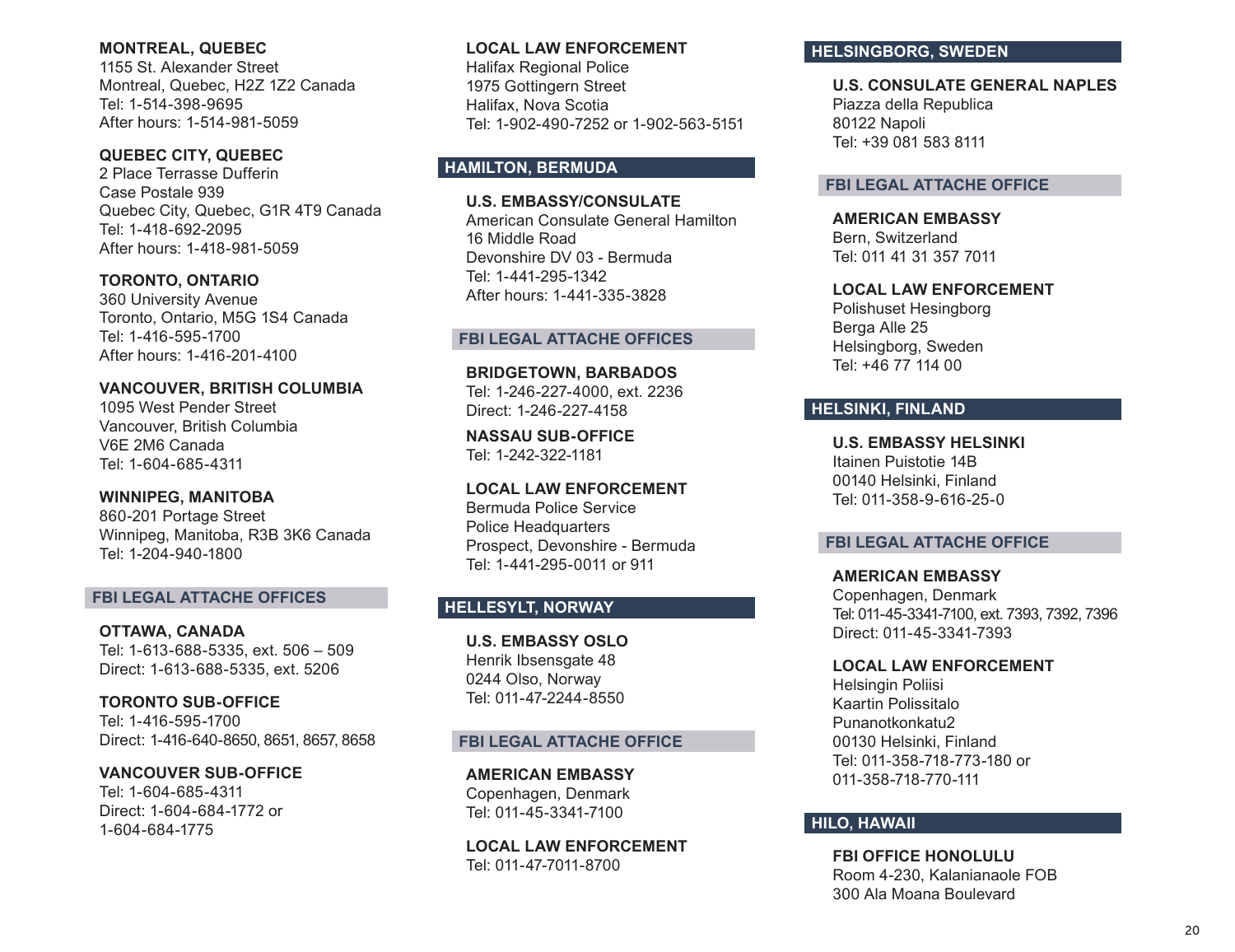**MONTREAL, QUEBEC**
1155 St. Alexander Street
Montreal, Quebec, H2Z 1Z2 Canada
Tel: 1-514-398-9695
After hours: 1-514-981-5059

**QUEBEC CITY, QUEBEC**
2 Place Terrasse Dufferin
Case Postale 939
Quebec City, Quebec, G1R 4T9 Canada
Tel: 1-418-692-2095
After hours: 1-418-981-5059

**TORONTO, ONTARIO**
360 University Avenue
Toronto, Ontario, M5G 1S4 Canada
Tel: 1-416-595-1700
After hours: 1-416-201-4100

**VANCOUVER, BRITISH COLUMBIA**
1095 West Pender Street
Vancouver, British Columbia
V6E 2M6 Canada
Tel: 1-604-685-4311

**WINNIPEG, MANITOBA**
860-201 Portage Street
Winnipeg, Manitoba, R3B 3K6 Canada
Tel: 1-204-940-1800

### FBI LEGAL ATTACHE OFFICES

**OTTAWA, CANADA**
Tel: 1-613-688-5335, ext. 506 – 509
Direct: 1-613-688-5335, ext. 5206

**TORONTO SUB-OFFICE**
Tel: 1-416-595-1700
Direct: 1-416-640-8650, 8651, 8657, 8658

**VANCOUVER SUB-OFFICE**
Tel: 1-604-685-4311
Direct: 1-604-684-1772 or
1-604-684-1775

**LOCAL LAW ENFORCEMENT**
Halifax Regional Police
1975 Gottingern Street
Halifax, Nova Scotia
Tel: 1-902-490-7252 or 1-902-563-5151

## HAMILTON, BERMUDA

**U.S. EMBASSY/CONSULATE**
American Consulate General Hamilton
16 Middle Road
Devonshire DV 03 - Bermuda
Tel: 1-441-295-1342
After hours: 1-441-335-3828

### FBI LEGAL ATTACHE OFFICES

**BRIDGETOWN, BARBADOS**
Tel: 1-246-227-4000, ext. 2236
Direct: 1-246-227-4158

**NASSAU SUB-OFFICE**
Tel: 1-242-322-1181

**LOCAL LAW ENFORCEMENT**
Bermuda Police Service
Police Headquarters
Prospect, Devonshire - Bermuda
Tel: 1-441-295-0011 or 911

## HELLESYLT, NORWAY

**U.S. EMBASSY OSLO**
Henrik Ibsensgate 48
0244 Olso, Norway
Tel: 011-47-2244-8550

### FBI LEGAL ATTACHE OFFICE

**AMERICAN EMBASSY**
Copenhagen, Denmark
Tel: 011-45-3341-7100

**LOCAL LAW ENFORCEMENT**
Tel: 011-47-7011-8700

## HELSINGBORG, SWEDEN

**U.S. CONSULATE GENERAL NAPLES**
Piazza della Republica
80122 Napoli
Tel: +39 081 583 8111

### FBI LEGAL ATTACHE OFFICE

**AMERICAN EMBASSY**
Bern, Switzerland
Tel: 011 41 31 357 7011

**LOCAL LAW ENFORCEMENT**
Polishuset Hesingborg
Berga Alle 25
Helsingborg, Sweden
Tel: +46 77 114 00

## HELSINKI, FINLAND

**U.S. EMBASSY HELSINKI**
Itainen Puistotie 14B
00140 Helsinki, Finland
Tel: 011-358-9-616-25-0

### FBI LEGAL ATTACHE OFFICE

**AMERICAN EMBASSY**
Copenhagen, Denmark
Tel: 011-45-3341-7100, ext. 7393, 7392, 7396
Direct: 011-45-3341-7393

**LOCAL LAW ENFORCEMENT**
Helsingin Poliisi
Kaartin Polissitalo
Punanotkonkatu2
00130 Helsinki, Finland
Tel: 011-358-718-773-180 or
011-358-718-770-111

## HILO, HAWAII

**FBI OFFICE HONOLULU**
Room 4-230, Kalanianaole FOB
300 Ala Moana Boulevard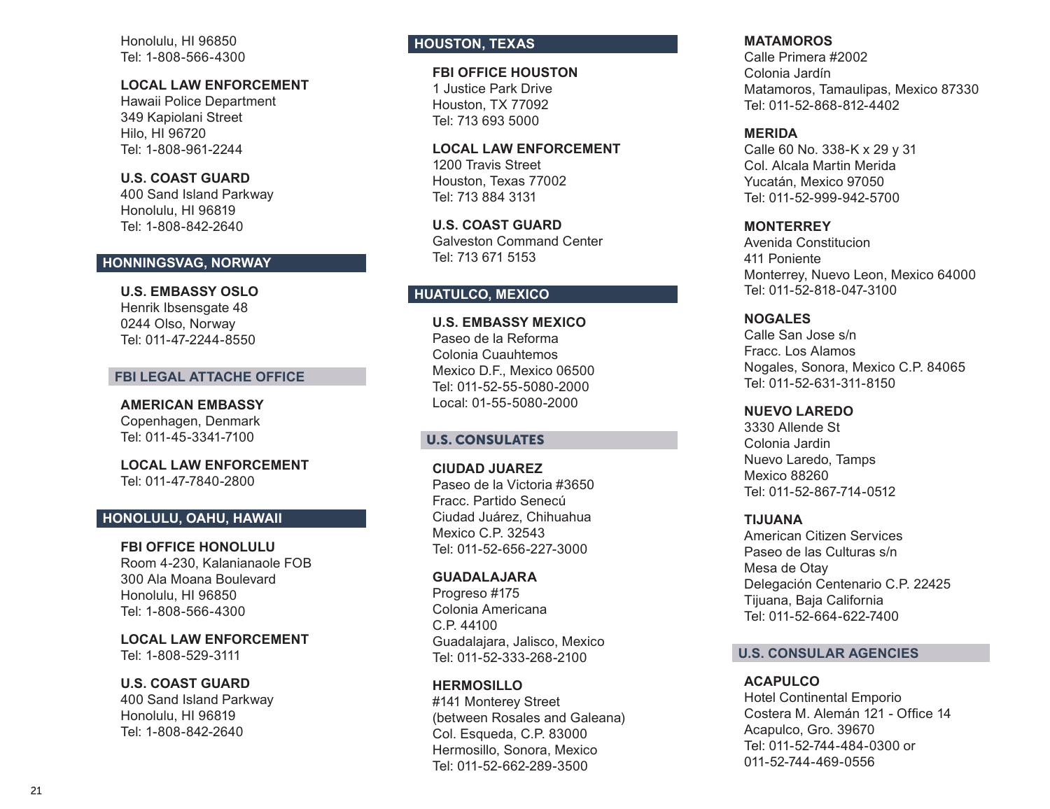Honolulu, HI 96850
Tel: 1-808-566-4300

**LOCAL LAW ENFORCEMENT**
Hawaii Police Department
349 Kapiolani Street
Hilo, HI 96720
Tel: 1-808-961-2244

**U.S. COAST GUARD**
400 Sand Island Parkway
Honolulu, HI 96819
Tel: 1-808-842-2640

## HONNINGSVAG, NORWAY

**U.S. EMBASSY OSLO**
Henrik Ibsensgate 48
0244 Olso, Norway
Tel: 011-47-2244-8550

### FBI LEGAL ATTACHE OFFICE

**AMERICAN EMBASSY**
Copenhagen, Denmark
Tel: 011-45-3341-7100

**LOCAL LAW ENFORCEMENT**
Tel: 011-47-7840-2800

## HONOLULU, OAHU, HAWAII

**FBI OFFICE HONOLULU**
Room 4-230, Kalanianaole FOB
300 Ala Moana Boulevard
Honolulu, HI 96850
Tel: 1-808-566-4300

**LOCAL LAW ENFORCEMENT**
Tel: 1-808-529-3111

**U.S. COAST GUARD**
400 Sand Island Parkway
Honolulu, HI 96819
Tel: 1-808-842-2640

## HOUSTON, TEXAS

**FBI OFFICE HOUSTON**
1 Justice Park Drive
Houston, TX 77092
Tel: 713 693 5000

**LOCAL LAW ENFORCEMENT**
1200 Travis Street
Houston, Texas 77002
Tel: 713 884 3131

**U.S. COAST GUARD**
Galveston Command Center
Tel: 713 671 5153

## HUATULCO, MEXICO

**U.S. EMBASSY MEXICO**
Paseo de la Reforma
Colonia Cuauhtemos
Mexico D.F., Mexico 06500
Tel: 011-52-55-5080-2000
Local: 01-55-5080-2000

### U.S. CONSULATES

**CIUDAD JUAREZ**
Paseo de la Victoria #3650
Fracc. Partido Senecú
Ciudad Juárez, Chihuahua
Mexico C.P. 32543
Tel: 011-52-656-227-3000

**GUADALAJARA**
Progreso #175
Colonia Americana
C.P. 44100
Guadalajara, Jalisco, Mexico
Tel: 011-52-333-268-2100

**HERMOSILLO**
#141 Monterey Street
(between Rosales and Galeana)
Col. Esqueda, C.P. 83000
Hermosillo, Sonora, Mexico
Tel: 011-52-662-289-3500

**MATAMOROS**
Calle Primera #2002
Colonia Jardín
Matamoros, Tamaulipas, Mexico 87330
Tel: 011-52-868-812-4402

**MERIDA**
Calle 60 No. 338-K x 29 y 31
Col. Alcala Martin Merida
Yucatán, Mexico 97050
Tel: 011-52-999-942-5700

**MONTERREY**
Avenida Constitucion
411 Poniente
Monterrey, Nuevo Leon, Mexico 64000
Tel: 011-52-818-047-3100

**NOGALES**
Calle San Jose s/n
Fracc. Los Alamos
Nogales, Sonora, Mexico C.P. 84065
Tel: 011-52-631-311-8150

**NUEVO LAREDO**
3330 Allende St
Colonia Jardin
Nuevo Laredo, Tamps
Mexico 88260
Tel: 011-52-867-714-0512

**TIJUANA**
American Citizen Services
Paseo de las Culturas s/n
Mesa de Otay
Delegación Centenario C.P. 22425
Tijuana, Baja California
Tel: 011-52-664-622-7400

### U.S. CONSULAR AGENCIES

**ACAPULCO**
Hotel Continental Emporio
Costera M. Alemán 121 - Office 14
Acapulco, Gro. 39670
Tel: 011-52-744-484-0300 or
011-52-744-469-0556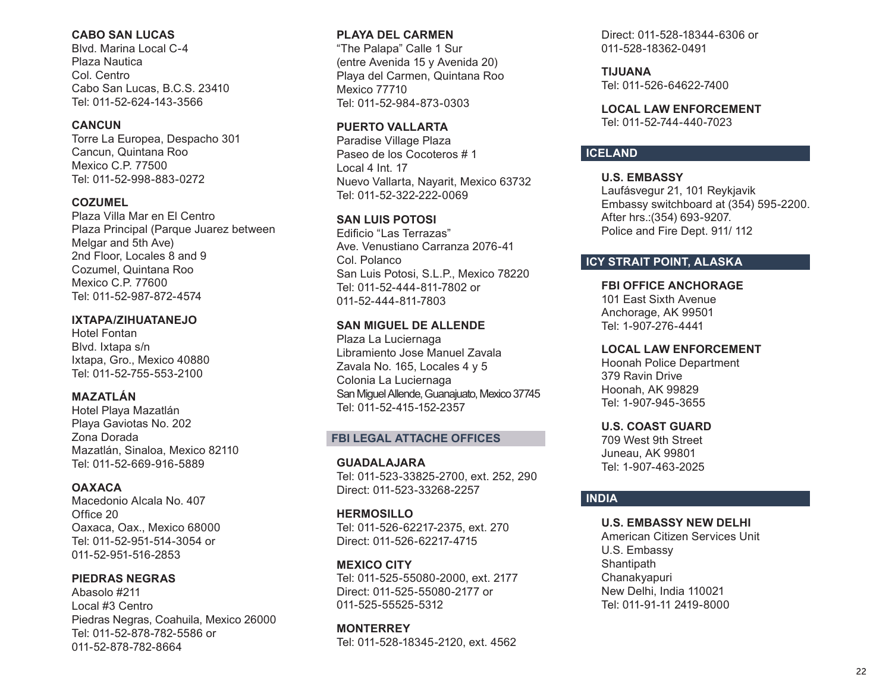**CABO SAN LUCAS**
Blvd. Marina Local C-4
Plaza Nautica
Col. Centro
Cabo San Lucas, B.C.S. 23410
Tel: 011-52-624-143-3566

**CANCUN**
Torre La Europea, Despacho 301
Cancun, Quintana Roo
Mexico C.P. 77500
Tel: 011-52-998-883-0272

**COZUMEL**
Plaza Villa Mar en El Centro
Plaza Principal (Parque Juarez between Melgar and 5th Ave)
2nd Floor, Locales 8 and 9
Cozumel, Quintana Roo
Mexico C.P. 77600
Tel: 011-52-987-872-4574

**IXTAPA/ZIHUATANEJO**
Hotel Fontan
Blvd. Ixtapa s/n
Ixtapa, Gro., Mexico 40880
Tel: 011-52-755-553-2100

**MAZATLÁN**
Hotel Playa Mazatlán
Playa Gaviotas No. 202
Zona Dorada
Mazatlán, Sinaloa, Mexico 82110
Tel: 011-52-669-916-5889

**OAXACA**
Macedonio Alcala No. 407
Office 20
Oaxaca, Oax., Mexico 68000
Tel: 011-52-951-514-3054 or
011-52-951-516-2853

**PIEDRAS NEGRAS**
Abasolo #211
Local #3 Centro
Piedras Negras, Coahuila, Mexico 26000
Tel: 011-52-878-782-5586 or
011-52-878-782-8664

**PLAYA DEL CARMEN**
"The Palapa" Calle 1 Sur
(entre Avenida 15 y Avenida 20)
Playa del Carmen, Quintana Roo
Mexico 77710
Tel: 011-52-984-873-0303

**PUERTO VALLARTA**
Paradise Village Plaza
Paseo de los Cocoteros # 1
Local 4 Int. 17
Nuevo Vallarta, Nayarit, Mexico 63732
Tel: 011-52-322-222-0069

**SAN LUIS POTOSI**
Edificio "Las Terrazas"
Ave. Venustiano Carranza 2076-41
Col. Polanco
San Luis Potosi, S.L.P., Mexico 78220
Tel: 011-52-444-811-7802 or
011-52-444-811-7803

**SAN MIGUEL DE ALLENDE**
Plaza La Luciernaga
Libramiento Jose Manuel Zavala
Zavala No. 165, Locales 4 y 5
Colonia La Luciernaga
San Miguel Allende, Guanajuato, Mexico 37745
Tel: 011-52-415-152-2357

## FBI LEGAL ATTACHE OFFICES

**GUADALAJARA**
Tel: 011-523-33825-2700, ext. 252, 290
Direct: 011-523-33268-2257

**HERMOSILLO**
Tel: 011-526-62217-2375, ext. 270
Direct: 011-526-62217-4715

**MEXICO CITY**
Tel: 011-525-55080-2000, ext. 2177
Direct: 011-525-55080-2177 or
011-525-55525-5312

**MONTERREY**
Tel: 011-528-18345-2120, ext. 4562
Direct: 011-528-18344-6306 or
011-528-18362-0491

**TIJUANA**
Tel: 011-526-64622-7400

**LOCAL LAW ENFORCEMENT**
Tel: 011-52-744-440-7023

## ICELAND

**U.S. EMBASSY**
Laufásvegur 21, 101 Reykjavik
Embassy switchboard at (354) 595-2200.
After hrs.:(354) 693-9207.
Police and Fire Dept. 911/ 112

## ICY STRAIT POINT, ALASKA

**FBI OFFICE ANCHORAGE**
101 East Sixth Avenue
Anchorage, AK 99501
Tel: 1-907-276-4441

**LOCAL LAW ENFORCEMENT**
Hoonah Police Department
379 Ravin Drive
Hoonah, AK 99829
Tel: 1-907-945-3655

**U.S. COAST GUARD**
709 West 9th Street
Juneau, AK 99801
Tel: 1-907-463-2025

## INDIA

**U.S. EMBASSY NEW DELHI**
American Citizen Services Unit
U.S. Embassy
Shantipath
Chanakyapuri
New Delhi, India 110021
Tel: 011-91-11 2419-8000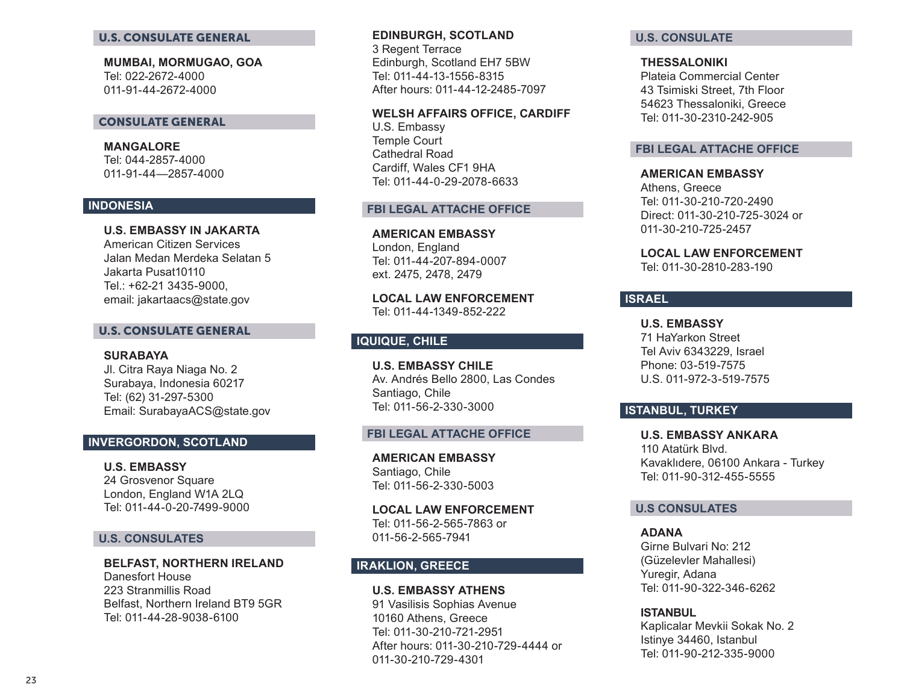### U.S. CONSULATE GENERAL

**MUMBAI, MORMUGAO, GOA**
Tel: 022-2672-4000
011-91-44-2672-4000

### CONSULATE GENERAL

**MANGALORE**
Tel: 044-2857-4000
011-91-44—2857-4000

## INDONESIA

**U.S. EMBASSY IN JAKARTA**
American Citizen Services
Jalan Medan Merdeka Selatan 5
Jakarta Pusat10110
Tel.: +62-21 3435-9000,
email: jakartaacs@state.gov

### U.S. CONSULATE GENERAL

**SURABAYA**
Jl. Citra Raya Niaga No. 2
Surabaya, Indonesia 60217
Tel: (62) 31-297-5300
Email: SurabayaACS@state.gov

## INVERGORDON, SCOTLAND

**U.S. EMBASSY**
24 Grosvenor Square
London, England W1A 2LQ
Tel: 011-44-0-20-7499-9000

### U.S. CONSULATES

**BELFAST, NORTHERN IRELAND**
Danesfort House
223 Stranmillis Road
Belfast, Northern Ireland BT9 5GR
Tel: 011-44-28-9038-6100

**EDINBURGH, SCOTLAND**
3 Regent Terrace
Edinburgh, Scotland EH7 5BW
Tel: 011-44-13-1556-8315
After hours: 011-44-12-2485-7097

**WELSH AFFAIRS OFFICE, CARDIFF**
U.S. Embassy
Temple Court
Cathedral Road
Cardiff, Wales CF1 9HA
Tel: 011-44-0-29-2078-6633

### FBI LEGAL ATTACHE OFFICE

**AMERICAN EMBASSY**
London, England
Tel: 011-44-207-894-0007
ext. 2475, 2478, 2479

**LOCAL LAW ENFORCEMENT**
Tel: 011-44-1349-852-222

## IQUIQUE, CHILE

**U.S. EMBASSY CHILE**
Av. Andrés Bello 2800, Las Condes
Santiago, Chile
Tel: 011-56-2-330-3000

### FBI LEGAL ATTACHE OFFICE

**AMERICAN EMBASSY**
Santiago, Chile
Tel: 011-56-2-330-5003

**LOCAL LAW ENFORCEMENT**
Tel: 011-56-2-565-7863 or
011-56-2-565-7941

## IRAKLION, GREECE

**U.S. EMBASSY ATHENS**
91 Vasilisis Sophias Avenue
10160 Athens, Greece
Tel: 011-30-210-721-2951
After hours: 011-30-210-729-4444 or
011-30-210-729-4301

### U.S. CONSULATE

**THESSALONIKI**
Plateia Commercial Center
43 Tsimiski Street, 7th Floor
54623 Thessaloniki, Greece
Tel: 011-30-2310-242-905

### FBI LEGAL ATTACHE OFFICE

**AMERICAN EMBASSY**
Athens, Greece
Tel: 011-30-210-720-2490
Direct: 011-30-210-725-3024 or
011-30-210-725-2457

**LOCAL LAW ENFORCEMENT**
Tel: 011-30-2810-283-190

## ISRAEL

**U.S. EMBASSY**
71 HaYarkon Street
Tel Aviv 6343229, Israel
Phone: 03-519-7575
U.S. 011-972-3-519-7575

## ISTANBUL, TURKEY

**U.S. EMBASSY ANKARA**
110 Atatürk Blvd.
Kavaklıdere, 06100 Ankara - Turkey
Tel: 011-90-312-455-5555

### U.S CONSULATES

**ADANA**
Girne Bulvari No: 212
(Güzelevler Mahallesi)
Yuregir, Adana
Tel: 011-90-322-346-6262

**ISTANBUL**
Kaplicalar Mevkii Sokak No. 2
Istinye 34460, Istanbul
Tel: 011-90-212-335-9000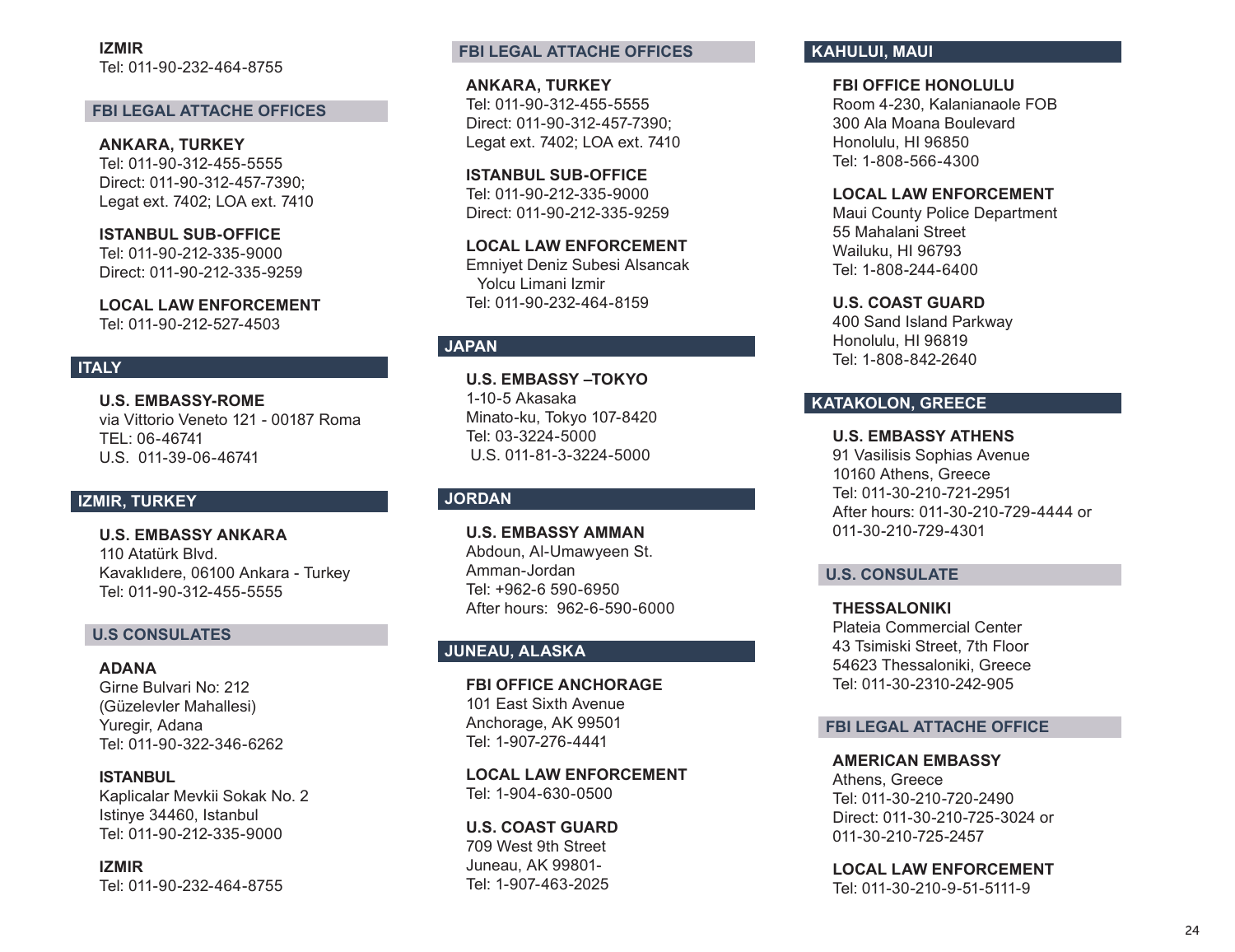**IZMIR**
Tel: 011-90-232-464-8755

## FBI LEGAL ATTACHE OFFICES

**ANKARA, TURKEY**
Tel: 011-90-312-455-5555
Direct: 011-90-312-457-7390;
Legat ext. 7402; LOA ext. 7410

**ISTANBUL SUB-OFFICE**
Tel: 011-90-212-335-9000
Direct: 011-90-212-335-9259

**LOCAL LAW ENFORCEMENT**
Tel: 011-90-212-527-4503

# ITALY

**U.S. EMBASSY-ROME**
via Vittorio Veneto 121 - 00187 Roma
TEL: 06-46741
U.S. 011-39-06-46741

# IZMIR, TURKEY

**U.S. EMBASSY ANKARA**
110 Atatürk Blvd.
Kavaklıdere, 06100 Ankara - Turkey
Tel: 011-90-312-455-5555

## U.S CONSULATES

**ADANA**
Girne Bulvari No: 212
(Güzelevler Mahallesi)
Yuregir, Adana
Tel: 011-90-322-346-6262

**ISTANBUL**
Kaplicalar Mevkii Sokak No. 2
Istinye 34460, Istanbul
Tel: 011-90-212-335-9000

**IZMIR**
Tel: 011-90-232-464-8755

## FBI LEGAL ATTACHE OFFICES

**ANKARA, TURKEY**
Tel: 011-90-312-455-5555
Direct: 011-90-312-457-7390;
Legat ext. 7402; LOA ext. 7410

**ISTANBUL SUB-OFFICE**
Tel: 011-90-212-335-9000
Direct: 011-90-212-335-9259

**LOCAL LAW ENFORCEMENT**
Emniyet Deniz Subesi Alsancak
Yolcu Limani Izmir
Tel: 011-90-232-464-8159

# JAPAN

**U.S. EMBASSY –TOKYO**
1-10-5 Akasaka
Minato-ku, Tokyo 107-8420
Tel: 03-3224-5000
U.S. 011-81-3-3224-5000

# JORDAN

**U.S. EMBASSY AMMAN**
Abdoun, Al-Umawyeen St.
Amman-Jordan
Tel: +962-6 590-6950
After hours: 962-6-590-6000

# JUNEAU, ALASKA

**FBI OFFICE ANCHORAGE**
101 East Sixth Avenue
Anchorage, AK 99501
Tel: 1-907-276-4441

**LOCAL LAW ENFORCEMENT**
Tel: 1-904-630-0500

**U.S. COAST GUARD**
709 West 9th Street
Juneau, AK 99801-
Tel: 1-907-463-2025

# KAHULUI, MAUI

**FBI OFFICE HONOLULU**
Room 4-230, Kalanianaole FOB
300 Ala Moana Boulevard
Honolulu, HI 96850
Tel: 1-808-566-4300

**LOCAL LAW ENFORCEMENT**
Maui County Police Department
55 Mahalani Street
Wailuku, HI 96793
Tel: 1-808-244-6400

**U.S. COAST GUARD**
400 Sand Island Parkway
Honolulu, HI 96819
Tel: 1-808-842-2640

# KATAKOLON, GREECE

**U.S. EMBASSY ATHENS**
91 Vasilisis Sophias Avenue
10160 Athens, Greece
Tel: 011-30-210-721-2951
After hours: 011-30-210-729-4444 or
011-30-210-729-4301

## U.S. CONSULATE

**THESSALONIKI**
Plateia Commercial Center
43 Tsimiski Street, 7th Floor
54623 Thessaloniki, Greece
Tel: 011-30-2310-242-905

## FBI LEGAL ATTACHE OFFICE

**AMERICAN EMBASSY**
Athens, Greece
Tel: 011-30-210-720-2490
Direct: 011-30-210-725-3024 or
011-30-210-725-2457

**LOCAL LAW ENFORCEMENT**
Tel: 011-30-210-9-51-5111-9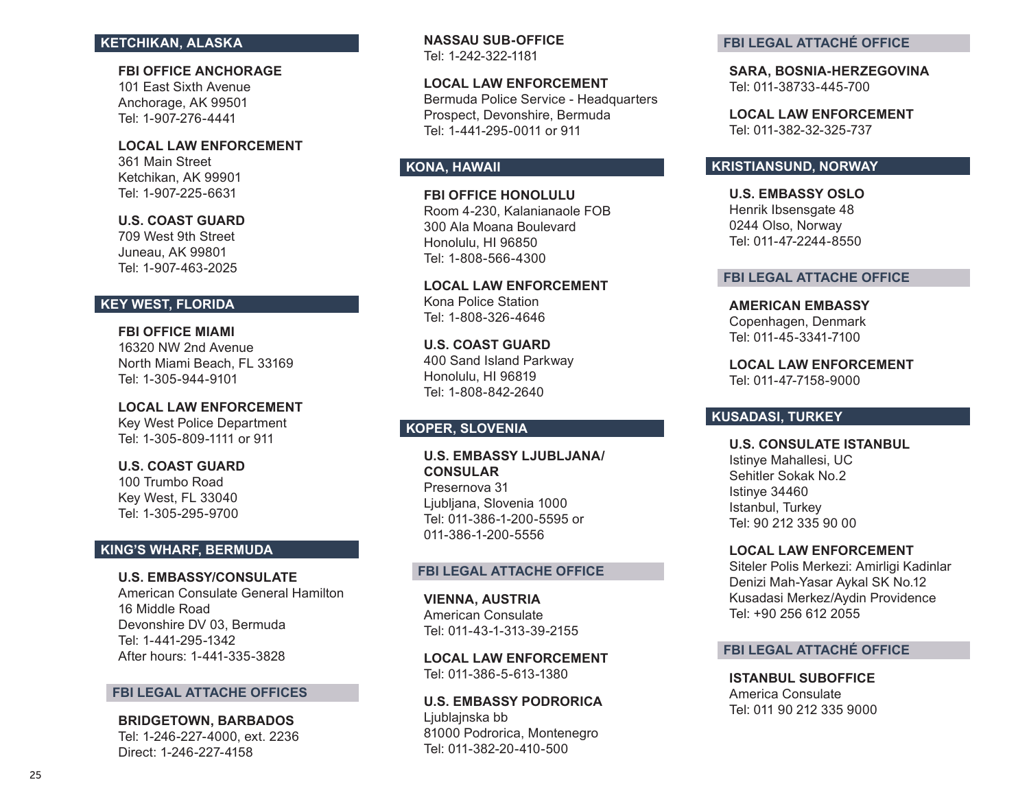## KETCHIKAN, ALASKA

**FBI OFFICE ANCHORAGE**
101 East Sixth Avenue
Anchorage, AK 99501
Tel: 1-907-276-4441

**LOCAL LAW ENFORCEMENT**
361 Main Street
Ketchikan, AK 99901
Tel: 1-907-225-6631

**U.S. COAST GUARD**
709 West 9th Street
Juneau, AK 99801
Tel: 1-907-463-2025

## KEY WEST, FLORIDA

**FBI OFFICE MIAMI**
16320 NW 2nd Avenue
North Miami Beach, FL 33169
Tel: 1-305-944-9101

**LOCAL LAW ENFORCEMENT**
Key West Police Department
Tel: 1-305-809-1111 or 911

**U.S. COAST GUARD**
100 Trumbo Road
Key West, FL 33040
Tel: 1-305-295-9700

## KING'S WHARF, BERMUDA

**U.S. EMBASSY/CONSULATE**
American Consulate General Hamilton
16 Middle Road
Devonshire DV 03, Bermuda
Tel: 1-441-295-1342
After hours: 1-441-335-3828

### FBI LEGAL ATTACHE OFFICES

**BRIDGETOWN, BARBADOS**
Tel: 1-246-227-4000, ext. 2236
Direct: 1-246-227-4158

**NASSAU SUB-OFFICE**
Tel: 1-242-322-1181

**LOCAL LAW ENFORCEMENT**
Bermuda Police Service - Headquarters
Prospect, Devonshire, Bermuda
Tel: 1-441-295-0011 or 911

## KONA, HAWAII

**FBI OFFICE HONOLULU**
Room 4-230, Kalanianaole FOB
300 Ala Moana Boulevard
Honolulu, HI 96850
Tel: 1-808-566-4300

**LOCAL LAW ENFORCEMENT**
Kona Police Station
Tel: 1-808-326-4646

**U.S. COAST GUARD**
400 Sand Island Parkway
Honolulu, HI 96819
Tel: 1-808-842-2640

## KOPER, SLOVENIA

**U.S. EMBASSY LJUBLJANA/ CONSULAR**
Presernova 31
Ljubljana, Slovenia 1000
Tel: 011-386-1-200-5595 or
011-386-1-200-5556

### FBI LEGAL ATTACHE OFFICE

**VIENNA, AUSTRIA**
American Consulate
Tel: 011-43-1-313-39-2155

**LOCAL LAW ENFORCEMENT**
Tel: 011-386-5-613-1380

**U.S. EMBASSY PODRORICA**
Ljublajnska bb
81000 Podrorica, Montenegro
Tel: 011-382-20-410-500

### FBI LEGAL ATTACHÉ OFFICE

**SARA, BOSNIA-HERZEGOVINA**
Tel: 011-38733-445-700

**LOCAL LAW ENFORCEMENT**
Tel: 011-382-32-325-737

## KRISTIANSUND, NORWAY

**U.S. EMBASSY OSLO**
Henrik Ibsensgate 48
0244 Olso, Norway
Tel: 011-47-2244-8550

### FBI LEGAL ATTACHE OFFICE

**AMERICAN EMBASSY**
Copenhagen, Denmark
Tel: 011-45-3341-7100

**LOCAL LAW ENFORCEMENT**
Tel: 011-47-7158-9000

## KUSADASI, TURKEY

**U.S. CONSULATE ISTANBUL**
Istinye Mahallesi, UC
Sehitler Sokak No.2
Istinye 34460
Istanbul, Turkey
Tel: 90 212 335 90 00

**LOCAL LAW ENFORCEMENT**
Siteler Polis Merkezi: Amirligi Kadinlar
Denizi Mah-Yasar Aykal SK No.12
Kusadasi Merkez/Aydin Providence
Tel: +90 256 612 2055

### FBI LEGAL ATTACHÉ OFFICE

**ISTANBUL SUBOFFICE**
America Consulate
Tel: 011 90 212 335 9000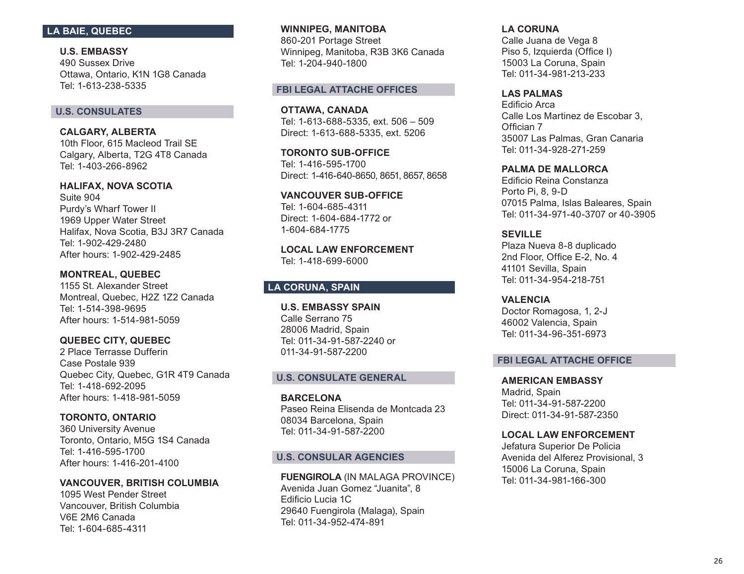## LA BAIE, QUEBEC

**U.S. EMBASSY**
490 Sussex Drive
Ottawa, Ontario, K1N 1G8 Canada
Tel: 1-613-238-5335

### U.S. CONSULATES

**CALGARY, ALBERTA**
10th Floor, 615 Macleod Trail SE
Calgary, Alberta, T2G 4T8 Canada
Tel: 1-403-266-8962

**HALIFAX, NOVA SCOTIA**
Suite 904
Purdy's Wharf Tower II
1969 Upper Water Street
Halifax, Nova Scotia, B3J 3R7 Canada
Tel: 1-902-429-2480
After hours: 1-902-429-2485

**MONTREAL, QUEBEC**
1155 St. Alexander Street
Montreal, Quebec, H2Z 1Z2 Canada
Tel: 1-514-398-9695
After hours: 1-514-981-5059

**QUEBEC CITY, QUEBEC**
2 Place Terrasse Dufferin
Case Postale 939
Quebec City, Quebec, G1R 4T9 Canada
Tel: 1-418-692-2095
After hours: 1-418-981-5059

**TORONTO, ONTARIO**
360 University Avenue
Toronto, Ontario, M5G 1S4 Canada
Tel: 1-416-595-1700
After hours: 1-416-201-4100

**VANCOUVER, BRITISH COLUMBIA**
1095 West Pender Street
Vancouver, British Columbia
V6E 2M6 Canada
Tel: 1-604-685-4311

**WINNIPEG, MANITOBA**
860-201 Portage Street
Winnipeg, Manitoba, R3B 3K6 Canada
Tel: 1-204-940-1800

### FBI LEGAL ATTACHE OFFICES

**OTTAWA, CANADA**
Tel: 1-613-688-5335, ext. 506 – 509
Direct: 1-613-688-5335, ext. 5206

**TORONTO SUB-OFFICE**
Tel: 1-416-595-1700
Direct: 1-416-640-8650, 8651, 8657, 8658

**VANCOUVER SUB-OFFICE**
Tel: 1-604-685-4311
Direct: 1-604-684-1772 or
1-604-684-1775

**LOCAL LAW ENFORCEMENT**
Tel: 1-418-699-6000

## LA CORUNA, SPAIN

**U.S. EMBASSY SPAIN**
Calle Serrano 75
28006 Madrid, Spain
Tel: 011-34-91-587-2240 or
011-34-91-587-2200

### U.S. CONSULATE GENERAL

**BARCELONA**
Paseo Reina Elisenda de Montcada 23
08034 Barcelona, Spain
Tel: 011-34-91-587-2200

### U.S. CONSULAR AGENCIES

**FUENGIROLA** (IN MALAGA PROVINCE)
Avenida Juan Gomez "Juanita", 8
Edificio Lucia 1C
29640 Fuengirola (Malaga), Spain
Tel: 011-34-952-474-891

**LA CORUNA**
Calle Juana de Vega 8
Piso 5, Izquierda (Office I)
15003 La Coruna, Spain
Tel: 011-34-981-213-233

**LAS PALMAS**
Edificio Arca
Calle Los Martinez de Escobar 3,
Official 7
35007 Las Palmas, Gran Canaria
Tel: 011-34-928-271-259

**PALMA DE MALLORCA**
Edificio Reina Constanza
Porto Pi, 8, 9-D
07015 Palma, Islas Baleares, Spain
Tel: 011-34-971-40-3707 or 40-3905

**SEVILLE**
Plaza Nueva 8-8 duplicado
2nd Floor, Office E-2, No. 4
41101 Sevilla, Spain
Tel: 011-34-954-218-751

**VALENCIA**
Doctor Romagosa, 1, 2-J
46002 Valencia, Spain
Tel: 011-34-96-351-6973

### FBI LEGAL ATTACHE OFFICE

**AMERICAN EMBASSY**
Madrid, Spain
Tel: 011-34-91-587-2200
Direct: 011-34-91-587-2350

**LOCAL LAW ENFORCEMENT**
Jefatura Superior De Policia
Avenida del Alferez Provisional, 3
15006 La Coruna, Spain
Tel: 011-34-981-166-300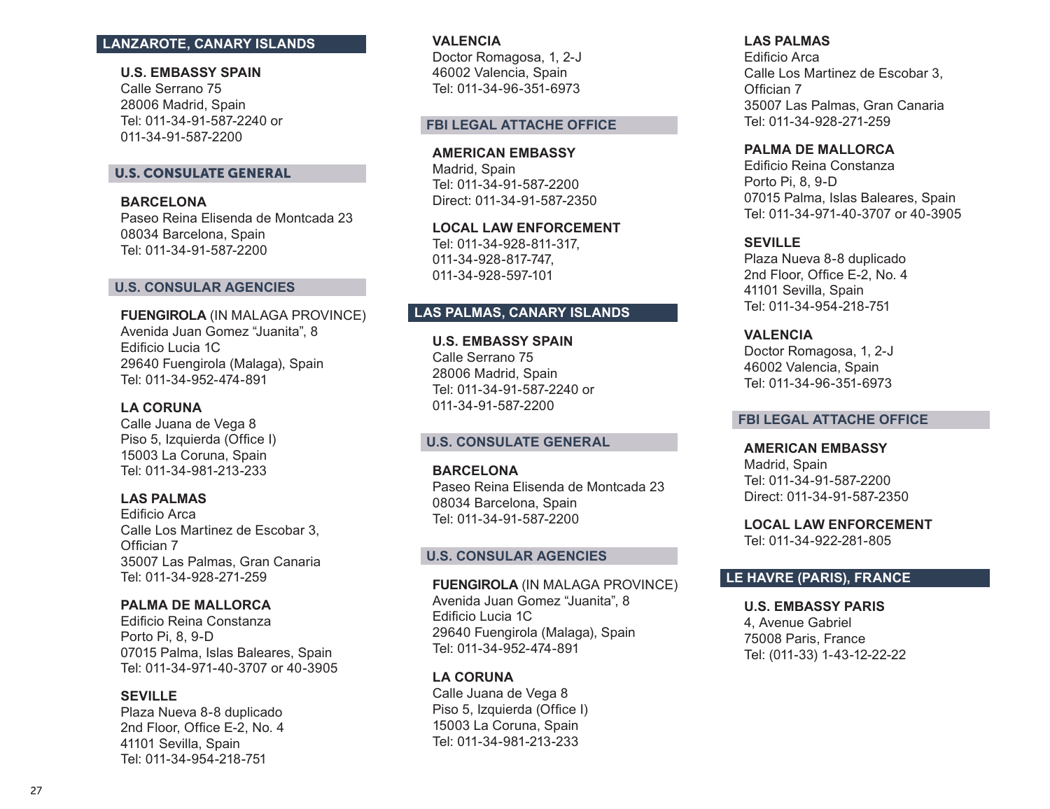## LANZAROTE, CANARY ISLANDS

**U.S. EMBASSY SPAIN**
Calle Serrano 75
28006 Madrid, Spain
Tel: 011-34-91-587-2240 or
011-34-91-587-2200

### U.S. CONSULATE GENERAL

**BARCELONA**
Paseo Reina Elisenda de Montcada 23
08034 Barcelona, Spain
Tel: 011-34-91-587-2200

### U.S. CONSULAR AGENCIES

**FUENGIROLA** (IN MALAGA PROVINCE)
Avenida Juan Gomez "Juanita", 8
Edificio Lucia 1C
29640 Fuengirola (Malaga), Spain
Tel: 011-34-952-474-891

**LA CORUNA**
Calle Juana de Vega 8
Piso 5, Izquierda (Office I)
15003 La Coruna, Spain
Tel: 011-34-981-213-233

**LAS PALMAS**
Edificio Arca
Calle Los Martinez de Escobar 3,
Offician 7
35007 Las Palmas, Gran Canaria
Tel: 011-34-928-271-259

**PALMA DE MALLORCA**
Edificio Reina Constanza
Porto Pi, 8, 9-D
07015 Palma, Islas Baleares, Spain
Tel: 011-34-971-40-3707 or 40-3905

**SEVILLE**
Plaza Nueva 8-8 duplicado
2nd Floor, Office E-2, No. 4
41101 Sevilla, Spain
Tel: 011-34-954-218-751

**VALENCIA**
Doctor Romagosa, 1, 2-J
46002 Valencia, Spain
Tel: 011-34-96-351-6973

### FBI LEGAL ATTACHE OFFICE

**AMERICAN EMBASSY**
Madrid, Spain
Tel: 011-34-91-587-2200
Direct: 011-34-91-587-2350

**LOCAL LAW ENFORCEMENT**
Tel: 011-34-928-811-317,
011-34-928-817-747,
011-34-928-597-101

## LAS PALMAS, CANARY ISLANDS

**U.S. EMBASSY SPAIN**
Calle Serrano 75
28006 Madrid, Spain
Tel: 011-34-91-587-2240 or
011-34-91-587-2200

### U.S. CONSULATE GENERAL

**BARCELONA**
Paseo Reina Elisenda de Montcada 23
08034 Barcelona, Spain
Tel: 011-34-91-587-2200

### U.S. CONSULAR AGENCIES

**FUENGIROLA** (IN MALAGA PROVINCE)
Avenida Juan Gomez "Juanita", 8
Edificio Lucia 1C
29640 Fuengirola (Malaga), Spain
Tel: 011-34-952-474-891

**LA CORUNA**
Calle Juana de Vega 8
Piso 5, Izquierda (Office I)
15003 La Coruna, Spain
Tel: 011-34-981-213-233

**LAS PALMAS**
Edificio Arca
Calle Los Martinez de Escobar 3,
Offician 7
35007 Las Palmas, Gran Canaria
Tel: 011-34-928-271-259

**PALMA DE MALLORCA**
Edificio Reina Constanza
Porto Pi, 8, 9-D
07015 Palma, Islas Baleares, Spain
Tel: 011-34-971-40-3707 or 40-3905

**SEVILLE**
Plaza Nueva 8-8 duplicado
2nd Floor, Office E-2, No. 4
41101 Sevilla, Spain
Tel: 011-34-954-218-751

**VALENCIA**
Doctor Romagosa, 1, 2-J
46002 Valencia, Spain
Tel: 011-34-96-351-6973

### FBI LEGAL ATTACHE OFFICE

**AMERICAN EMBASSY**
Madrid, Spain
Tel: 011-34-91-587-2200
Direct: 011-34-91-587-2350

**LOCAL LAW ENFORCEMENT**
Tel: 011-34-922-281-805

## LE HAVRE (PARIS), FRANCE

**U.S. EMBASSY PARIS**
4, Avenue Gabriel
75008 Paris, France
Tel: (011-33) 1-43-12-22-22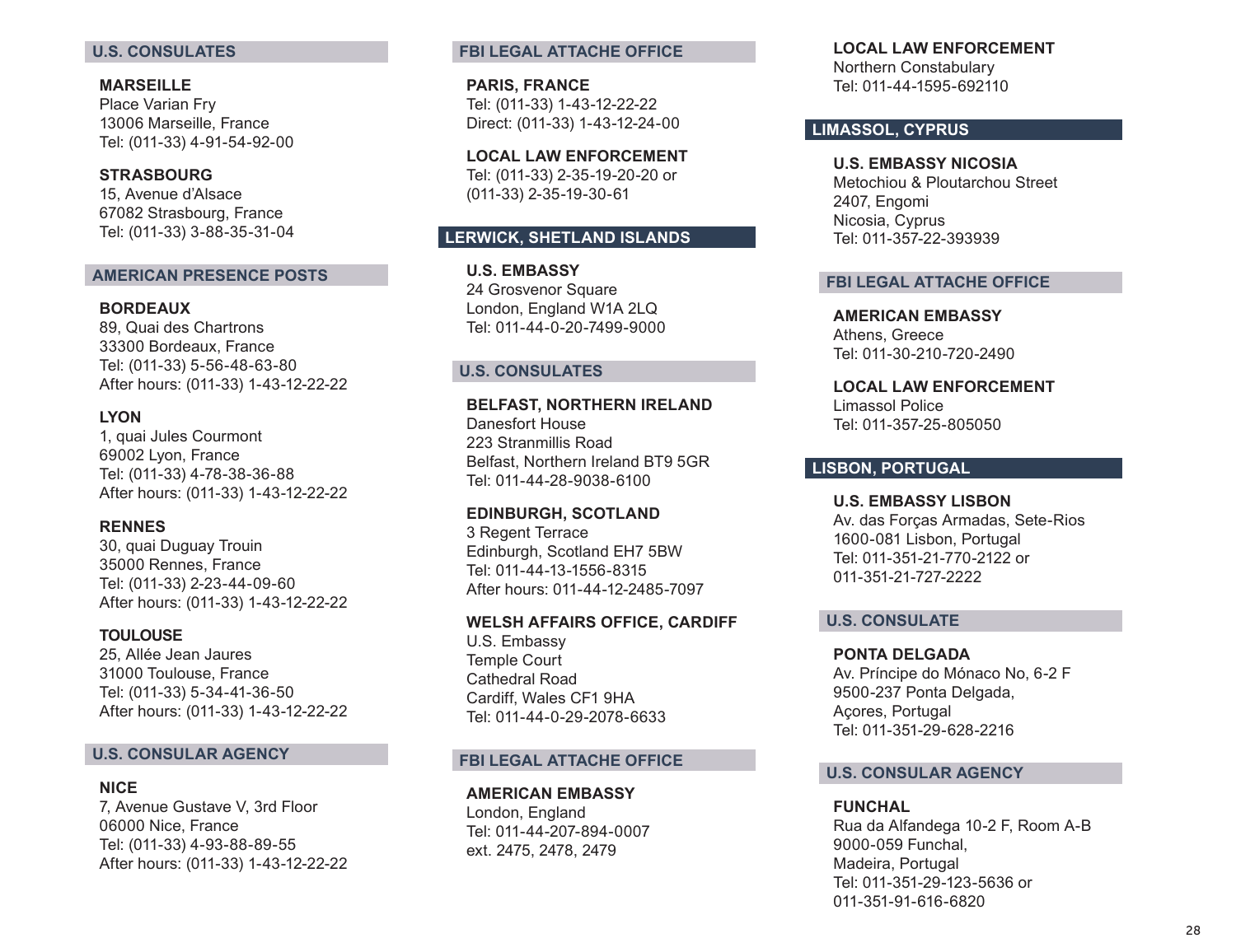## U.S. CONSULATES

**MARSEILLE**
Place Varian Fry
13006 Marseille, France
Tel: (011-33) 4-91-54-92-00

**STRASBOURG**
15, Avenue d'Alsace
67082 Strasbourg, France
Tel: (011-33) 3-88-35-31-04

## AMERICAN PRESENCE POSTS

**BORDEAUX**
89, Quai des Chartrons
33300 Bordeaux, France
Tel: (011-33) 5-56-48-63-80
After hours: (011-33) 1-43-12-22-22

**LYON**
1, quai Jules Courmont
69002 Lyon, France
Tel: (011-33) 4-78-38-36-88
After hours: (011-33) 1-43-12-22-22

**RENNES**
30, quai Duguay Trouin
35000 Rennes, France
Tel: (011-33) 2-23-44-09-60
After hours: (011-33) 1-43-12-22-22

**TOULOUSE**
25, Allée Jean Jaures
31000 Toulouse, France
Tel: (011-33) 5-34-41-36-50
After hours: (011-33) 1-43-12-22-22

## U.S. CONSULAR AGENCY

**NICE**
7, Avenue Gustave V, 3rd Floor
06000 Nice, France
Tel: (011-33) 4-93-88-89-55
After hours: (011-33) 1-43-12-22-22

## FBI LEGAL ATTACHE OFFICE

**PARIS, FRANCE**
Tel: (011-33) 1-43-12-22-22
Direct: (011-33) 1-43-12-24-00

**LOCAL LAW ENFORCEMENT**
Tel: (011-33) 2-35-19-20-20 or
(011-33) 2-35-19-30-61

# LERWICK, SHETLAND ISLANDS

**U.S. EMBASSY**
24 Grosvenor Square
London, England W1A 2LQ
Tel: 011-44-0-20-7499-9000

## U.S. CONSULATES

**BELFAST, NORTHERN IRELAND**
Danesfort House
223 Stranmillis Road
Belfast, Northern Ireland BT9 5GR
Tel: 011-44-28-9038-6100

**EDINBURGH, SCOTLAND**
3 Regent Terrace
Edinburgh, Scotland EH7 5BW
Tel: 011-44-13-1556-8315
After hours: 011-44-12-2485-7097

**WELSH AFFAIRS OFFICE, CARDIFF**
U.S. Embassy
Temple Court
Cathedral Road
Cardiff, Wales CF1 9HA
Tel: 011-44-0-29-2078-6633

## FBI LEGAL ATTACHE OFFICE

**AMERICAN EMBASSY**
London, England
Tel: 011-44-207-894-0007
ext. 2475, 2478, 2479

**LOCAL LAW ENFORCEMENT**
Northern Constabulary
Tel: 011-44-1595-692110

# LIMASSOL, CYPRUS

**U.S. EMBASSY NICOSIA**
Metochiou & Ploutarchou Street
2407, Engomi
Nicosia, Cyprus
Tel: 011-357-22-393939

## FBI LEGAL ATTACHE OFFICE

**AMERICAN EMBASSY**
Athens, Greece
Tel: 011-30-210-720-2490

**LOCAL LAW ENFORCEMENT**
Limassol Police
Tel: 011-357-25-805050

# LISBON, PORTUGAL

**U.S. EMBASSY LISBON**
Av. das Forças Armadas, Sete-Rios
1600-081 Lisbon, Portugal
Tel: 011-351-21-770-2122 or
011-351-21-727-2222

## U.S. CONSULATE

**PONTA DELGADA**
Av. Príncipe do Mónaco No, 6-2 F
9500-237 Ponta Delgada,
Açores, Portugal
Tel: 011-351-29-628-2216

## U.S. CONSULAR AGENCY

**FUNCHAL**
Rua da Alfandega 10-2 F, Room A-B
9000-059 Funchal,
Madeira, Portugal
Tel: 011-351-29-123-5636 or
011-351-91-616-6820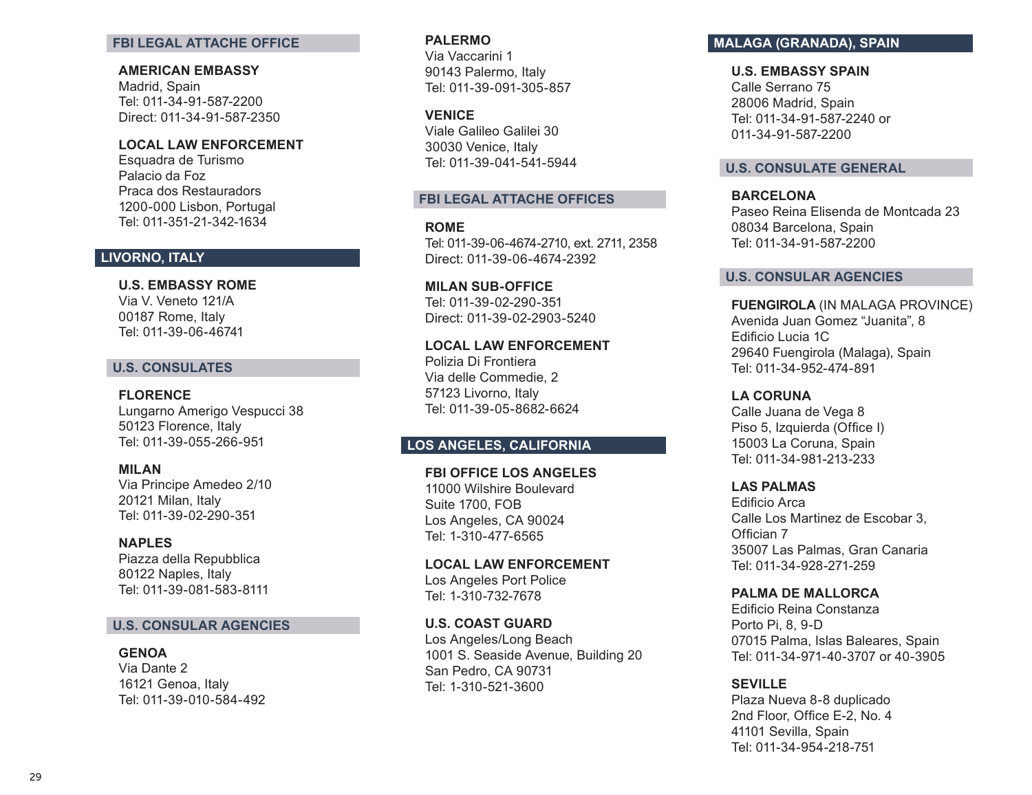### FBI LEGAL ATTACHE OFFICE

**AMERICAN EMBASSY**
Madrid, Spain
Tel: 011-34-91-587-2200
Direct: 011-34-91-587-2350

**LOCAL LAW ENFORCEMENT**
Esquadra de Turismo
Palacio da Foz
Praca dos Restauradors
1200-000 Lisbon, Portugal
Tel: 011-351-21-342-1634

## LIVORNO, ITALY

**U.S. EMBASSY ROME**
Via V. Veneto 121/A
00187 Rome, Italy
Tel: 011-39-06-46741

### U.S. CONSULATES

**FLORENCE**
Lungarno Amerigo Vespucci 38
50123 Florence, Italy
Tel: 011-39-055-266-951

**MILAN**
Via Principe Amedeo 2/10
20121 Milan, Italy
Tel: 011-39-02-290-351

**NAPLES**
Piazza della Repubblica
80122 Naples, Italy
Tel: 011-39-081-583-8111

### U.S. CONSULAR AGENCIES

**GENOA**
Via Dante 2
16121 Genoa, Italy
Tel: 011-39-010-584-492

**PALERMO**
Via Vaccarini 1
90143 Palermo, Italy
Tel: 011-39-091-305-857

**VENICE**
Viale Galileo Galilei 30
30030 Venice, Italy
Tel: 011-39-041-541-5944

### FBI LEGAL ATTACHE OFFICES

**ROME**
Tel: 011-39-06-4674-2710, ext. 2711, 2358
Direct: 011-39-06-4674-2392

**MILAN SUB-OFFICE**
Tel: 011-39-02-290-351
Direct: 011-39-02-2903-5240

**LOCAL LAW ENFORCEMENT**
Polizia Di Frontiera
Via delle Commedie, 2
57123 Livorno, Italy
Tel: 011-39-05-8682-6624

## LOS ANGELES, CALIFORNIA

**FBI OFFICE LOS ANGELES**
11000 Wilshire Boulevard
Suite 1700, FOB
Los Angeles, CA 90024
Tel: 1-310-477-6565

**LOCAL LAW ENFORCEMENT**
Los Angeles Port Police
Tel: 1-310-732-7678

**U.S. COAST GUARD**
Los Angeles/Long Beach
1001 S. Seaside Avenue, Building 20
San Pedro, CA 90731
Tel: 1-310-521-3600

## MALAGA (GRANADA), SPAIN

**U.S. EMBASSY SPAIN**
Calle Serrano 75
28006 Madrid, Spain
Tel: 011-34-91-587-2240 or
011-34-91-587-2200

### U.S. CONSULATE GENERAL

**BARCELONA**
Paseo Reina Elisenda de Montcada 23
08034 Barcelona, Spain
Tel: 011-34-91-587-2200

### U.S. CONSULAR AGENCIES

**FUENGIROLA** (IN MALAGA PROVINCE)
Avenida Juan Gomez "Juanita", 8
Edificio Lucia 1C
29640 Fuengirola (Malaga), Spain
Tel: 011-34-952-474-891

**LA CORUNA**
Calle Juana de Vega 8
Piso 5, Izquierda (Office I)
15003 La Coruna, Spain
Tel: 011-34-981-213-233

**LAS PALMAS**
Edificio Arca
Calle Los Martinez de Escobar 3,
Official 7
35007 Las Palmas, Gran Canaria
Tel: 011-34-928-271-259

**PALMA DE MALLORCA**
Edificio Reina Constanza
Porto Pi, 8, 9-D
07015 Palma, Islas Baleares, Spain
Tel: 011-34-971-40-3707 or 40-3905

**SEVILLE**
Plaza Nueva 8-8 duplicado
2nd Floor, Office E-2, No. 4
41101 Sevilla, Spain
Tel: 011-34-954-218-751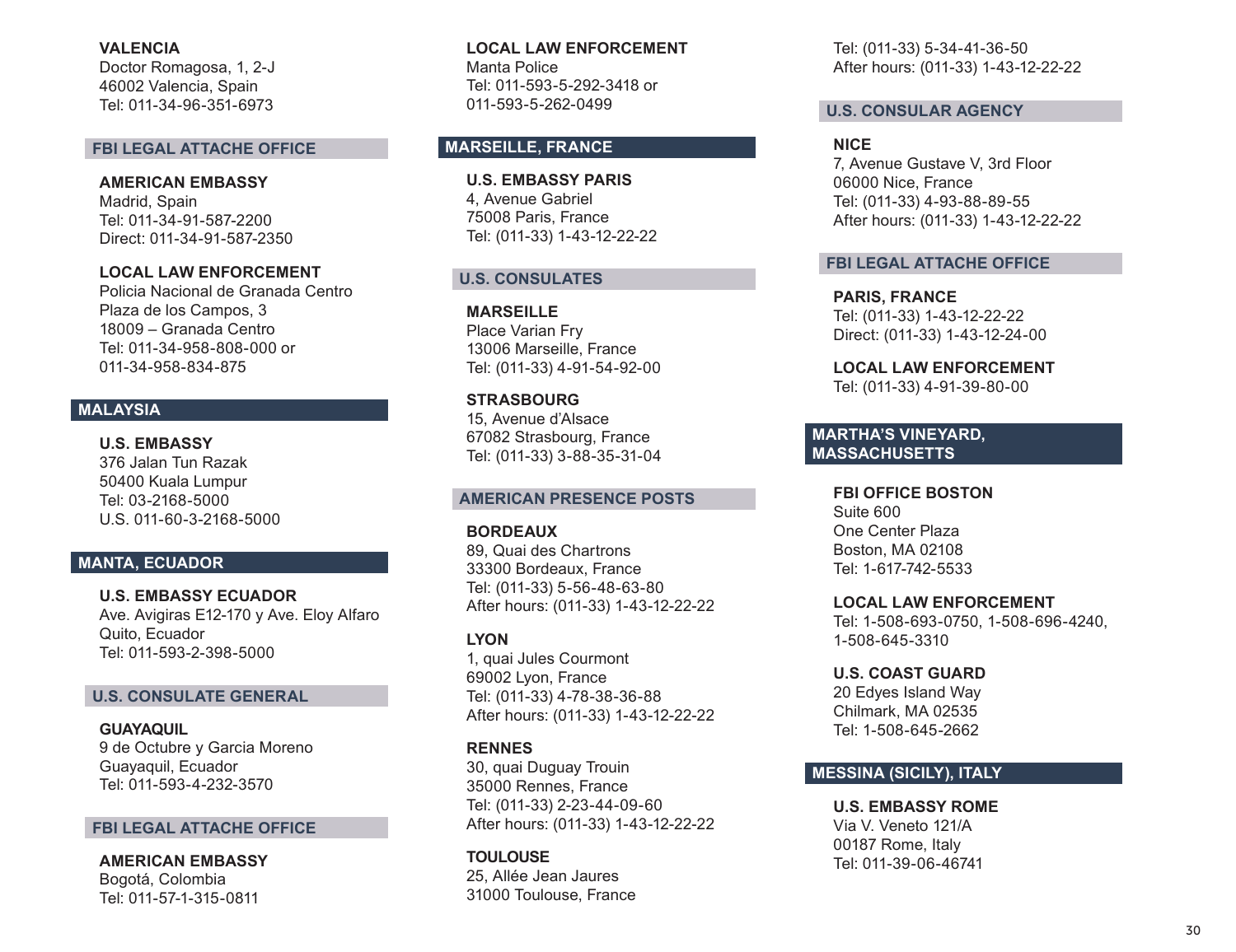**VALENCIA**
Doctor Romagosa, 1, 2-J
46002 Valencia, Spain
Tel: 011-34-96-351-6973

### FBI LEGAL ATTACHE OFFICE

**AMERICAN EMBASSY**
Madrid, Spain
Tel: 011-34-91-587-2200
Direct: 011-34-91-587-2350

**LOCAL LAW ENFORCEMENT**
Policia Nacional de Granada Centro
Plaza de los Campos, 3
18009 – Granada Centro
Tel: 011-34-958-808-000 or
011-34-958-834-875

## MALAYSIA

**U.S. EMBASSY**
376 Jalan Tun Razak
50400 Kuala Lumpur
Tel: 03-2168-5000
U.S. 011-60-3-2168-5000

## MANTA, ECUADOR

**U.S. EMBASSY ECUADOR**
Ave. Avigiras E12-170 y Ave. Eloy Alfaro
Quito, Ecuador
Tel: 011-593-2-398-5000

### U.S. CONSULATE GENERAL

**GUAYAQUIL**
9 de Octubre y Garcia Moreno
Guayaquil, Ecuador
Tel: 011-593-4-232-3570

### FBI LEGAL ATTACHE OFFICE

**AMERICAN EMBASSY**
Bogotá, Colombia
Tel: 011-57-1-315-0811

**LOCAL LAW ENFORCEMENT**
Manta Police
Tel: 011-593-5-292-3418 or
011-593-5-262-0499

## MARSEILLE, FRANCE

**U.S. EMBASSY PARIS**
4, Avenue Gabriel
75008 Paris, France
Tel: (011-33) 1-43-12-22-22

### U.S. CONSULATES

**MARSEILLE**
Place Varian Fry
13006 Marseille, France
Tel: (011-33) 4-91-54-92-00

**STRASBOURG**
15, Avenue d'Alsace
67082 Strasbourg, France
Tel: (011-33) 3-88-35-31-04

### AMERICAN PRESENCE POSTS

**BORDEAUX**
89, Quai des Chartrons
33300 Bordeaux, France
Tel: (011-33) 5-56-48-63-80
After hours: (011-33) 1-43-12-22-22

**LYON**
1, quai Jules Courmont
69002 Lyon, France
Tel: (011-33) 4-78-38-36-88
After hours: (011-33) 1-43-12-22-22

**RENNES**
30, quai Duguay Trouin
35000 Rennes, France
Tel: (011-33) 2-23-44-09-60
After hours: (011-33) 1-43-12-22-22

**TOULOUSE**
25, Allée Jean Jaures
31000 Toulouse, France
Tel: (011-33) 5-34-41-36-50
After hours: (011-33) 1-43-12-22-22

### U.S. CONSULAR AGENCY

**NICE**
7, Avenue Gustave V, 3rd Floor
06000 Nice, France
Tel: (011-33) 4-93-88-89-55
After hours: (011-33) 1-43-12-22-22

### FBI LEGAL ATTACHE OFFICE

**PARIS, FRANCE**
Tel: (011-33) 1-43-12-22-22
Direct: (011-33) 1-43-12-24-00

**LOCAL LAW ENFORCEMENT**
Tel: (011-33) 4-91-39-80-00

## MARTHA'S VINEYARD, MASSACHUSETTS

**FBI OFFICE BOSTON**
Suite 600
One Center Plaza
Boston, MA 02108
Tel: 1-617-742-5533

**LOCAL LAW ENFORCEMENT**
Tel: 1-508-693-0750, 1-508-696-4240,
1-508-645-3310

**U.S. COAST GUARD**
20 Edyes Island Way
Chilmark, MA 02535
Tel: 1-508-645-2662

## MESSINA (SICILY), ITALY

**U.S. EMBASSY ROME**
Via V. Veneto 121/A
00187 Rome, Italy
Tel: 011-39-06-46741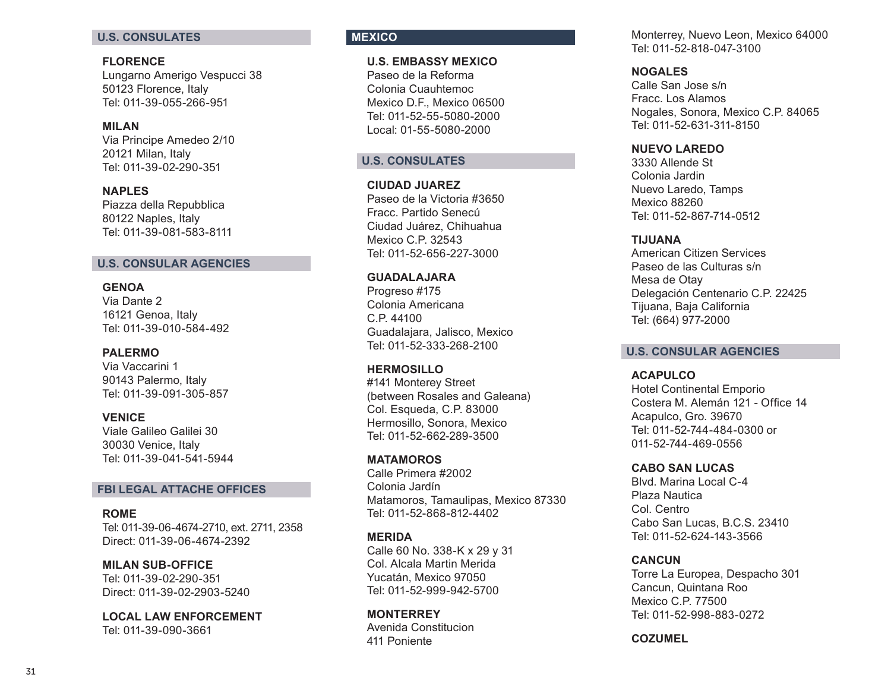### U.S. CONSULATES

**FLORENCE**
Lungarno Amerigo Vespucci 38
50123 Florence, Italy
Tel: 011-39-055-266-951

**MILAN**
Via Principe Amedeo 2/10
20121 Milan, Italy
Tel: 011-39-02-290-351

**NAPLES**
Piazza della Repubblica
80122 Naples, Italy
Tel: 011-39-081-583-8111

### U.S. CONSULAR AGENCIES

**GENOA**
Via Dante 2
16121 Genoa, Italy
Tel: 011-39-010-584-492

**PALERMO**
Via Vaccarini 1
90143 Palermo, Italy
Tel: 011-39-091-305-857

**VENICE**
Viale Galileo Galilei 30
30030 Venice, Italy
Tel: 011-39-041-541-5944

### FBI LEGAL ATTACHE OFFICES

**ROME**
Tel: 011-39-06-4674-2710, ext. 2711, 2358
Direct: 011-39-06-4674-2392

**MILAN SUB-OFFICE**
Tel: 011-39-02-290-351
Direct: 011-39-02-2903-5240

**LOCAL LAW ENFORCEMENT**
Tel: 011-39-090-3661

## MEXICO

**U.S. EMBASSY MEXICO**
Paseo de la Reforma
Colonia Cuauhtemoc
Mexico D.F., Mexico 06500
Tel: 011-52-55-5080-2000
Local: 01-55-5080-2000

### U.S. CONSULATES

**CIUDAD JUAREZ**
Paseo de la Victoria #3650
Fracc. Partido Senecú
Ciudad Juárez, Chihuahua
Mexico C.P. 32543
Tel: 011-52-656-227-3000

**GUADALAJARA**
Progreso #175
Colonia Americana
C.P. 44100
Guadalajara, Jalisco, Mexico
Tel: 011-52-333-268-2100

**HERMOSILLO**
#141 Monterey Street
(between Rosales and Galeana)
Col. Esqueda, C.P. 83000
Hermosillo, Sonora, Mexico
Tel: 011-52-662-289-3500

**MATAMOROS**
Calle Primera #2002
Colonia Jardín
Matamoros, Tamaulipas, Mexico 87330
Tel: 011-52-868-812-4402

**MERIDA**
Calle 60 No. 338-K x 29 y 31
Col. Alcala Martin Merida
Yucatán, Mexico 97050
Tel: 011-52-999-942-5700

**MONTERREY**
Avenida Constitucion
411 Poniente
Monterrey, Nuevo Leon, Mexico 64000
Tel: 011-52-818-047-3100

**NOGALES**
Calle San Jose s/n
Fracc. Los Alamos
Nogales, Sonora, Mexico C.P. 84065
Tel: 011-52-631-311-8150

**NUEVO LAREDO**
3330 Allende St
Colonia Jardin
Nuevo Laredo, Tamps
Mexico 88260
Tel: 011-52-867-714-0512

**TIJUANA**
American Citizen Services
Paseo de las Culturas s/n
Mesa de Otay
Delegación Centenario C.P. 22425
Tijuana, Baja California
Tel: (664) 977-2000

### U.S. CONSULAR AGENCIES

**ACAPULCO**
Hotel Continental Emporio
Costera M. Alemán 121 - Office 14
Acapulco, Gro. 39670
Tel: 011-52-744-484-0300 or
011-52-744-469-0556

**CABO SAN LUCAS**
Blvd. Marina Local C-4
Plaza Nautica
Col. Centro
Cabo San Lucas, B.C.S. 23410
Tel: 011-52-624-143-3566

**CANCUN**
Torre La Europea, Despacho 301
Cancun, Quintana Roo
Mexico C.P. 77500
Tel: 011-52-998-883-0272

**COZUMEL**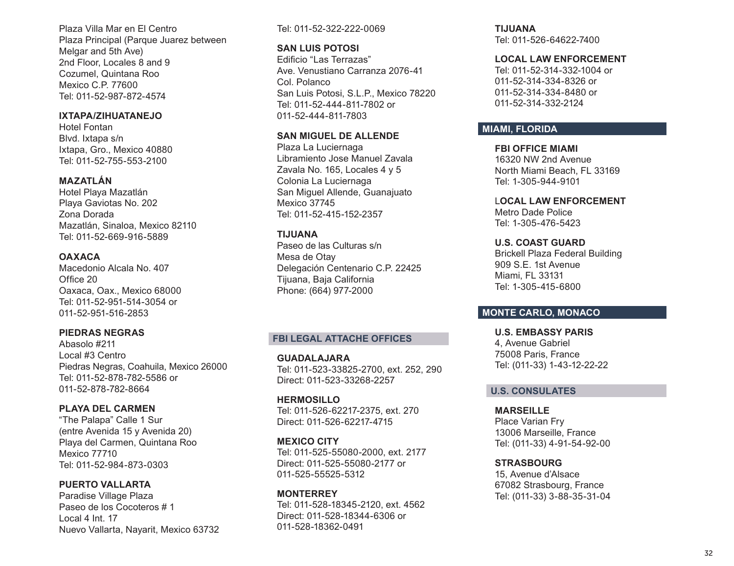Plaza Villa Mar en El Centro
Plaza Principal (Parque Juarez between Melgar and 5th Ave)
2nd Floor, Locales 8 and 9
Cozumel, Quintana Roo
Mexico C.P. 77600
Tel: 011-52-987-872-4574

**IXTAPA/ZIHUATANEJO**
Hotel Fontan
Blvd. Ixtapa s/n
Ixtapa, Gro., Mexico 40880
Tel: 011-52-755-553-2100

**MAZATLÁN**
Hotel Playa Mazatlán
Playa Gaviotas No. 202
Zona Dorada
Mazatlán, Sinaloa, Mexico 82110
Tel: 011-52-669-916-5889

**OAXACA**
Macedonio Alcala No. 407
Office 20
Oaxaca, Oax., Mexico 68000
Tel: 011-52-951-514-3054 or
011-52-951-516-2853

**PIEDRAS NEGRAS**
Abasolo #211
Local #3 Centro
Piedras Negras, Coahuila, Mexico 26000
Tel: 011-52-878-782-5586 or
011-52-878-782-8664

**PLAYA DEL CARMEN**
"The Palapa" Calle 1 Sur
(entre Avenida 15 y Avenida 20)
Playa del Carmen, Quintana Roo
Mexico 77710
Tel: 011-52-984-873-0303

**PUERTO VALLARTA**
Paradise Village Plaza
Paseo de los Cocoteros # 1
Local 4 Int. 17
Nuevo Vallarta, Nayarit, Mexico 63732
Tel: 011-52-322-222-0069

**SAN LUIS POTOSI**
Edificio "Las Terrazas"
Ave. Venustiano Carranza 2076-41
Col. Polanco
San Luis Potosi, S.L.P., Mexico 78220
Tel: 011-52-444-811-7802 or
011-52-444-811-7803

**SAN MIGUEL DE ALLENDE**
Plaza La Luciernaga
Libramiento Jose Manuel Zavala
Zavala No. 165, Locales 4 y 5
Colonia La Luciernaga
San Miguel Allende, Guanajuato
Mexico 37745
Tel: 011-52-415-152-2357

**TIJUANA**
Paseo de las Culturas s/n
Mesa de Otay
Delegación Centenario C.P. 22425
Tijuana, Baja California
Phone: (664) 977-2000

## FBI LEGAL ATTACHE OFFICES

**GUADALAJARA**
Tel: 011-523-33825-2700, ext. 252, 290
Direct: 011-523-33268-2257

**HERMOSILLO**
Tel: 011-526-62217-2375, ext. 270
Direct: 011-526-62217-4715

**MEXICO CITY**
Tel: 011-525-55080-2000, ext. 2177
Direct: 011-525-55080-2177 or
011-525-55525-5312

**MONTERREY**
Tel: 011-528-18345-2120, ext. 4562
Direct: 011-528-18344-6306 or
011-528-18362-0491

**TIJUANA**
Tel: 011-526-64622-7400

**LOCAL LAW ENFORCEMENT**
Tel: 011-52-314-332-1004 or
011-52-314-334-8326 or
011-52-314-334-8480 or
011-52-314-332-2124

## MIAMI, FLORIDA

**FBI OFFICE MIAMI**
16320 NW 2nd Avenue
North Miami Beach, FL 33169
Tel: 1-305-944-9101

**LOCAL LAW ENFORCEMENT**
Metro Dade Police
Tel: 1-305-476-5423

**U.S. COAST GUARD**
Brickell Plaza Federal Building
909 S.E. 1st Avenue
Miami, FL 33131
Tel: 1-305-415-6800

## MONTE CARLO, MONACO

**U.S. EMBASSY PARIS**
4, Avenue Gabriel
75008 Paris, France
Tel: (011-33) 1-43-12-22-22

## U.S. CONSULATES

**MARSEILLE**
Place Varian Fry
13006 Marseille, France
Tel: (011-33) 4-91-54-92-00

**STRASBOURG**
15, Avenue d'Alsace
67082 Strasbourg, France
Tel: (011-33) 3-88-35-31-04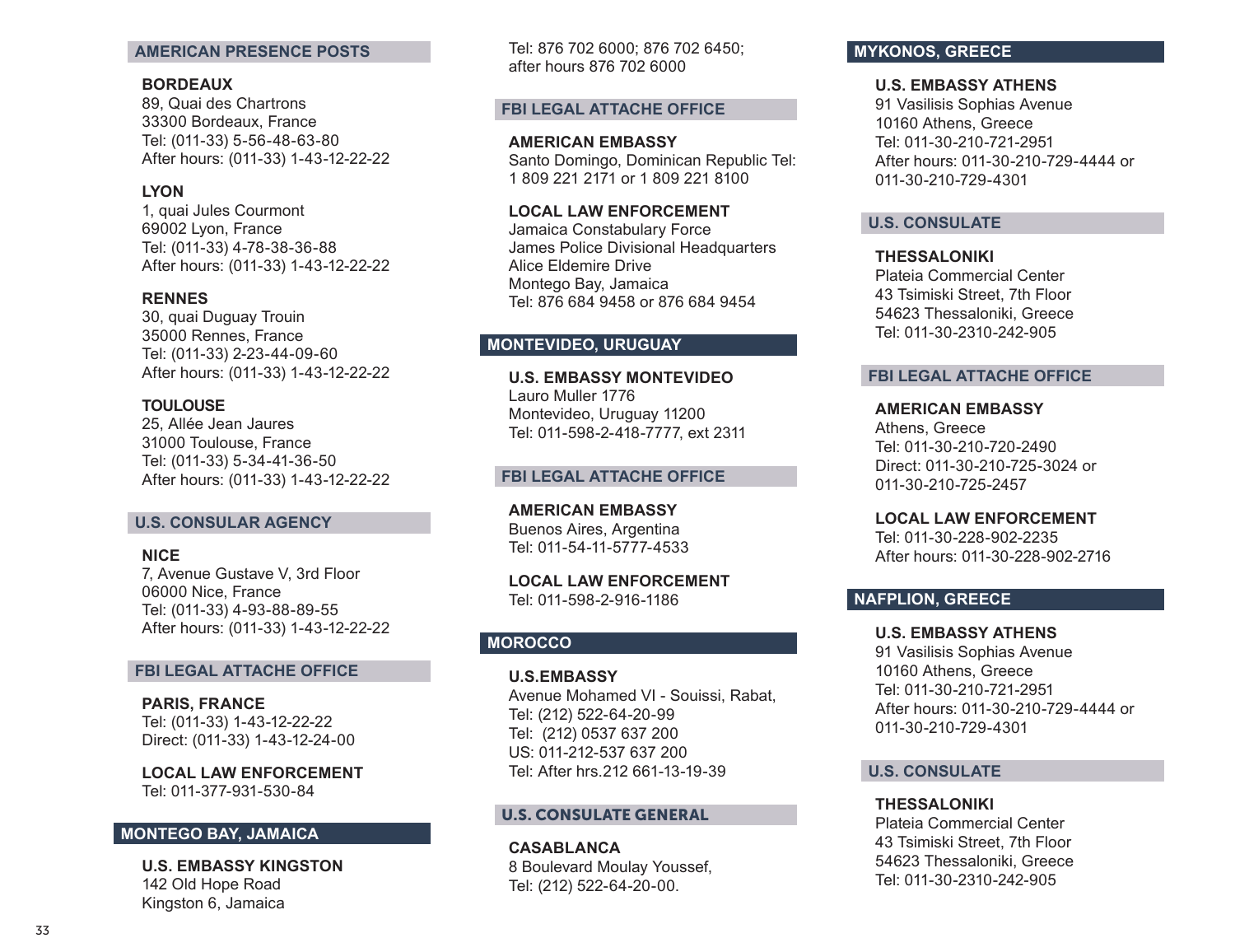### AMERICAN PRESENCE POSTS

**BORDEAUX**
89, Quai des Chartrons
33300 Bordeaux, France
Tel: (011-33) 5-56-48-63-80
After hours: (011-33) 1-43-12-22-22

**LYON**
1, quai Jules Courmont
69002 Lyon, France
Tel: (011-33) 4-78-38-36-88
After hours: (011-33) 1-43-12-22-22

**RENNES**
30, quai Duguay Trouin
35000 Rennes, France
Tel: (011-33) 2-23-44-09-60
After hours: (011-33) 1-43-12-22-22

**TOULOUSE**
25, Allée Jean Jaures
31000 Toulouse, France
Tel: (011-33) 5-34-41-36-50
After hours: (011-33) 1-43-12-22-22

### U.S. CONSULAR AGENCY

**NICE**
7, Avenue Gustave V, 3rd Floor
06000 Nice, France
Tel: (011-33) 4-93-88-89-55
After hours: (011-33) 1-43-12-22-22

### FBI LEGAL ATTACHE OFFICE

**PARIS, FRANCE**
Tel: (011-33) 1-43-12-22-22
Direct: (011-33) 1-43-12-24-00

**LOCAL LAW ENFORCEMENT**
Tel: 011-377-931-530-84

## MONTEGO BAY, JAMAICA

**U.S. EMBASSY KINGSTON**
142 Old Hope Road
Kingston 6, Jamaica
Tel: 876 702 6000; 876 702 6450;
after hours 876 702 6000

### FBI LEGAL ATTACHE OFFICE

**AMERICAN EMBASSY**
Santo Domingo, Dominican Republic Tel:
1 809 221 2171 or 1 809 221 8100

**LOCAL LAW ENFORCEMENT**
Jamaica Constabulary Force
James Police Divisional Headquarters
Alice Eldemire Drive
Montego Bay, Jamaica
Tel: 876 684 9458 or 876 684 9454

## MONTEVIDEO, URUGUAY

**U.S. EMBASSY MONTEVIDEO**
Lauro Muller 1776
Montevideo, Uruguay 11200
Tel: 011-598-2-418-7777, ext 2311

### FBI LEGAL ATTACHE OFFICE

**AMERICAN EMBASSY**
Buenos Aires, Argentina
Tel: 011-54-11-5777-4533

**LOCAL LAW ENFORCEMENT**
Tel: 011-598-2-916-1186

## MOROCCO

**U.S.EMBASSY**
Avenue Mohamed VI - Souissi, Rabat,
Tel: (212) 522-64-20-99
Tel: (212) 0537 637 200
US: 011-212-537 637 200
Tel: After hrs.212 661-13-19-39

### U.S. CONSULATE GENERAL

**CASABLANCA**
8 Boulevard Moulay Youssef,
Tel: (212) 522-64-20-00.

## MYKONOS, GREECE

**U.S. EMBASSY ATHENS**
91 Vasilisis Sophias Avenue
10160 Athens, Greece
Tel: 011-30-210-721-2951
After hours: 011-30-210-729-4444 or
011-30-210-729-4301

### U.S. CONSULATE

**THESSALONIKI**
Plateia Commercial Center
43 Tsimiski Street, 7th Floor
54623 Thessaloniki, Greece
Tel: 011-30-2310-242-905

### FBI LEGAL ATTACHE OFFICE

**AMERICAN EMBASSY**
Athens, Greece
Tel: 011-30-210-720-2490
Direct: 011-30-210-725-3024 or
011-30-210-725-2457

**LOCAL LAW ENFORCEMENT**
Tel: 011-30-228-902-2235
After hours: 011-30-228-902-2716

## NAFPLION, GREECE

**U.S. EMBASSY ATHENS**
91 Vasilisis Sophias Avenue
10160 Athens, Greece
Tel: 011-30-210-721-2951
After hours: 011-30-210-729-4444 or
011-30-210-729-4301

### U.S. CONSULATE

**THESSALONIKI**
Plateia Commercial Center
43 Tsimiski Street, 7th Floor
54623 Thessaloniki, Greece
Tel: 011-30-2310-242-905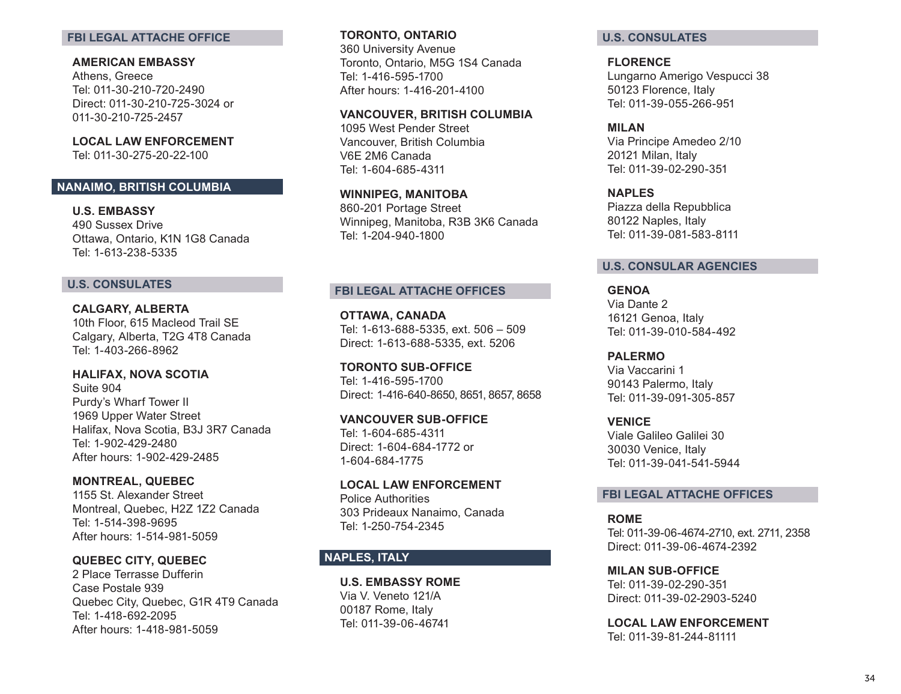## FBI LEGAL ATTACHE OFFICE

**AMERICAN EMBASSY**
Athens, Greece
Tel: 011-30-210-720-2490
Direct: 011-30-210-725-3024 or
011-30-210-725-2457

**LOCAL LAW ENFORCEMENT**
Tel: 011-30-275-20-22-100

# NANAIMO, BRITISH COLUMBIA

**U.S. EMBASSY**
490 Sussex Drive
Ottawa, Ontario, K1N 1G8 Canada
Tel: 1-613-238-5335

## U.S. CONSULATES

**CALGARY, ALBERTA**
10th Floor, 615 Macleod Trail SE
Calgary, Alberta, T2G 4T8 Canada
Tel: 1-403-266-8962

**HALIFAX, NOVA SCOTIA**
Suite 904
Purdy's Wharf Tower II
1969 Upper Water Street
Halifax, Nova Scotia, B3J 3R7 Canada
Tel: 1-902-429-2480
After hours: 1-902-429-2485

**MONTREAL, QUEBEC**
1155 St. Alexander Street
Montreal, Quebec, H2Z 1Z2 Canada
Tel: 1-514-398-9695
After hours: 1-514-981-5059

**QUEBEC CITY, QUEBEC**
2 Place Terrasse Dufferin
Case Postale 939
Quebec City, Quebec, G1R 4T9 Canada
Tel: 1-418-692-2095
After hours: 1-418-981-5059

**TORONTO, ONTARIO**
360 University Avenue
Toronto, Ontario, M5G 1S4 Canada
Tel: 1-416-595-1700
After hours: 1-416-201-4100

**VANCOUVER, BRITISH COLUMBIA**
1095 West Pender Street
Vancouver, British Columbia
V6E 2M6 Canada
Tel: 1-604-685-4311

**WINNIPEG, MANITOBA**
860-201 Portage Street
Winnipeg, Manitoba, R3B 3K6 Canada
Tel: 1-204-940-1800

## FBI LEGAL ATTACHE OFFICES

**OTTAWA, CANADA**
Tel: 1-613-688-5335, ext. 506 – 509
Direct: 1-613-688-5335, ext. 5206

**TORONTO SUB-OFFICE**
Tel: 1-416-595-1700
Direct: 1-416-640-8650, 8651, 8657, 8658

**VANCOUVER SUB-OFFICE**
Tel: 1-604-685-4311
Direct: 1-604-684-1772 or
1-604-684-1775

**LOCAL LAW ENFORCEMENT**
Police Authorities
303 Prideaux Nanaimo, Canada
Tel: 1-250-754-2345

# NAPLES, ITALY

**U.S. EMBASSY ROME**
Via V. Veneto 121/A
00187 Rome, Italy
Tel: 011-39-06-46741

## U.S. CONSULATES

**FLORENCE**
Lungarno Amerigo Vespucci 38
50123 Florence, Italy
Tel: 011-39-055-266-951

**MILAN**
Via Principe Amedeo 2/10
20121 Milan, Italy
Tel: 011-39-02-290-351

**NAPLES**
Piazza della Repubblica
80122 Naples, Italy
Tel: 011-39-081-583-8111

## U.S. CONSULAR AGENCIES

**GENOA**
Via Dante 2
16121 Genoa, Italy
Tel: 011-39-010-584-492

**PALERMO**
Via Vaccarini 1
90143 Palermo, Italy
Tel: 011-39-091-305-857

**VENICE**
Viale Galileo Galilei 30
30030 Venice, Italy
Tel: 011-39-041-541-5944

## FBI LEGAL ATTACHE OFFICES

**ROME**
Tel: 011-39-06-4674-2710, ext. 2711, 2358
Direct: 011-39-06-4674-2392

**MILAN SUB-OFFICE**
Tel: 011-39-02-290-351
Direct: 011-39-02-2903-5240

**LOCAL LAW ENFORCEMENT**
Tel: 011-39-81-244-81111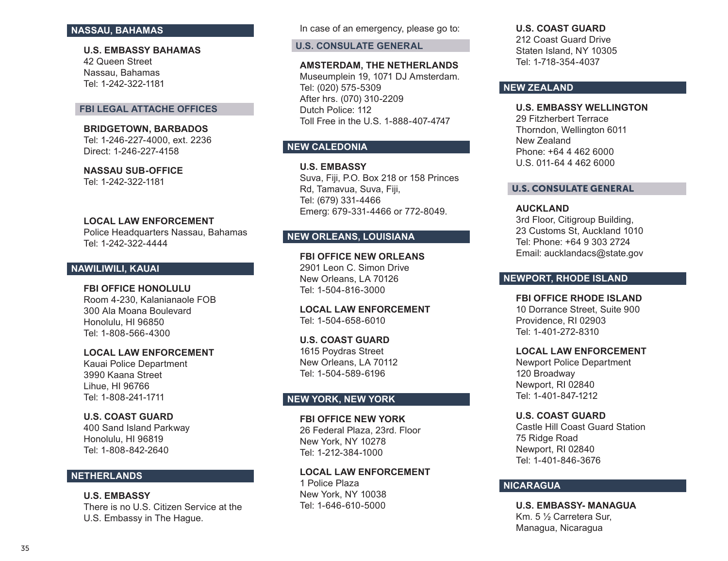## NASSAU, BAHAMAS

**U.S. EMBASSY BAHAMAS**
42 Queen Street
Nassau, Bahamas
Tel: 1-242-322-1181

### FBI LEGAL ATTACHE OFFICES

**BRIDGETOWN, BARBADOS**
Tel: 1-246-227-4000, ext. 2236
Direct: 1-246-227-4158

**NASSAU SUB-OFFICE**
Tel: 1-242-322-1181

**LOCAL LAW ENFORCEMENT**
Police Headquarters Nassau, Bahamas
Tel: 1-242-322-4444

## NAWILIWILI, KAUAI

**FBI OFFICE HONOLULU**
Room 4-230, Kalanianaole FOB
300 Ala Moana Boulevard
Honolulu, HI 96850
Tel: 1-808-566-4300

**LOCAL LAW ENFORCEMENT**
Kauai Police Department
3990 Kaana Street
Lihue, HI 96766
Tel: 1-808-241-1711

**U.S. COAST GUARD**
400 Sand Island Parkway
Honolulu, HI 96819
Tel: 1-808-842-2640

## NETHERLANDS

**U.S. EMBASSY**
There is no U.S. Citizen Service at the U.S. Embassy in The Hague.

In case of an emergency, please go to:

### U.S. CONSULATE GENERAL

**AMSTERDAM, THE NETHERLANDS**
Museumplein 19, 1071 DJ Amsterdam.
Tel: (020) 575-5309
After hrs. (070) 310-2209
Dutch Police: 112
Toll Free in the U.S. 1-888-407-4747

## NEW CALEDONIA

**U.S. EMBASSY**
Suva, Fiji, P.O. Box 218 or 158 Princes Rd, Tamavua, Suva, Fiji,
Tel: (679) 331-4466
Emerg: 679-331-4466 or 772-8049.

## NEW ORLEANS, LOUISIANA

**FBI OFFICE NEW ORLEANS**
2901 Leon C. Simon Drive
New Orleans, LA 70126
Tel: 1-504-816-3000

**LOCAL LAW ENFORCEMENT**
Tel: 1-504-658-6010

**U.S. COAST GUARD**
1615 Poydras Street
New Orleans, LA 70112
Tel: 1-504-589-6196

## NEW YORK, NEW YORK

**FBI OFFICE NEW YORK**
26 Federal Plaza, 23rd. Floor
New York, NY 10278
Tel: 1-212-384-1000

**LOCAL LAW ENFORCEMENT**
1 Police Plaza
New York, NY 10038
Tel: 1-646-610-5000

**U.S. COAST GUARD**
212 Coast Guard Drive
Staten Island, NY 10305
Tel: 1-718-354-4037

## NEW ZEALAND

**U.S. EMBASSY WELLINGTON**
29 Fitzherbert Terrace
Thorndon, Wellington 6011
New Zealand
Phone: +64 4 462 6000
U.S. 011-64 4 462 6000

### U.S. CONSULATE GENERAL

**AUCKLAND**
3rd Floor, Citigroup Building,
23 Customs St, Auckland 1010
Tel: Phone: +64 9 303 2724
Email: aucklandacs@state.gov

## NEWPORT, RHODE ISLAND

**FBI OFFICE RHODE ISLAND**
10 Dorrance Street, Suite 900
Providence, RI 02903
Tel: 1-401-272-8310

**LOCAL LAW ENFORCEMENT**
Newport Police Department
120 Broadway
Newport, RI 02840
Tel: 1-401-847-1212

**U.S. COAST GUARD**
Castle Hill Coast Guard Station
75 Ridge Road
Newport, RI 02840
Tel: 1-401-846-3676

## NICARAGUA

**U.S. EMBASSY- MANAGUA**
Km. 5 ½ Carretera Sur,
Managua, Nicaragua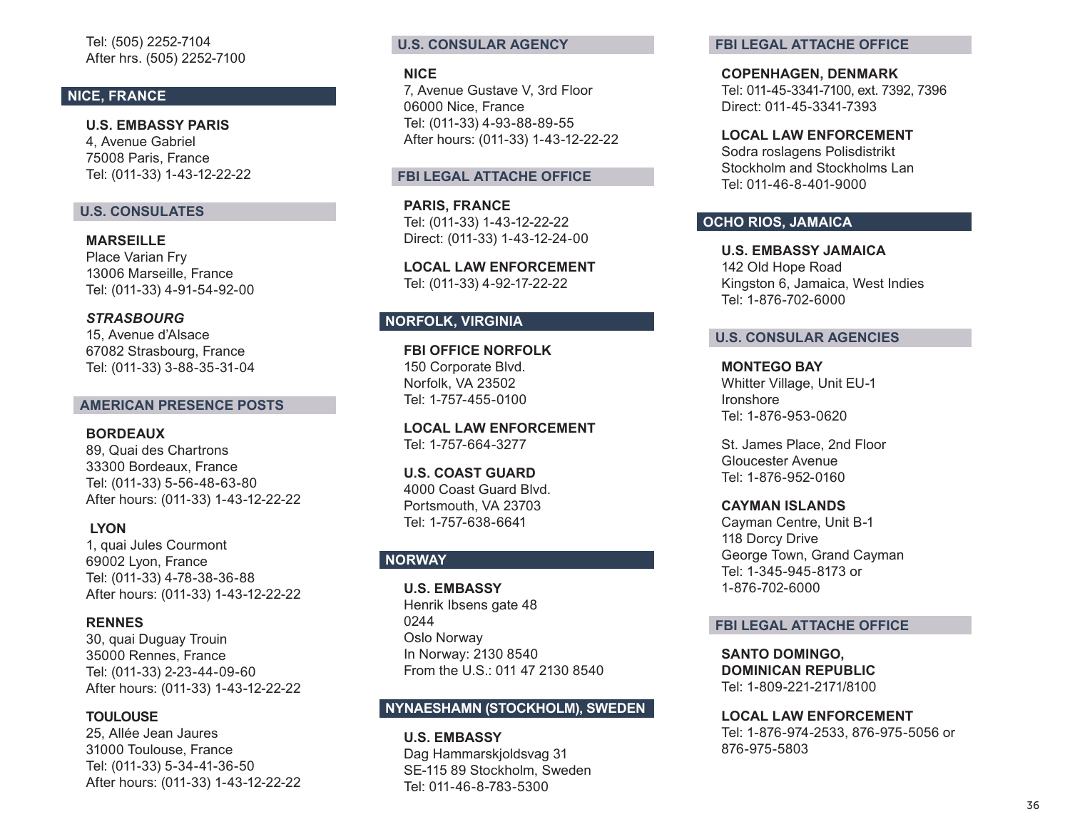Tel: (505) 2252-7104
After hrs. (505) 2252-7100

## NICE, FRANCE

**U.S. EMBASSY PARIS**
4, Avenue Gabriel
75008 Paris, France
Tel: (011-33) 1-43-12-22-22

### U.S. CONSULATES

**MARSEILLE**
Place Varian Fry
13006 Marseille, France
Tel: (011-33) 4-91-54-92-00

***STRASBOURG***
15, Avenue d'Alsace
67082 Strasbourg, France
Tel: (011-33) 3-88-35-31-04

### AMERICAN PRESENCE POSTS

**BORDEAUX**
89, Quai des Chartrons
33300 Bordeaux, France
Tel: (011-33) 5-56-48-63-80
After hours: (011-33) 1-43-12-22-22

**LYON**
1, quai Jules Courmont
69002 Lyon, France
Tel: (011-33) 4-78-38-36-88
After hours: (011-33) 1-43-12-22-22

**RENNES**
30, quai Duguay Trouin
35000 Rennes, France
Tel: (011-33) 2-23-44-09-60
After hours: (011-33) 1-43-12-22-22

**TOULOUSE**
25, Allée Jean Jaures
31000 Toulouse, France
Tel: (011-33) 5-34-41-36-50
After hours: (011-33) 1-43-12-22-22

### U.S. CONSULAR AGENCY

**NICE**
7, Avenue Gustave V, 3rd Floor
06000 Nice, France
Tel: (011-33) 4-93-88-89-55
After hours: (011-33) 1-43-12-22-22

### FBI LEGAL ATTACHE OFFICE

**PARIS, FRANCE**
Tel: (011-33) 1-43-12-22-22
Direct: (011-33) 1-43-12-24-00

**LOCAL LAW ENFORCEMENT**
Tel: (011-33) 4-92-17-22-22

## NORFOLK, VIRGINIA

**FBI OFFICE NORFOLK**
150 Corporate Blvd.
Norfolk, VA 23502
Tel: 1-757-455-0100

**LOCAL LAW ENFORCEMENT**
Tel: 1-757-664-3277

**U.S. COAST GUARD**
4000 Coast Guard Blvd.
Portsmouth, VA 23703
Tel: 1-757-638-6641

## NORWAY

**U.S. EMBASSY**
Henrik Ibsens gate 48
0244
Oslo Norway
In Norway: 2130 8540
From the U.S.: 011 47 2130 8540

## NYNAESHAMN (STOCKHOLM), SWEDEN

**U.S. EMBASSY**
Dag Hammarskjoldsvag 31
SE-115 89 Stockholm, Sweden
Tel: 011-46-8-783-5300

### FBI LEGAL ATTACHE OFFICE

**COPENHAGEN, DENMARK**
Tel: 011-45-3341-7100, ext. 7392, 7396
Direct: 011-45-3341-7393

**LOCAL LAW ENFORCEMENT**
Sodra roslagens Polisdistrikt
Stockholm and Stockholms Lan
Tel: 011-46-8-401-9000

## OCHO RIOS, JAMAICA

**U.S. EMBASSY JAMAICA**
142 Old Hope Road
Kingston 6, Jamaica, West Indies
Tel: 1-876-702-6000

### U.S. CONSULAR AGENCIES

**MONTEGO BAY**
Whitter Village, Unit EU-1
Ironshore
Tel: 1-876-953-0620

St. James Place, 2nd Floor
Gloucester Avenue
Tel: 1-876-952-0160

**CAYMAN ISLANDS**
Cayman Centre, Unit B-1
118 Dorcy Drive
George Town, Grand Cayman
Tel: 1-345-945-8173 or
1-876-702-6000

### FBI LEGAL ATTACHE OFFICE

**SANTO DOMINGO, DOMINICAN REPUBLIC**
Tel: 1-809-221-2171/8100

**LOCAL LAW ENFORCEMENT**
Tel: 1-876-974-2533, 876-975-5056 or
876-975-5803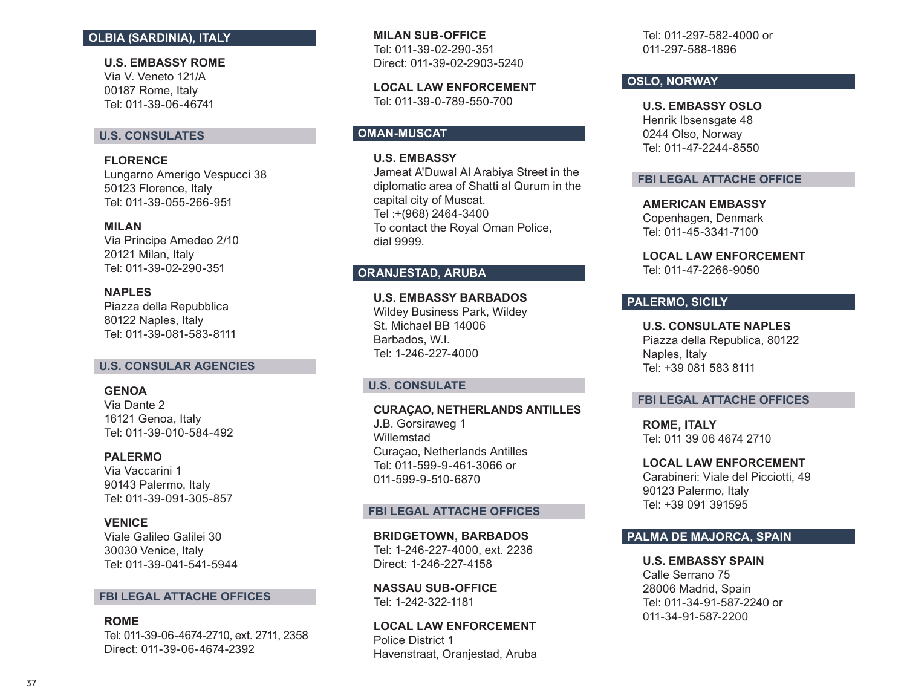## OLBIA (SARDINIA), ITALY

**U.S. EMBASSY ROME**
Via V. Veneto 121/A
00187 Rome, Italy
Tel: 011-39-06-46741

### U.S. CONSULATES

**FLORENCE**
Lungarno Amerigo Vespucci 38
50123 Florence, Italy
Tel: 011-39-055-266-951

**MILAN**
Via Principe Amedeo 2/10
20121 Milan, Italy
Tel: 011-39-02-290-351

**NAPLES**
Piazza della Repubblica
80122 Naples, Italy
Tel: 011-39-081-583-8111

### U.S. CONSULAR AGENCIES

**GENOA**
Via Dante 2
16121 Genoa, Italy
Tel: 011-39-010-584-492

**PALERMO**
Via Vaccarini 1
90143 Palermo, Italy
Tel: 011-39-091-305-857

**VENICE**
Viale Galileo Galilei 30
30030 Venice, Italy
Tel: 011-39-041-541-5944

### FBI LEGAL ATTACHE OFFICES

**ROME**
Tel: 011-39-06-4674-2710, ext. 2711, 2358
Direct: 011-39-06-4674-2392

**MILAN SUB-OFFICE**
Tel: 011-39-02-290-351
Direct: 011-39-02-2903-5240

**LOCAL LAW ENFORCEMENT**
Tel: 011-39-0-789-550-700

## OMAN-MUSCAT

**U.S. EMBASSY**
Jameat A'Duwal Al Arabiya Street in the diplomatic area of Shatti al Qurum in the capital city of Muscat.
Tel :+(968) 2464-3400
To contact the Royal Oman Police, dial 9999.

## ORANJESTAD, ARUBA

**U.S. EMBASSY BARBADOS**
Wildey Business Park, Wildey
St. Michael BB 14006
Barbados, W.I.
Tel: 1-246-227-4000

### U.S. CONSULATE

**CURAÇAO, NETHERLANDS ANTILLES**
J.B. Gorsiraweg 1
Willemstad
Curaçao, Netherlands Antilles
Tel: 011-599-9-461-3066 or
011-599-9-510-6870

### FBI LEGAL ATTACHE OFFICES

**BRIDGETOWN, BARBADOS**
Tel: 1-246-227-4000, ext. 2236
Direct: 1-246-227-4158

**NASSAU SUB-OFFICE**
Tel: 1-242-322-1181

**LOCAL LAW ENFORCEMENT**
Police District 1
Havenstraat, Oranjestad, Aruba
Tel: 011-297-582-4000 or
011-297-588-1896

## OSLO, NORWAY

**U.S. EMBASSY OSLO**
Henrik Ibsensgate 48
0244 Olso, Norway
Tel: 011-47-2244-8550

### FBI LEGAL ATTACHE OFFICE

**AMERICAN EMBASSY**
Copenhagen, Denmark
Tel: 011-45-3341-7100

**LOCAL LAW ENFORCEMENT**
Tel: 011-47-2266-9050

## PALERMO, SICILY

**U.S. CONSULATE NAPLES**
Piazza della Republica, 80122
Naples, Italy
Tel: +39 081 583 8111

### FBI LEGAL ATTACHE OFFICES

**ROME, ITALY**
Tel: 011 39 06 4674 2710

**LOCAL LAW ENFORCEMENT**
Carabineri: Viale del Picciotti, 49
90123 Palermo, Italy
Tel: +39 091 391595

## PALMA DE MAJORCA, SPAIN

**U.S. EMBASSY SPAIN**
Calle Serrano 75
28006 Madrid, Spain
Tel: 011-34-91-587-2240 or
011-34-91-587-2200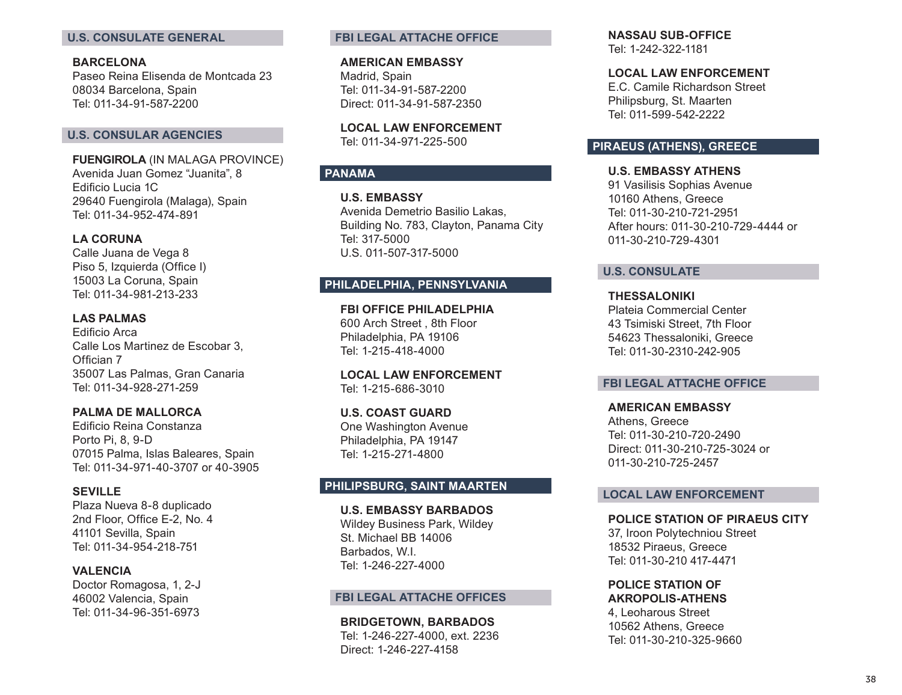### U.S. CONSULATE GENERAL

**BARCELONA**
Paseo Reina Elisenda de Montcada 23
08034 Barcelona, Spain
Tel: 011-34-91-587-2200

### U.S. CONSULAR AGENCIES

**FUENGIROLA** (IN MALAGA PROVINCE)
Avenida Juan Gomez "Juanita", 8
Edificio Lucia 1C
29640 Fuengirola (Malaga), Spain
Tel: 011-34-952-474-891

**LA CORUNA**
Calle Juana de Vega 8
Piso 5, Izquierda (Office I)
15003 La Coruna, Spain
Tel: 011-34-981-213-233

**LAS PALMAS**
Edificio Arca
Calle Los Martinez de Escobar 3,
Official 7
35007 Las Palmas, Gran Canaria
Tel: 011-34-928-271-259

**PALMA DE MALLORCA**
Edificio Reina Constanza
Porto Pi, 8, 9-D
07015 Palma, Islas Baleares, Spain
Tel: 011-34-971-40-3707 or 40-3905

**SEVILLE**
Plaza Nueva 8-8 duplicado
2nd Floor, Office E-2, No. 4
41101 Sevilla, Spain
Tel: 011-34-954-218-751

**VALENCIA**
Doctor Romagosa, 1, 2-J
46002 Valencia, Spain
Tel: 011-34-96-351-6973

### FBI LEGAL ATTACHE OFFICE

**AMERICAN EMBASSY**
Madrid, Spain
Tel: 011-34-91-587-2200
Direct: 011-34-91-587-2350

**LOCAL LAW ENFORCEMENT**
Tel: 011-34-971-225-500

## PANAMA

**U.S. EMBASSY**
Avenida Demetrio Basilio Lakas,
Building No. 783, Clayton, Panama City
Tel: 317-5000
U.S. 011-507-317-5000

## PHILADELPHIA, PENNSYLVANIA

**FBI OFFICE PHILADELPHIA**
600 Arch Street , 8th Floor
Philadelphia, PA 19106
Tel: 1-215-418-4000

**LOCAL LAW ENFORCEMENT**
Tel: 1-215-686-3010

**U.S. COAST GUARD**
One Washington Avenue
Philadelphia, PA 19147
Tel: 1-215-271-4800

## PHILIPSBURG, SAINT MAARTEN

**U.S. EMBASSY BARBADOS**
Wildey Business Park, Wildey
St. Michael BB 14006
Barbados, W.I.
Tel: 1-246-227-4000

### FBI LEGAL ATTACHE OFFICES

**BRIDGETOWN, BARBADOS**
Tel: 1-246-227-4000, ext. 2236
Direct: 1-246-227-4158

**NASSAU SUB-OFFICE**
Tel: 1-242-322-1181

**LOCAL LAW ENFORCEMENT**
E.C. Camile Richardson Street
Philipsburg, St. Maarten
Tel: 011-599-542-2222

## PIRAEUS (ATHENS), GREECE

**U.S. EMBASSY ATHENS**
91 Vasilisis Sophias Avenue
10160 Athens, Greece
Tel: 011-30-210-721-2951
After hours: 011-30-210-729-4444 or
011-30-210-729-4301

### U.S. CONSULATE

**THESSALONIKI**
Plateia Commercial Center
43 Tsimiski Street, 7th Floor
54623 Thessaloniki, Greece
Tel: 011-30-2310-242-905

### FBI LEGAL ATTACHE OFFICE

**AMERICAN EMBASSY**
Athens, Greece
Tel: 011-30-210-720-2490
Direct: 011-30-210-725-3024 or
011-30-210-725-2457

### LOCAL LAW ENFORCEMENT

**POLICE STATION OF PIRAEUS CITY**
37, Iroon Polytechniou Street
18532 Piraeus, Greece
Tel: 011-30-210 417-4471

**POLICE STATION OF AKROPOLIS-ATHENS**
4, Leoharous Street
10562 Athens, Greece
Tel: 011-30-210-325-9660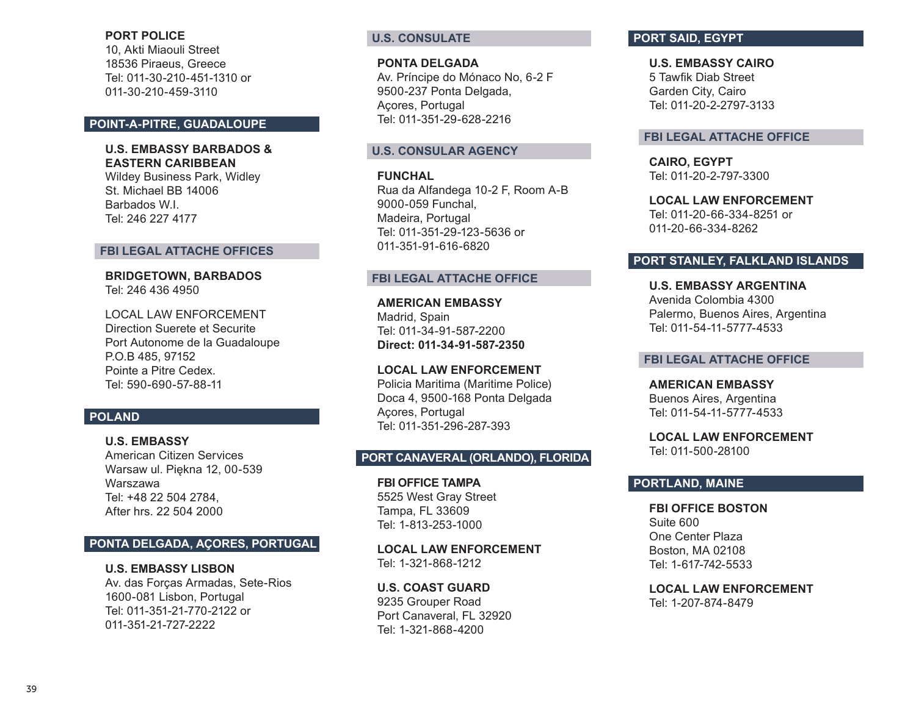**PORT POLICE**
10, Akti Miaouli Street
18536 Piraeus, Greece
Tel: 011-30-210-451-1310 or
011-30-210-459-3110

## POINT-A-PITRE, GUADALOUPE

**U.S. EMBASSY BARBADOS & EASTERN CARIBBEAN**
Wildey Business Park, Widley
St. Michael BB 14006
Barbados W.I.
Tel: 246 227 4177

### FBI LEGAL ATTACHE OFFICES

**BRIDGETOWN, BARBADOS**
Tel: 246 436 4950

LOCAL LAW ENFORCEMENT
Direction Suerete et Securite
Port Autonome de la Guadaloupe
P.O.B 485, 97152
Pointe a Pitre Cedex.
Tel: 590-690-57-88-11

## POLAND

**U.S. EMBASSY**
American Citizen Services
Warsaw ul. Piękna 12, 00-539
Warszawa
Tel: +48 22 504 2784,
After hrs. 22 504 2000

## PONTA DELGADA, AÇORES, PORTUGAL

**U.S. EMBASSY LISBON**
Av. das Forças Armadas, Sete-Rios
1600-081 Lisbon, Portugal
Tel: 011-351-21-770-2122 or
011-351-21-727-2222

### U.S. CONSULATE

**PONTA DELGADA**
Av. Príncipe do Mónaco No, 6-2 F
9500-237 Ponta Delgada,
Açores, Portugal
Tel: 011-351-29-628-2216

### U.S. CONSULAR AGENCY

**FUNCHAL**
Rua da Alfandega 10-2 F, Room A-B
9000-059 Funchal,
Madeira, Portugal
Tel: 011-351-29-123-5636 or
011-351-91-616-6820

### FBI LEGAL ATTACHE OFFICE

**AMERICAN EMBASSY**
Madrid, Spain
Tel: 011-34-91-587-2200
**Direct: 011-34-91-587-2350**

**LOCAL LAW ENFORCEMENT**
Policia Maritima (Maritime Police)
Doca 4, 9500-168 Ponta Delgada
Açores, Portugal
Tel: 011-351-296-287-393

## PORT CANAVERAL (ORLANDO), FLORIDA

**FBI OFFICE TAMPA**
5525 West Gray Street
Tampa, FL 33609
Tel: 1-813-253-1000

**LOCAL LAW ENFORCEMENT**
Tel: 1-321-868-1212

**U.S. COAST GUARD**
9235 Grouper Road
Port Canaveral, FL 32920
Tel: 1-321-868-4200

## PORT SAID, EGYPT

**U.S. EMBASSY CAIRO**
5 Tawfik Diab Street
Garden City, Cairo
Tel: 011-20-2-2797-3133

### FBI LEGAL ATTACHE OFFICE

**CAIRO, EGYPT**
Tel: 011-20-2-797-3300

**LOCAL LAW ENFORCEMENT**
Tel: 011-20-66-334-8251 or
011-20-66-334-8262

## PORT STANLEY, FALKLAND ISLANDS

**U.S. EMBASSY ARGENTINA**
Avenida Colombia 4300
Palermo, Buenos Aires, Argentina
Tel: 011-54-11-5777-4533

### FBI LEGAL ATTACHE OFFICE

**AMERICAN EMBASSY**
Buenos Aires, Argentina
Tel: 011-54-11-5777-4533

**LOCAL LAW ENFORCEMENT**
Tel: 011-500-28100

## PORTLAND, MAINE

**FBI OFFICE BOSTON**
Suite 600
One Center Plaza
Boston, MA 02108
Tel: 1-617-742-5533

**LOCAL LAW ENFORCEMENT**
Tel: 1-207-874-8479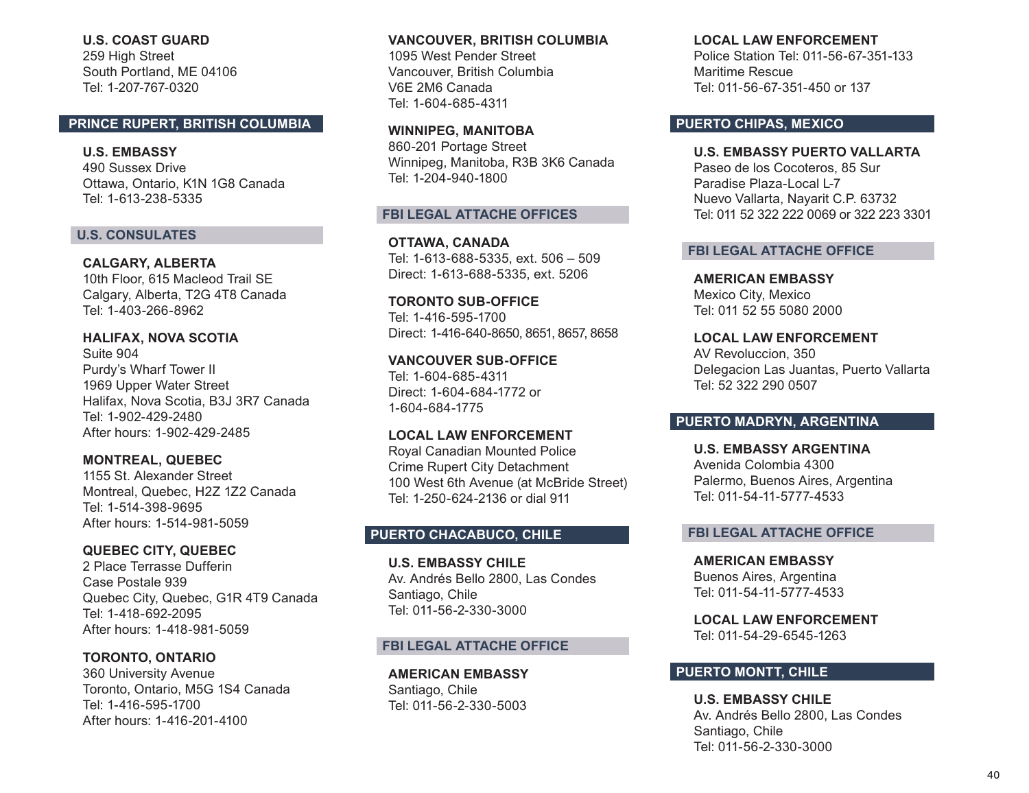**U.S. COAST GUARD**
259 High Street
South Portland, ME 04106
Tel: 1-207-767-0320

## PRINCE RUPERT, BRITISH COLUMBIA

**U.S. EMBASSY**
490 Sussex Drive
Ottawa, Ontario, K1N 1G8 Canada
Tel: 1-613-238-5335

### U.S. CONSULATES

**CALGARY, ALBERTA**
10th Floor, 615 Macleod Trail SE
Calgary, Alberta, T2G 4T8 Canada
Tel: 1-403-266-8962

**HALIFAX, NOVA SCOTIA**
Suite 904
Purdy's Wharf Tower II
1969 Upper Water Street
Halifax, Nova Scotia, B3J 3R7 Canada
Tel: 1-902-429-2480
After hours: 1-902-429-2485

**MONTREAL, QUEBEC**
1155 St. Alexander Street
Montreal, Quebec, H2Z 1Z2 Canada
Tel: 1-514-398-9695
After hours: 1-514-981-5059

**QUEBEC CITY, QUEBEC**
2 Place Terrasse Dufferin
Case Postale 939
Quebec City, Quebec, G1R 4T9 Canada
Tel: 1-418-692-2095
After hours: 1-418-981-5059

**TORONTO, ONTARIO**
360 University Avenue
Toronto, Ontario, M5G 1S4 Canada
Tel: 1-416-595-1700
After hours: 1-416-201-4100

**VANCOUVER, BRITISH COLUMBIA**
1095 West Pender Street
Vancouver, British Columbia
V6E 2M6 Canada
Tel: 1-604-685-4311

**WINNIPEG, MANITOBA**
860-201 Portage Street
Winnipeg, Manitoba, R3B 3K6 Canada
Tel: 1-204-940-1800

### FBI LEGAL ATTACHE OFFICES

**OTTAWA, CANADA**
Tel: 1-613-688-5335, ext. 506 – 509
Direct: 1-613-688-5335, ext. 5206

**TORONTO SUB-OFFICE**
Tel: 1-416-595-1700
Direct: 1-416-640-8650, 8651, 8657, 8658

**VANCOUVER SUB-OFFICE**
Tel: 1-604-685-4311
Direct: 1-604-684-1772 or
1-604-684-1775

**LOCAL LAW ENFORCEMENT**
Royal Canadian Mounted Police
Crime Rupert City Detachment
100 West 6th Avenue (at McBride Street)
Tel: 1-250-624-2136 or dial 911

## PUERTO CHACABUCO, CHILE

**U.S. EMBASSY CHILE**
Av. Andrés Bello 2800, Las Condes
Santiago, Chile
Tel: 011-56-2-330-3000

### FBI LEGAL ATTACHE OFFICE

**AMERICAN EMBASSY**
Santiago, Chile
Tel: 011-56-2-330-5003

**LOCAL LAW ENFORCEMENT**
Police Station Tel: 011-56-67-351-133
Maritime Rescue
Tel: 011-56-67-351-450 or 137

## PUERTO CHIPAS, MEXICO

**U.S. EMBASSY PUERTO VALLARTA**
Paseo de los Cocoteros, 85 Sur
Paradise Plaza-Local L-7
Nuevo Vallarta, Nayarit C.P. 63732
Tel: 011 52 322 222 0069 or 322 223 3301

### FBI LEGAL ATTACHE OFFICE

**AMERICAN EMBASSY**
Mexico City, Mexico
Tel: 011 52 55 5080 2000

**LOCAL LAW ENFORCEMENT**
AV Revoluccion, 350
Delegacion Las Juantas, Puerto Vallarta
Tel: 52 322 290 0507

## PUERTO MADRYN, ARGENTINA

**U.S. EMBASSY ARGENTINA**
Avenida Colombia 4300
Palermo, Buenos Aires, Argentina
Tel: 011-54-11-5777-4533

### FBI LEGAL ATTACHE OFFICE

**AMERICAN EMBASSY**
Buenos Aires, Argentina
Tel: 011-54-11-5777-4533

**LOCAL LAW ENFORCEMENT**
Tel: 011-54-29-6545-1263

## PUERTO MONTT, CHILE

**U.S. EMBASSY CHILE**
Av. Andrés Bello 2800, Las Condes
Santiago, Chile
Tel: 011-56-2-330-3000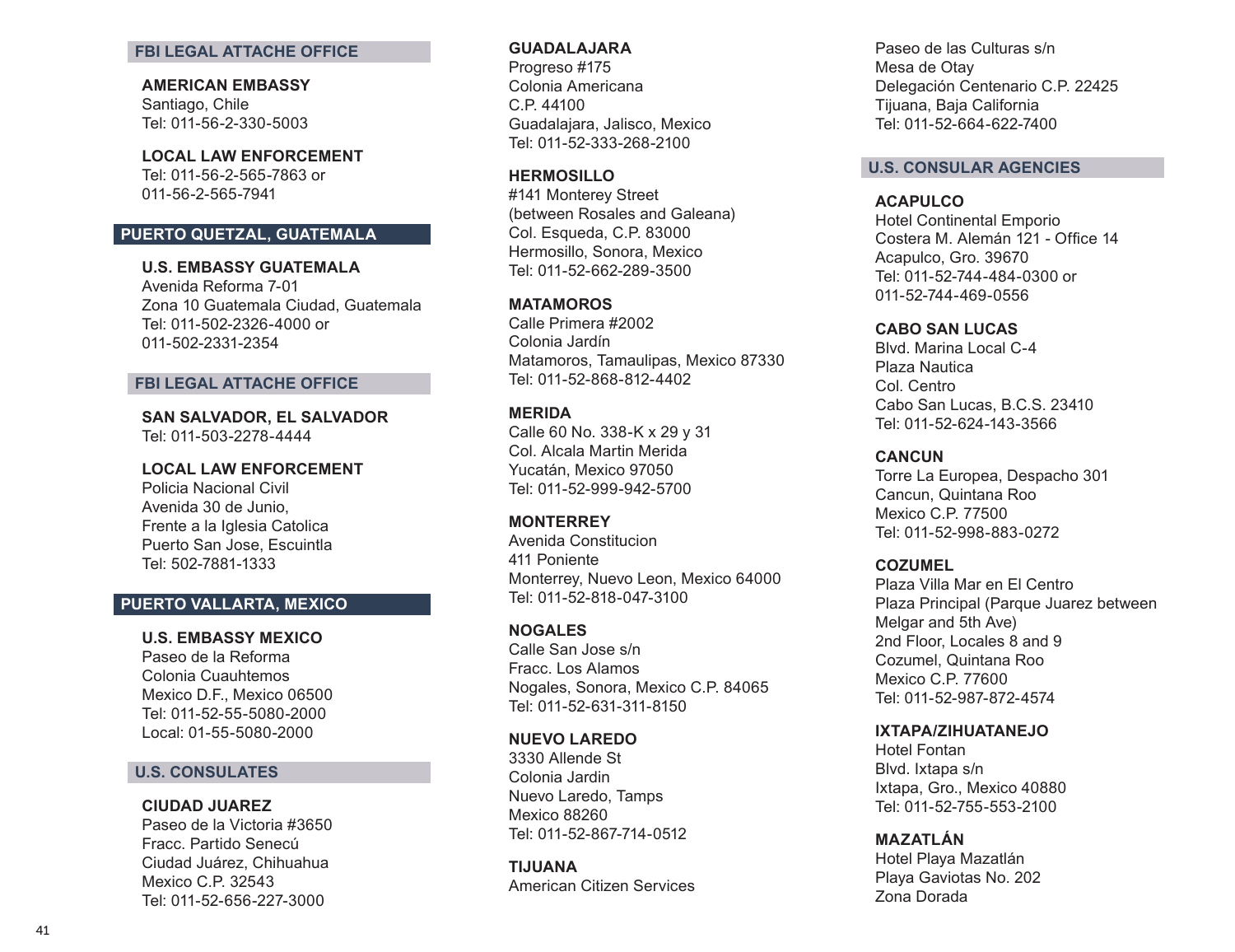## FBI LEGAL ATTACHE OFFICE

**AMERICAN EMBASSY**
Santiago, Chile
Tel: 011-56-2-330-5003

**LOCAL LAW ENFORCEMENT**
Tel: 011-56-2-565-7863 or
011-56-2-565-7941

## PUERTO QUETZAL, GUATEMALA

**U.S. EMBASSY GUATEMALA**
Avenida Reforma 7-01
Zona 10 Guatemala Ciudad, Guatemala
Tel: 011-502-2326-4000 or
011-502-2331-2354

## FBI LEGAL ATTACHE OFFICE

**SAN SALVADOR, EL SALVADOR**
Tel: 011-503-2278-4444

**LOCAL LAW ENFORCEMENT**
Policia Nacional Civil
Avenida 30 de Junio,
Frente a la Iglesia Catolica
Puerto San Jose, Escuintla
Tel: 502-7881-1333

## PUERTO VALLARTA, MEXICO

**U.S. EMBASSY MEXICO**
Paseo de la Reforma
Colonia Cuauhtemos
Mexico D.F., Mexico 06500
Tel: 011-52-55-5080-2000
Local: 01-55-5080-2000

## U.S. CONSULATES

**CIUDAD JUAREZ**
Paseo de la Victoria #3650
Fracc. Partido Senecú
Ciudad Juárez, Chihuahua
Mexico C.P. 32543
Tel: 011-52-656-227-3000

**GUADALAJARA**
Progreso #175
Colonia Americana
C.P. 44100
Guadalajara, Jalisco, Mexico
Tel: 011-52-333-268-2100

**HERMOSILLO**
#141 Monterey Street
(between Rosales and Galeana)
Col. Esqueda, C.P. 83000
Hermosillo, Sonora, Mexico
Tel: 011-52-662-289-3500

**MATAMOROS**
Calle Primera #2002
Colonia Jardín
Matamoros, Tamaulipas, Mexico 87330
Tel: 011-52-868-812-4402

**MERIDA**
Calle 60 No. 338-K x 29 y 31
Col. Alcala Martin Merida
Yucatán, Mexico 97050
Tel: 011-52-999-942-5700

**MONTERREY**
Avenida Constitucion
411 Poniente
Monterrey, Nuevo Leon, Mexico 64000
Tel: 011-52-818-047-3100

**NOGALES**
Calle San Jose s/n
Fracc. Los Alamos
Nogales, Sonora, Mexico C.P. 84065
Tel: 011-52-631-311-8150

**NUEVO LAREDO**
3330 Allende St
Colonia Jardin
Nuevo Laredo, Tamps
Mexico 88260
Tel: 011-52-867-714-0512

**TIJUANA**
American Citizen Services
Paseo de las Culturas s/n
Mesa de Otay
Delegación Centenario C.P. 22425
Tijuana, Baja California
Tel: 011-52-664-622-7400

## U.S. CONSULAR AGENCIES

**ACAPULCO**
Hotel Continental Emporio
Costera M. Alemán 121 - Office 14
Acapulco, Gro. 39670
Tel: 011-52-744-484-0300 or
011-52-744-469-0556

**CABO SAN LUCAS**
Blvd. Marina Local C-4
Plaza Nautica
Col. Centro
Cabo San Lucas, B.C.S. 23410
Tel: 011-52-624-143-3566

**CANCUN**
Torre La Europea, Despacho 301
Cancun, Quintana Roo
Mexico C.P. 77500
Tel: 011-52-998-883-0272

**COZUMEL**
Plaza Villa Mar en El Centro
Plaza Principal (Parque Juarez between
Melgar and 5th Ave)
2nd Floor, Locales 8 and 9
Cozumel, Quintana Roo
Mexico C.P. 77600
Tel: 011-52-987-872-4574

**IXTAPA/ZIHUATANEJO**
Hotel Fontan
Blvd. Ixtapa s/n
Ixtapa, Gro., Mexico 40880
Tel: 011-52-755-553-2100

**MAZATLÁN**
Hotel Playa Mazatlán
Playa Gaviotas No. 202
Zona Dorada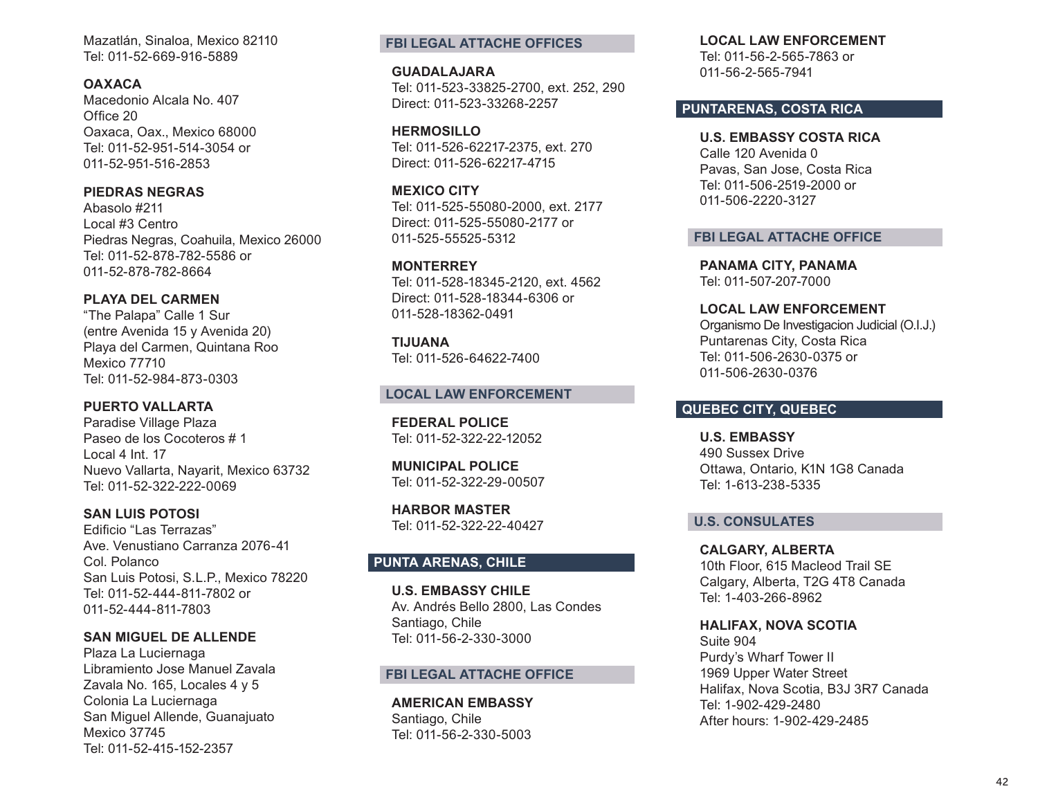Mazatlán, Sinaloa, Mexico 82110
Tel: 011-52-669-916-5889

**OAXACA**
Macedonio Alcala No. 407
Office 20
Oaxaca, Oax., Mexico 68000
Tel: 011-52-951-514-3054 or
011-52-951-516-2853

**PIEDRAS NEGRAS**
Abasolo #211
Local #3 Centro
Piedras Negras, Coahuila, Mexico 26000
Tel: 011-52-878-782-5586 or
011-52-878-782-8664

**PLAYA DEL CARMEN**
"The Palapa" Calle 1 Sur
(entre Avenida 15 y Avenida 20)
Playa del Carmen, Quintana Roo
Mexico 77710
Tel: 011-52-984-873-0303

**PUERTO VALLARTA**
Paradise Village Plaza
Paseo de los Cocoteros # 1
Local 4 Int. 17
Nuevo Vallarta, Nayarit, Mexico 63732
Tel: 011-52-322-222-0069

**SAN LUIS POTOSI**
Edificio "Las Terrazas"
Ave. Venustiano Carranza 2076-41
Col. Polanco
San Luis Potosi, S.L.P., Mexico 78220
Tel: 011-52-444-811-7802 or
011-52-444-811-7803

**SAN MIGUEL DE ALLENDE**
Plaza La Luciernaga
Libramiento Jose Manuel Zavala
Zavala No. 165, Locales 4 y 5
Colonia La Luciernaga
San Miguel Allende, Guanajuato
Mexico 37745
Tel: 011-52-415-152-2357

### FBI LEGAL ATTACHE OFFICES

**GUADALAJARA**
Tel: 011-523-33825-2700, ext. 252, 290
Direct: 011-523-33268-2257

**HERMOSILLO**
Tel: 011-526-62217-2375, ext. 270
Direct: 011-526-62217-4715

**MEXICO CITY**
Tel: 011-525-55080-2000, ext. 2177
Direct: 011-525-55080-2177 or
011-525-55525-5312

**MONTERREY**
Tel: 011-528-18345-2120, ext. 4562
Direct: 011-528-18344-6306 or
011-528-18362-0491

**TIJUANA**
Tel: 011-526-64622-7400

### LOCAL LAW ENFORCEMENT

**FEDERAL POLICE**
Tel: 011-52-322-22-12052

**MUNICIPAL POLICE**
Tel: 011-52-322-29-00507

**HARBOR MASTER**
Tel: 011-52-322-22-40427

## PUNTA ARENAS, CHILE

**U.S. EMBASSY CHILE**
Av. Andrés Bello 2800, Las Condes
Santiago, Chile
Tel: 011-56-2-330-3000

### FBI LEGAL ATTACHE OFFICE

**AMERICAN EMBASSY**
Santiago, Chile
Tel: 011-56-2-330-5003

**LOCAL LAW ENFORCEMENT**
Tel: 011-56-2-565-7863 or
011-56-2-565-7941

## PUNTARENAS, COSTA RICA

**U.S. EMBASSY COSTA RICA**
Calle 120 Avenida 0
Pavas, San Jose, Costa Rica
Tel: 011-506-2519-2000 or
011-506-2220-3127

### FBI LEGAL ATTACHE OFFICE

**PANAMA CITY, PANAMA**
Tel: 011-507-207-7000

**LOCAL LAW ENFORCEMENT**
Organismo De Investigacion Judicial (O.I.J.)
Puntarenas City, Costa Rica
Tel: 011-506-2630-0375 or
011-506-2630-0376

## QUEBEC CITY, QUEBEC

**U.S. EMBASSY**
490 Sussex Drive
Ottawa, Ontario, K1N 1G8 Canada
Tel: 1-613-238-5335

### U.S. CONSULATES

**CALGARY, ALBERTA**
10th Floor, 615 Macleod Trail SE
Calgary, Alberta, T2G 4T8 Canada
Tel: 1-403-266-8962

**HALIFAX, NOVA SCOTIA**
Suite 904
Purdy's Wharf Tower II
1969 Upper Water Street
Halifax, Nova Scotia, B3J 3R7 Canada
Tel: 1-902-429-2480
After hours: 1-902-429-2485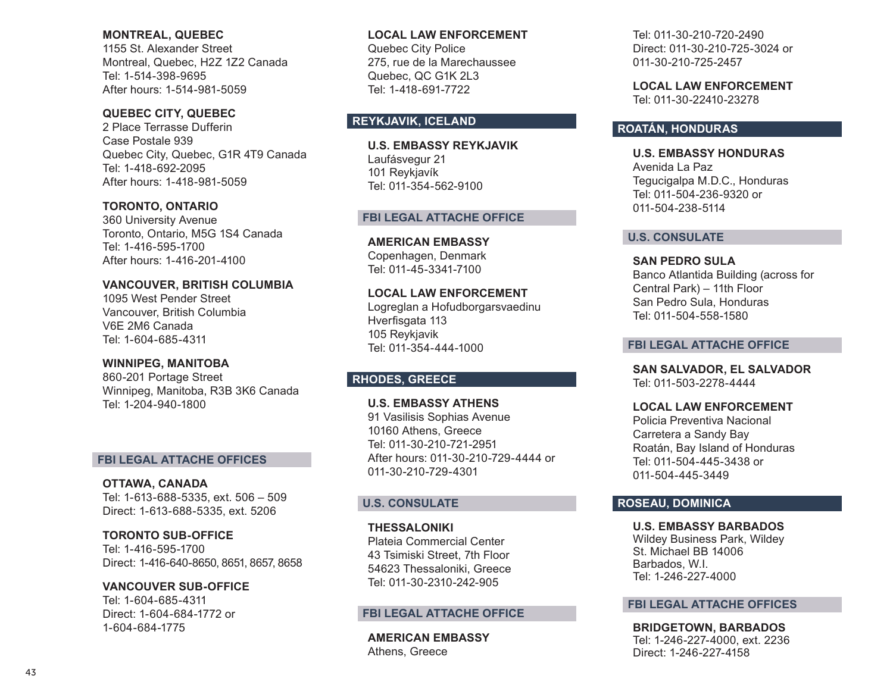**MONTREAL, QUEBEC**
1155 St. Alexander Street
Montreal, Quebec, H2Z 1Z2 Canada
Tel: 1-514-398-9695
After hours: 1-514-981-5059

**QUEBEC CITY, QUEBEC**
2 Place Terrasse Dufferin
Case Postale 939
Quebec City, Quebec, G1R 4T9 Canada
Tel: 1-418-692-2095
After hours: 1-418-981-5059

**TORONTO, ONTARIO**
360 University Avenue
Toronto, Ontario, M5G 1S4 Canada
Tel: 1-416-595-1700
After hours: 1-416-201-4100

**VANCOUVER, BRITISH COLUMBIA**
1095 West Pender Street
Vancouver, British Columbia
V6E 2M6 Canada
Tel: 1-604-685-4311

**WINNIPEG, MANITOBA**
860-201 Portage Street
Winnipeg, Manitoba, R3B 3K6 Canada
Tel: 1-204-940-1800

### FBI LEGAL ATTACHE OFFICES

**OTTAWA, CANADA**
Tel: 1-613-688-5335, ext. 506 – 509
Direct: 1-613-688-5335, ext. 5206

**TORONTO SUB-OFFICE**
Tel: 1-416-595-1700
Direct: 1-416-640-8650, 8651, 8657, 8658

**VANCOUVER SUB-OFFICE**
Tel: 1-604-685-4311
Direct: 1-604-684-1772 or
1-604-684-1775

**LOCAL LAW ENFORCEMENT**
Quebec City Police
275, rue de la Marechaussee
Quebec, QC G1K 2L3
Tel: 1-418-691-7722

## REYKJAVIK, ICELAND

**U.S. EMBASSY REYKJAVIK**
Laufásvegur 21
101 Reykjavík
Tel: 011-354-562-9100

### FBI LEGAL ATTACHE OFFICE

**AMERICAN EMBASSY**
Copenhagen, Denmark
Tel: 011-45-3341-7100

**LOCAL LAW ENFORCEMENT**
Logreglan a Hofudborgarsvaedinu
Hverfisgata 113
105 Reykjavik
Tel: 011-354-444-1000

## RHODES, GREECE

**U.S. EMBASSY ATHENS**
91 Vasilisis Sophias Avenue
10160 Athens, Greece
Tel: 011-30-210-721-2951
After hours: 011-30-210-729-4444 or
011-30-210-729-4301

### U.S. CONSULATE

**THESSALONIKI**
Plateia Commercial Center
43 Tsimiski Street, 7th Floor
54623 Thessaloniki, Greece
Tel: 011-30-2310-242-905

### FBI LEGAL ATTACHE OFFICE

**AMERICAN EMBASSY**
Athens, Greece
Tel: 011-30-210-720-2490
Direct: 011-30-210-725-3024 or
011-30-210-725-2457

**LOCAL LAW ENFORCEMENT**
Tel: 011-30-22410-23278

## ROATÁN, HONDURAS

**U.S. EMBASSY HONDURAS**
Avenida La Paz
Tegucigalpa M.D.C., Honduras
Tel: 011-504-236-9320 or
011-504-238-5114

### U.S. CONSULATE

**SAN PEDRO SULA**
Banco Atlantida Building (across for
Central Park) – 11th Floor
San Pedro Sula, Honduras
Tel: 011-504-558-1580

### FBI LEGAL ATTACHE OFFICE

**SAN SALVADOR, EL SALVADOR**
Tel: 011-503-2278-4444

**LOCAL LAW ENFORCEMENT**
Policia Preventiva Nacional
Carretera a Sandy Bay
Roatán, Bay Island of Honduras
Tel: 011-504-445-3438 or
011-504-445-3449

## ROSEAU, DOMINICA

**U.S. EMBASSY BARBADOS**
Wildey Business Park, Wildey
St. Michael BB 14006
Barbados, W.I.
Tel: 1-246-227-4000

### FBI LEGAL ATTACHE OFFICES

**BRIDGETOWN, BARBADOS**
Tel: 1-246-227-4000, ext. 2236
Direct: 1-246-227-4158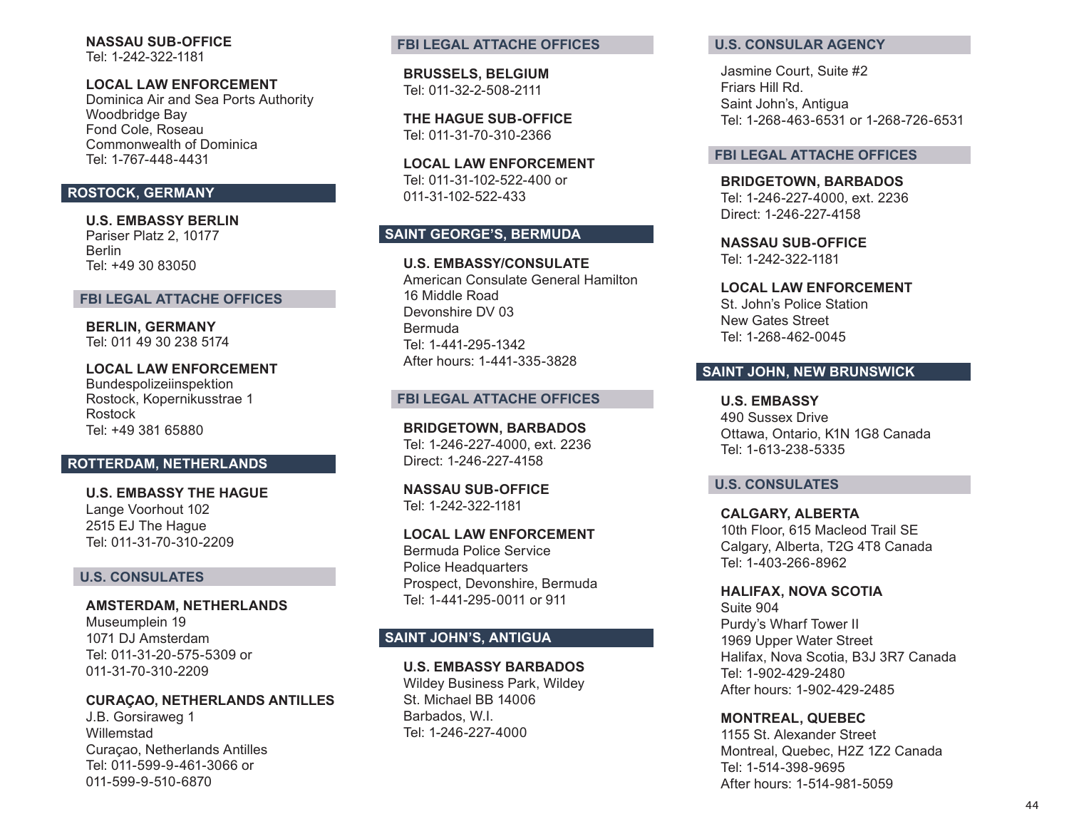**NASSAU SUB-OFFICE**
Tel: 1-242-322-1181

**LOCAL LAW ENFORCEMENT**
Dominica Air and Sea Ports Authority
Woodbridge Bay
Fond Cole, Roseau
Commonwealth of Dominica
Tel: 1-767-448-4431

## ROSTOCK, GERMANY

**U.S. EMBASSY BERLIN**
Pariser Platz 2, 10177
Berlin
Tel: +49 30 83050

### FBI LEGAL ATTACHE OFFICES

**BERLIN, GERMANY**
Tel: 011 49 30 238 5174

**LOCAL LAW ENFORCEMENT**
Bundespolizeiinspektion
Rostock, Kopernikusstrae 1
Rostock
Tel: +49 381 65880

## ROTTERDAM, NETHERLANDS

**U.S. EMBASSY THE HAGUE**
Lange Voorhout 102
2515 EJ The Hague
Tel: 011-31-70-310-2209

### U.S. CONSULATES

**AMSTERDAM, NETHERLANDS**
Museumplein 19
1071 DJ Amsterdam
Tel: 011-31-20-575-5309 or
011-31-70-310-2209

**CURAÇAO, NETHERLANDS ANTILLES**
J.B. Gorsiraweg 1
Willemstad
Curaçao, Netherlands Antilles
Tel: 011-599-9-461-3066 or
011-599-9-510-6870

### FBI LEGAL ATTACHE OFFICES

**BRUSSELS, BELGIUM**
Tel: 011-32-2-508-2111

**THE HAGUE SUB-OFFICE**
Tel: 011-31-70-310-2366

**LOCAL LAW ENFORCEMENT**
Tel: 011-31-102-522-400 or
011-31-102-522-433

## SAINT GEORGE'S, BERMUDA

**U.S. EMBASSY/CONSULATE**
American Consulate General Hamilton
16 Middle Road
Devonshire DV 03
Bermuda
Tel: 1-441-295-1342
After hours: 1-441-335-3828

### FBI LEGAL ATTACHE OFFICES

**BRIDGETOWN, BARBADOS**
Tel: 1-246-227-4000, ext. 2236
Direct: 1-246-227-4158

**NASSAU SUB-OFFICE**
Tel: 1-242-322-1181

**LOCAL LAW ENFORCEMENT**
Bermuda Police Service
Police Headquarters
Prospect, Devonshire, Bermuda
Tel: 1-441-295-0011 or 911

## SAINT JOHN'S, ANTIGUA

**U.S. EMBASSY BARBADOS**
Wildey Business Park, Wildey
St. Michael BB 14006
Barbados, W.I.
Tel: 1-246-227-4000

### U.S. CONSULAR AGENCY

Jasmine Court, Suite #2
Friars Hill Rd.
Saint John's, Antigua
Tel: 1-268-463-6531 or 1-268-726-6531

### FBI LEGAL ATTACHE OFFICES

**BRIDGETOWN, BARBADOS**
Tel: 1-246-227-4000, ext. 2236
Direct: 1-246-227-4158

**NASSAU SUB-OFFICE**
Tel: 1-242-322-1181

**LOCAL LAW ENFORCEMENT**
St. John's Police Station
New Gates Street
Tel: 1-268-462-0045

## SAINT JOHN, NEW BRUNSWICK

**U.S. EMBASSY**
490 Sussex Drive
Ottawa, Ontario, K1N 1G8 Canada
Tel: 1-613-238-5335

### U.S. CONSULATES

**CALGARY, ALBERTA**
10th Floor, 615 Macleod Trail SE
Calgary, Alberta, T2G 4T8 Canada
Tel: 1-403-266-8962

**HALIFAX, NOVA SCOTIA**
Suite 904
Purdy's Wharf Tower II
1969 Upper Water Street
Halifax, Nova Scotia, B3J 3R7 Canada
Tel: 1-902-429-2480
After hours: 1-902-429-2485

**MONTREAL, QUEBEC**
1155 St. Alexander Street
Montreal, Quebec, H2Z 1Z2 Canada
Tel: 1-514-398-9695
After hours: 1-514-981-5059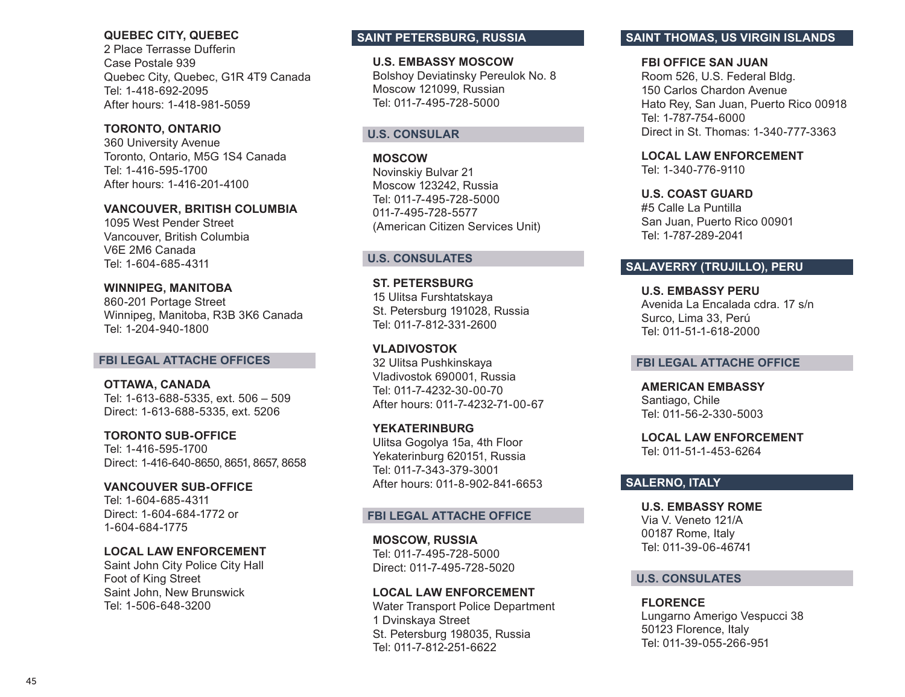**QUEBEC CITY, QUEBEC**
2 Place Terrasse Dufferin
Case Postale 939
Quebec City, Quebec, G1R 4T9 Canada
Tel: 1-418-692-2095
After hours: 1-418-981-5059

**TORONTO, ONTARIO**
360 University Avenue
Toronto, Ontario, M5G 1S4 Canada
Tel: 1-416-595-1700
After hours: 1-416-201-4100

**VANCOUVER, BRITISH COLUMBIA**
1095 West Pender Street
Vancouver, British Columbia
V6E 2M6 Canada
Tel: 1-604-685-4311

**WINNIPEG, MANITOBA**
860-201 Portage Street
Winnipeg, Manitoba, R3B 3K6 Canada
Tel: 1-204-940-1800

### FBI LEGAL ATTACHE OFFICES

**OTTAWA, CANADA**
Tel: 1-613-688-5335, ext. 506 – 509
Direct: 1-613-688-5335, ext. 5206

**TORONTO SUB-OFFICE**
Tel: 1-416-595-1700
Direct: 1-416-640-8650, 8651, 8657, 8658

**VANCOUVER SUB-OFFICE**
Tel: 1-604-685-4311
Direct: 1-604-684-1772 or
1-604-684-1775

**LOCAL LAW ENFORCEMENT**
Saint John City Police City Hall
Foot of King Street
Saint John, New Brunswick
Tel: 1-506-648-3200

## SAINT PETERSBURG, RUSSIA

**U.S. EMBASSY MOSCOW**
Bolshoy Deviatinsky Pereulok No. 8
Moscow 121099, Russian
Tel: 011-7-495-728-5000

### U.S. CONSULAR

**MOSCOW**
Novinskiy Bulvar 21
Moscow 123242, Russia
Tel: 011-7-495-728-5000
011-7-495-728-5577
(American Citizen Services Unit)

### U.S. CONSULATES

**ST. PETERSBURG**
15 Ulitsa Furshtatskaya
St. Petersburg 191028, Russia
Tel: 011-7-812-331-2600

**VLADIVOSTOK**
32 Ulitsa Pushkinskaya
Vladivostok 690001, Russia
Tel: 011-7-4232-30-00-70
After hours: 011-7-4232-71-00-67

**YEKATERINBURG**
Ulitsa Gogolya 15a, 4th Floor
Yekaterinburg 620151, Russia
Tel: 011-7-343-379-3001
After hours: 011-8-902-841-6653

### FBI LEGAL ATTACHE OFFICE

**MOSCOW, RUSSIA**
Tel: 011-7-495-728-5000
Direct: 011-7-495-728-5020

**LOCAL LAW ENFORCEMENT**
Water Transport Police Department
1 Dvinskaya Street
St. Petersburg 198035, Russia
Tel: 011-7-812-251-6622

## SAINT THOMAS, US VIRGIN ISLANDS

**FBI OFFICE SAN JUAN**
Room 526, U.S. Federal Bldg.
150 Carlos Chardon Avenue
Hato Rey, San Juan, Puerto Rico 00918
Tel: 1-787-754-6000
Direct in St. Thomas: 1-340-777-3363

**LOCAL LAW ENFORCEMENT**
Tel: 1-340-776-9110

**U.S. COAST GUARD**
#5 Calle La Puntilla
San Juan, Puerto Rico 00901
Tel: 1-787-289-2041

## SALAVERRY (TRUJILLO), PERU

**U.S. EMBASSY PERU**
Avenida La Encalada cdra. 17 s/n
Surco, Lima 33, Perú
Tel: 011-51-1-618-2000

### FBI LEGAL ATTACHE OFFICE

**AMERICAN EMBASSY**
Santiago, Chile
Tel: 011-56-2-330-5003

**LOCAL LAW ENFORCEMENT**
Tel: 011-51-1-453-6264

## SALERNO, ITALY

**U.S. EMBASSY ROME**
Via V. Veneto 121/A
00187 Rome, Italy
Tel: 011-39-06-46741

### U.S. CONSULATES

**FLORENCE**
Lungarno Amerigo Vespucci 38
50123 Florence, Italy
Tel: 011-39-055-266-951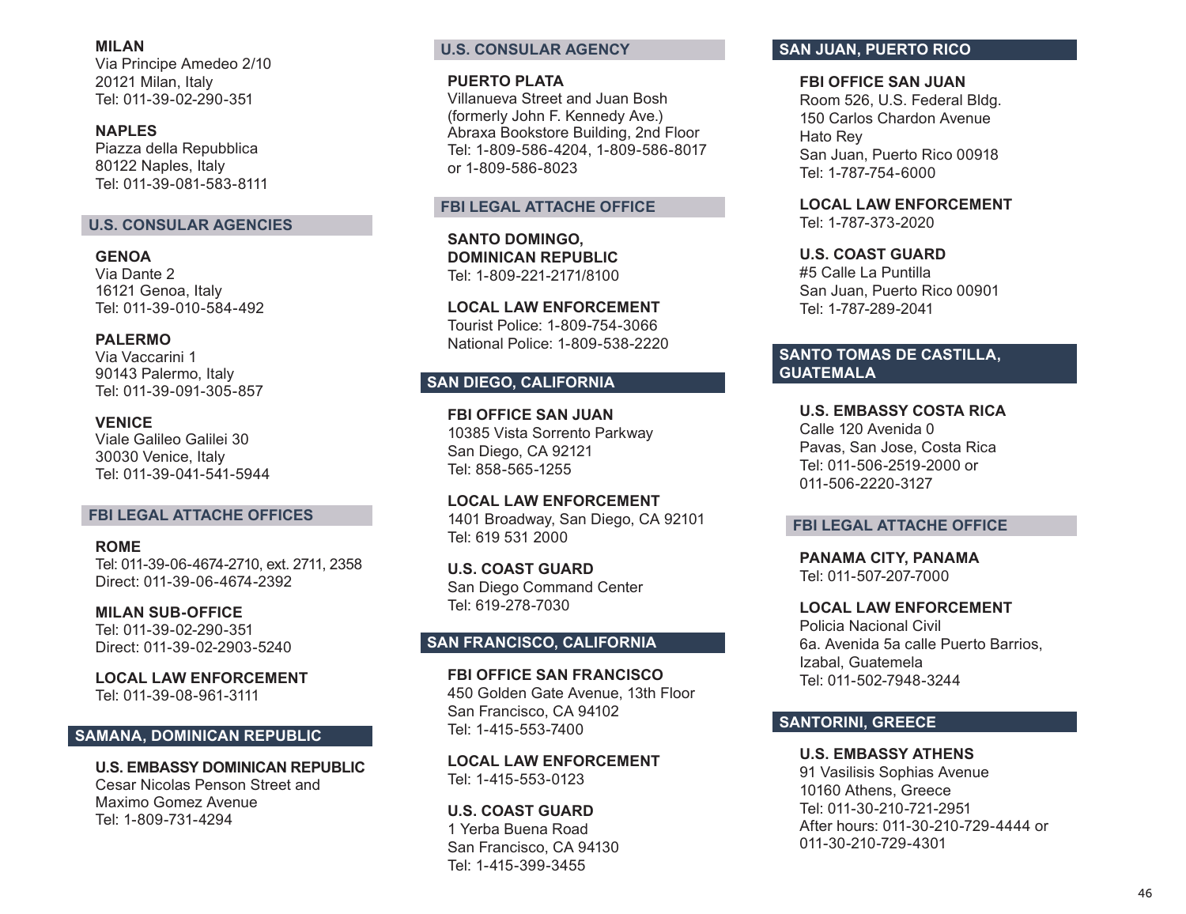**MILAN**
Via Principe Amedeo 2/10
20121 Milan, Italy
Tel: 011-39-02-290-351

**NAPLES**
Piazza della Repubblica
80122 Naples, Italy
Tel: 011-39-081-583-8111

### U.S. CONSULAR AGENCIES

**GENOA**
Via Dante 2
16121 Genoa, Italy
Tel: 011-39-010-584-492

**PALERMO**
Via Vaccarini 1
90143 Palermo, Italy
Tel: 011-39-091-305-857

**VENICE**
Viale Galileo Galilei 30
30030 Venice, Italy
Tel: 011-39-041-541-5944

### FBI LEGAL ATTACHE OFFICES

**ROME**
Tel: 011-39-06-4674-2710, ext. 2711, 2358
Direct: 011-39-06-4674-2392

**MILAN SUB-OFFICE**
Tel: 011-39-02-290-351
Direct: 011-39-02-2903-5240

**LOCAL LAW ENFORCEMENT**
Tel: 011-39-08-961-3111

## SAMANA, DOMINICAN REPUBLIC

**U.S. EMBASSY DOMINICAN REPUBLIC**
Cesar Nicolas Penson Street and
Maximo Gomez Avenue
Tel: 1-809-731-4294

### U.S. CONSULAR AGENCY

**PUERTO PLATA**
Villanueva Street and Juan Bosh
(formerly John F. Kennedy Ave.)
Abraxa Bookstore Building, 2nd Floor
Tel: 1-809-586-4204, 1-809-586-8017
or 1-809-586-8023

### FBI LEGAL ATTACHE OFFICE

**SANTO DOMINGO,**
**DOMINICAN REPUBLIC**
Tel: 1-809-221-2171/8100

**LOCAL LAW ENFORCEMENT**
Tourist Police: 1-809-754-3066
National Police: 1-809-538-2220

## SAN DIEGO, CALIFORNIA

**FBI OFFICE SAN JUAN**
10385 Vista Sorrento Parkway
San Diego, CA 92121
Tel: 858-565-1255

**LOCAL LAW ENFORCEMENT**
1401 Broadway, San Diego, CA 92101
Tel: 619 531 2000

**U.S. COAST GUARD**
San Diego Command Center
Tel: 619-278-7030

## SAN FRANCISCO, CALIFORNIA

**FBI OFFICE SAN FRANCISCO**
450 Golden Gate Avenue, 13th Floor
San Francisco, CA 94102
Tel: 1-415-553-7400

**LOCAL LAW ENFORCEMENT**
Tel: 1-415-553-0123

**U.S. COAST GUARD**
1 Yerba Buena Road
San Francisco, CA 94130
Tel: 1-415-399-3455

## SAN JUAN, PUERTO RICO

**FBI OFFICE SAN JUAN**
Room 526, U.S. Federal Bldg.
150 Carlos Chardon Avenue
Hato Rey
San Juan, Puerto Rico 00918
Tel: 1-787-754-6000

**LOCAL LAW ENFORCEMENT**
Tel: 1-787-373-2020

**U.S. COAST GUARD**
#5 Calle La Puntilla
San Juan, Puerto Rico 00901
Tel: 1-787-289-2041

## SANTO TOMAS DE CASTILLA, GUATEMALA

**U.S. EMBASSY COSTA RICA**
Calle 120 Avenida 0
Pavas, San Jose, Costa Rica
Tel: 011-506-2519-2000 or
011-506-2220-3127

### FBI LEGAL ATTACHE OFFICE

**PANAMA CITY, PANAMA**
Tel: 011-507-207-7000

**LOCAL LAW ENFORCEMENT**
Policia Nacional Civil
6a. Avenida 5a calle Puerto Barrios,
Izabal, Guatemela
Tel: 011-502-7948-3244

## SANTORINI, GREECE

**U.S. EMBASSY ATHENS**
91 Vasilisis Sophias Avenue
10160 Athens, Greece
Tel: 011-30-210-721-2951
After hours: 011-30-210-729-4444 or
011-30-210-729-4301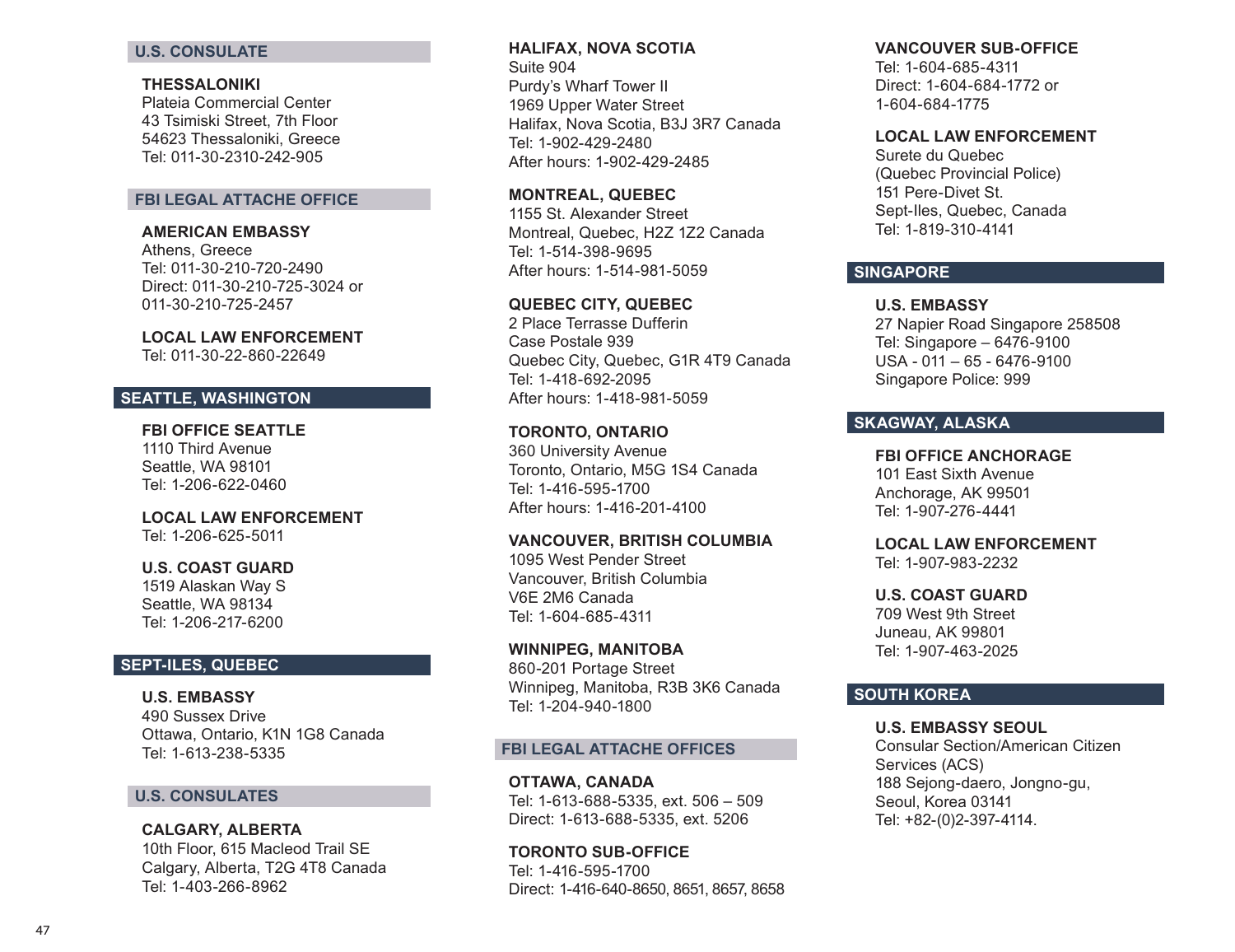## U.S. CONSULATE

**THESSALONIKI**
Plateia Commercial Center
43 Tsimiski Street, 7th Floor
54623 Thessaloniki, Greece
Tel: 011-30-2310-242-905

## FBI LEGAL ATTACHE OFFICE

**AMERICAN EMBASSY**
Athens, Greece
Tel: 011-30-210-720-2490
Direct: 011-30-210-725-3024 or
011-30-210-725-2457

**LOCAL LAW ENFORCEMENT**
Tel: 011-30-22-860-22649

## SEATTLE, WASHINGTON

**FBI OFFICE SEATTLE**
1110 Third Avenue
Seattle, WA 98101
Tel: 1-206-622-0460

**LOCAL LAW ENFORCEMENT**
Tel: 1-206-625-5011

**U.S. COAST GUARD**
1519 Alaskan Way S
Seattle, WA 98134
Tel: 1-206-217-6200

## SEPT-ILES, QUEBEC

**U.S. EMBASSY**
490 Sussex Drive
Ottawa, Ontario, K1N 1G8 Canada
Tel: 1-613-238-5335

## U.S. CONSULATES

**CALGARY, ALBERTA**
10th Floor, 615 Macleod Trail SE
Calgary, Alberta, T2G 4T8 Canada
Tel: 1-403-266-8962

**HALIFAX, NOVA SCOTIA**
Suite 904
Purdy's Wharf Tower II
1969 Upper Water Street
Halifax, Nova Scotia, B3J 3R7 Canada
Tel: 1-902-429-2480
After hours: 1-902-429-2485

**MONTREAL, QUEBEC**
1155 St. Alexander Street
Montreal, Quebec, H2Z 1Z2 Canada
Tel: 1-514-398-9695
After hours: 1-514-981-5059

**QUEBEC CITY, QUEBEC**
2 Place Terrasse Dufferin
Case Postale 939
Quebec City, Quebec, G1R 4T9 Canada
Tel: 1-418-692-2095
After hours: 1-418-981-5059

**TORONTO, ONTARIO**
360 University Avenue
Toronto, Ontario, M5G 1S4 Canada
Tel: 1-416-595-1700
After hours: 1-416-201-4100

**VANCOUVER, BRITISH COLUMBIA**
1095 West Pender Street
Vancouver, British Columbia
V6E 2M6 Canada
Tel: 1-604-685-4311

**WINNIPEG, MANITOBA**
860-201 Portage Street
Winnipeg, Manitoba, R3B 3K6 Canada
Tel: 1-204-940-1800

## FBI LEGAL ATTACHE OFFICES

**OTTAWA, CANADA**
Tel: 1-613-688-5335, ext. 506 – 509
Direct: 1-613-688-5335, ext. 5206

**TORONTO SUB-OFFICE**
Tel: 1-416-595-1700
Direct: 1-416-640-8650, 8651, 8657, 8658

**VANCOUVER SUB-OFFICE**
Tel: 1-604-685-4311
Direct: 1-604-684-1772 or
1-604-684-1775

**LOCAL LAW ENFORCEMENT**
Surete du Quebec
(Quebec Provincial Police)
151 Pere-Divet St.
Sept-Iles, Quebec, Canada
Tel: 1-819-310-4141

## SINGAPORE

**U.S. EMBASSY**
27 Napier Road Singapore 258508
Tel: Singapore – 6476-9100
USA - 011 – 65 - 6476-9100
Singapore Police: 999

## SKAGWAY, ALASKA

**FBI OFFICE ANCHORAGE**
101 East Sixth Avenue
Anchorage, AK 99501
Tel: 1-907-276-4441

**LOCAL LAW ENFORCEMENT**
Tel: 1-907-983-2232

**U.S. COAST GUARD**
709 West 9th Street
Juneau, AK 99801
Tel: 1-907-463-2025

## SOUTH KOREA

**U.S. EMBASSY SEOUL**
Consular Section/American Citizen
Services (ACS)
188 Sejong-daero, Jongno-gu,
Seoul, Korea 03141
Tel: +82-(0)2-397-4114.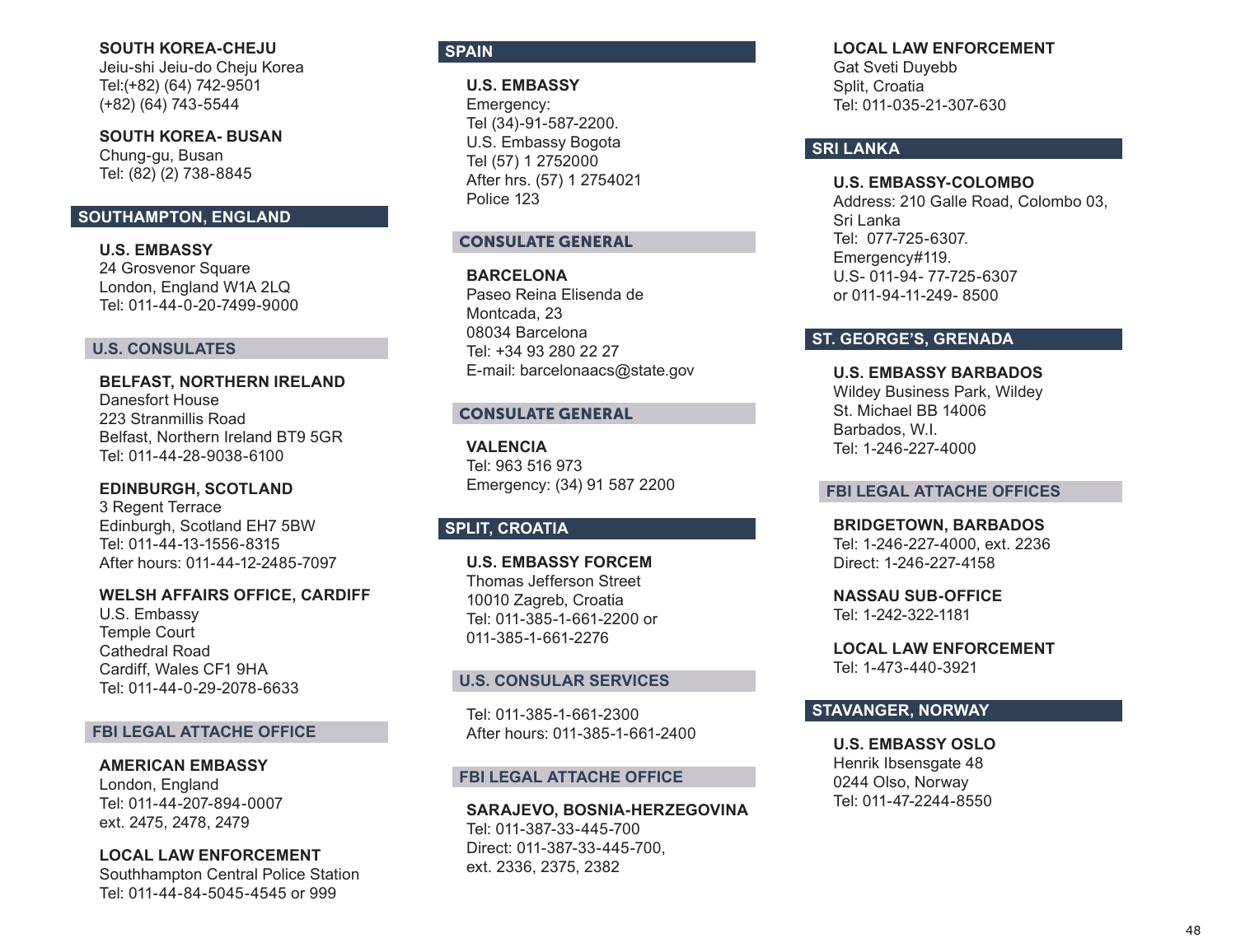**SOUTH KOREA-CHEJU**
Jeiu-shi Jeiu-do Cheju Korea
Tel:(+82) (64) 742-9501
(+82) (64) 743-5544

**SOUTH KOREA- BUSAN**
Chung-gu, Busan
Tel: (82) (2) 738-8845

## SOUTHAMPTON, ENGLAND

**U.S. EMBASSY**
24 Grosvenor Square
London, England W1A 2LQ
Tel: 011-44-0-20-7499-9000

### U.S. CONSULATES

**BELFAST, NORTHERN IRELAND**
Danesfort House
223 Stranmillis Road
Belfast, Northern Ireland BT9 5GR
Tel: 011-44-28-9038-6100

**EDINBURGH, SCOTLAND**
3 Regent Terrace
Edinburgh, Scotland EH7 5BW
Tel: 011-44-13-1556-8315
After hours: 011-44-12-2485-7097

**WELSH AFFAIRS OFFICE, CARDIFF**
U.S. Embassy
Temple Court
Cathedral Road
Cardiff, Wales CF1 9HA
Tel: 011-44-0-29-2078-6633

### FBI LEGAL ATTACHE OFFICE

**AMERICAN EMBASSY**
London, England
Tel: 011-44-207-894-0007
ext. 2475, 2478, 2479

**LOCAL LAW ENFORCEMENT**
Southhampton Central Police Station
Tel: 011-44-84-5045-4545 or 999

## SPAIN

**U.S. EMBASSY**
Emergency:
Tel (34)-91-587-2200.
U.S. Embassy Bogota
Tel (57) 1 2752000
After hrs. (57) 1 2754021
Police 123

### CONSULATE GENERAL

**BARCELONA**
Paseo Reina Elisenda de
Montcada, 23
08034 Barcelona
Tel: +34 93 280 22 27
E-mail: barcelonaacs@state.gov

### CONSULATE GENERAL

**VALENCIA**
Tel: 963 516 973
Emergency: (34) 91 587 2200

## SPLIT, CROATIA

**U.S. EMBASSY FORCEM**
Thomas Jefferson Street
10010 Zagreb, Croatia
Tel: 011-385-1-661-2200 or
011-385-1-661-2276

### U.S. CONSULAR SERVICES

Tel: 011-385-1-661-2300
After hours: 011-385-1-661-2400

### FBI LEGAL ATTACHE OFFICE

**SARAJEVO, BOSNIA-HERZEGOVINA**
Tel: 011-387-33-445-700
Direct: 011-387-33-445-700,
ext. 2336, 2375, 2382

**LOCAL LAW ENFORCEMENT**
Gat Sveti Duyebb
Split, Croatia
Tel: 011-035-21-307-630

## SRI LANKA

**U.S. EMBASSY-COLOMBO**
Address: 210 Galle Road, Colombo 03,
Sri Lanka
Tel: 077-725-6307.
Emergency#119.
U.S- 011-94- 77-725-6307
or 011-94-11-249- 8500

## ST. GEORGE'S, GRENADA

**U.S. EMBASSY BARBADOS**
Wildey Business Park, Wildey
St. Michael BB 14006
Barbados, W.I.
Tel: 1-246-227-4000

### FBI LEGAL ATTACHE OFFICES

**BRIDGETOWN, BARBADOS**
Tel: 1-246-227-4000, ext. 2236
Direct: 1-246-227-4158

**NASSAU SUB-OFFICE**
Tel: 1-242-322-1181

**LOCAL LAW ENFORCEMENT**
Tel: 1-473-440-3921

## STAVANGER, NORWAY

**U.S. EMBASSY OSLO**
Henrik Ibsensgate 48
0244 Olso, Norway
Tel: 011-47-2244-8550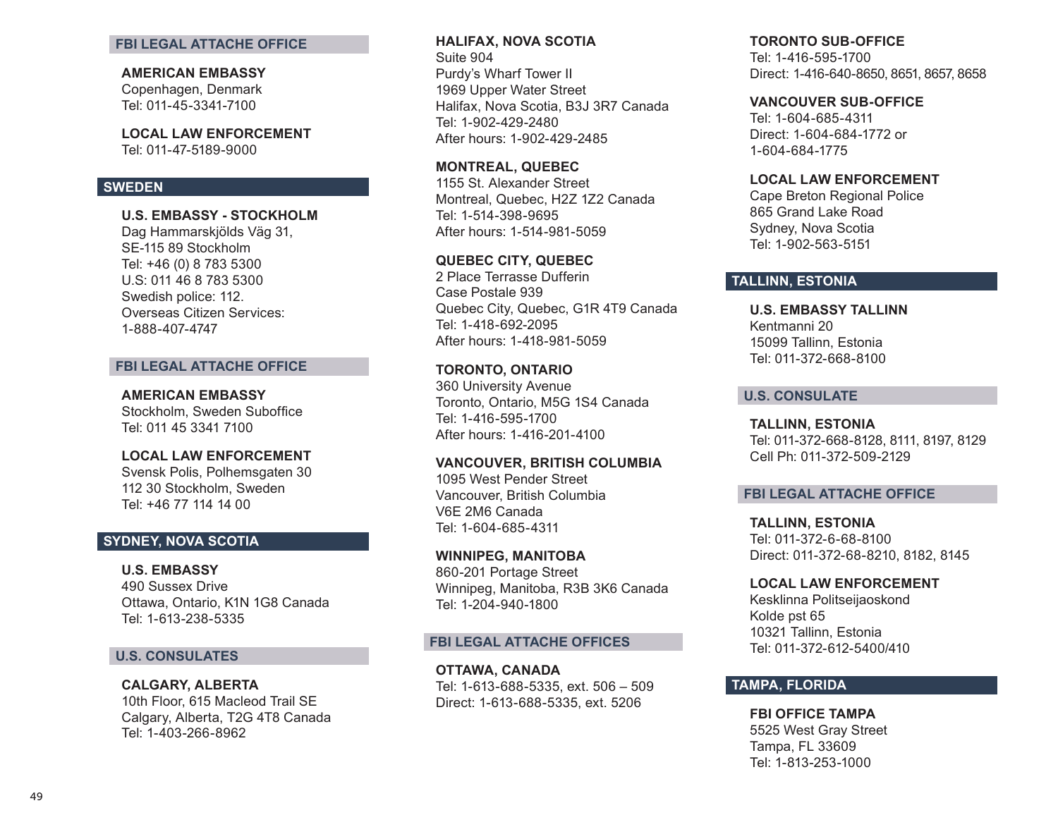### FBI LEGAL ATTACHE OFFICE

**AMERICAN EMBASSY**
Copenhagen, Denmark
Tel: 011-45-3341-7100

**LOCAL LAW ENFORCEMENT**
Tel: 011-47-5189-9000

## SWEDEN

**U.S. EMBASSY - STOCKHOLM**
Dag Hammarskjölds Väg 31,
SE-115 89 Stockholm
Tel: +46 (0) 8 783 5300
U.S: 011 46 8 783 5300
Swedish police: 112.
Overseas Citizen Services:
1-888-407-4747

### FBI LEGAL ATTACHE OFFICE

**AMERICAN EMBASSY**
Stockholm, Sweden Suboffice
Tel: 011 45 3341 7100

**LOCAL LAW ENFORCEMENT**
Svensk Polis, Polhemsgaten 30
112 30 Stockholm, Sweden
Tel: +46 77 114 14 00

## SYDNEY, NOVA SCOTIA

**U.S. EMBASSY**
490 Sussex Drive
Ottawa, Ontario, K1N 1G8 Canada
Tel: 1-613-238-5335

### U.S. CONSULATES

**CALGARY, ALBERTA**
10th Floor, 615 Macleod Trail SE
Calgary, Alberta, T2G 4T8 Canada
Tel: 1-403-266-8962

**HALIFAX, NOVA SCOTIA**
Suite 904
Purdy's Wharf Tower II
1969 Upper Water Street
Halifax, Nova Scotia, B3J 3R7 Canada
Tel: 1-902-429-2480
After hours: 1-902-429-2485

**MONTREAL, QUEBEC**
1155 St. Alexander Street
Montreal, Quebec, H2Z 1Z2 Canada
Tel: 1-514-398-9695
After hours: 1-514-981-5059

**QUEBEC CITY, QUEBEC**
2 Place Terrasse Dufferin
Case Postale 939
Quebec City, Quebec, G1R 4T9 Canada
Tel: 1-418-692-2095
After hours: 1-418-981-5059

**TORONTO, ONTARIO**
360 University Avenue
Toronto, Ontario, M5G 1S4 Canada
Tel: 1-416-595-1700
After hours: 1-416-201-4100

**VANCOUVER, BRITISH COLUMBIA**
1095 West Pender Street
Vancouver, British Columbia
V6E 2M6 Canada
Tel: 1-604-685-4311

**WINNIPEG, MANITOBA**
860-201 Portage Street
Winnipeg, Manitoba, R3B 3K6 Canada
Tel: 1-204-940-1800

### FBI LEGAL ATTACHE OFFICES

**OTTAWA, CANADA**
Tel: 1-613-688-5335, ext. 506 – 509
Direct: 1-613-688-5335, ext. 5206

**TORONTO SUB-OFFICE**
Tel: 1-416-595-1700
Direct: 1-416-640-8650, 8651, 8657, 8658

**VANCOUVER SUB-OFFICE**
Tel: 1-604-685-4311
Direct: 1-604-684-1772 or
1-604-684-1775

**LOCAL LAW ENFORCEMENT**
Cape Breton Regional Police
865 Grand Lake Road
Sydney, Nova Scotia
Tel: 1-902-563-5151

## TALLINN, ESTONIA

**U.S. EMBASSY TALLINN**
Kentmanni 20
15099 Tallinn, Estonia
Tel: 011-372-668-8100

### U.S. CONSULATE

**TALLINN, ESTONIA**
Tel: 011-372-668-8128, 8111, 8197, 8129
Cell Ph: 011-372-509-2129

### FBI LEGAL ATTACHE OFFICE

**TALLINN, ESTONIA**
Tel: 011-372-6-68-8100
Direct: 011-372-68-8210, 8182, 8145

**LOCAL LAW ENFORCEMENT**
Kesklinna Politseijaoskond
Kolde pst 65
10321 Tallinn, Estonia
Tel: 011-372-612-5400/410

## TAMPA, FLORIDA

**FBI OFFICE TAMPA**
5525 West Gray Street
Tampa, FL 33609
Tel: 1-813-253-1000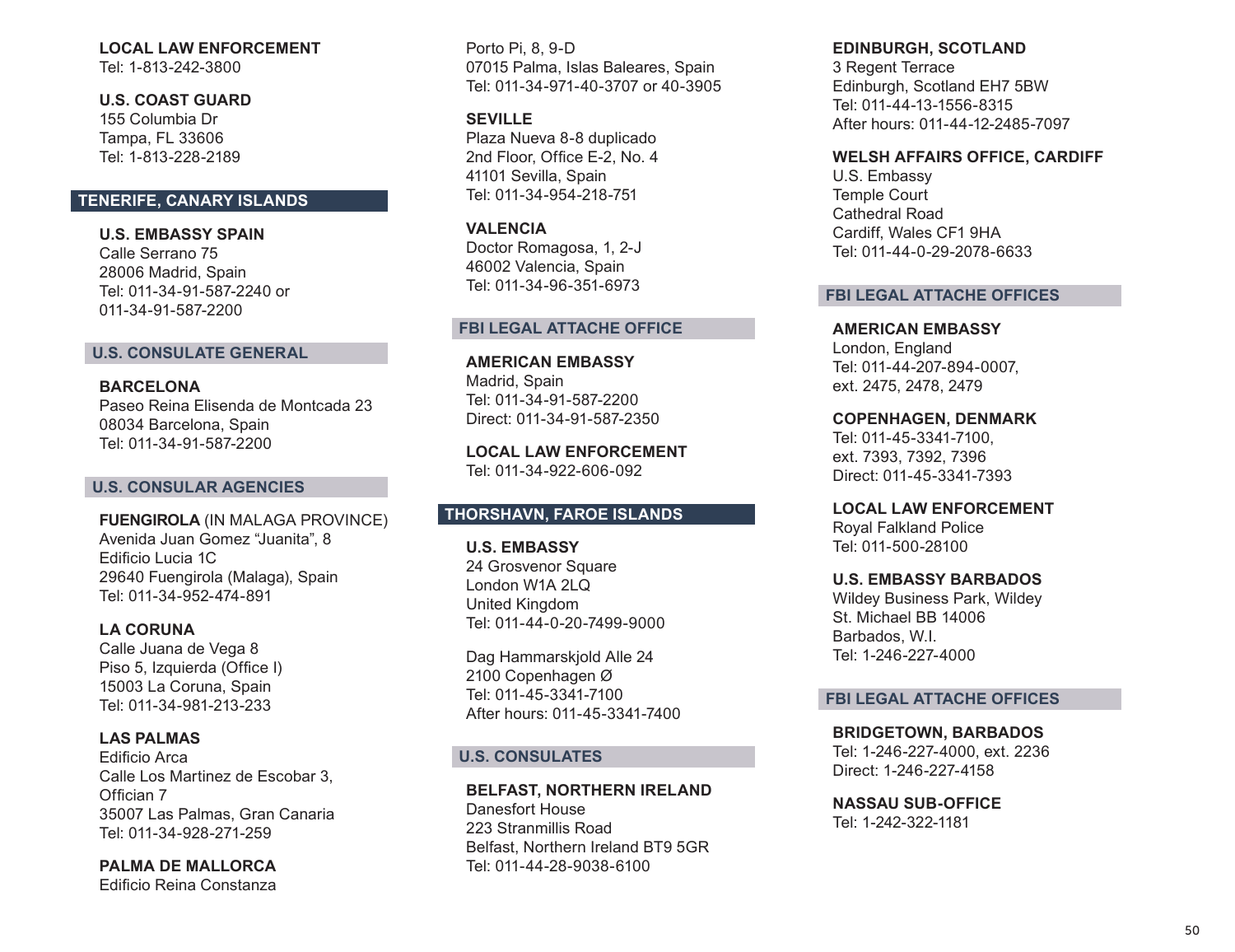**LOCAL LAW ENFORCEMENT**
Tel: 1-813-242-3800

**U.S. COAST GUARD**
155 Columbia Dr
Tampa, FL 33606
Tel: 1-813-228-2189

## TENERIFE, CANARY ISLANDS

**U.S. EMBASSY SPAIN**
Calle Serrano 75
28006 Madrid, Spain
Tel: 011-34-91-587-2240 or
011-34-91-587-2200

### U.S. CONSULATE GENERAL

**BARCELONA**
Paseo Reina Elisenda de Montcada 23
08034 Barcelona, Spain
Tel: 011-34-91-587-2200

### U.S. CONSULAR AGENCIES

**FUENGIROLA** (IN MALAGA PROVINCE)
Avenida Juan Gomez “Juanita”, 8
Edificio Lucia 1C
29640 Fuengirola (Malaga), Spain
Tel: 011-34-952-474-891

**LA CORUNA**
Calle Juana de Vega 8
Piso 5, Izquierda (Office I)
15003 La Coruna, Spain
Tel: 011-34-981-213-233

**LAS PALMAS**
Edificio Arca
Calle Los Martinez de Escobar 3,
Official 7
35007 Las Palmas, Gran Canaria
Tel: 011-34-928-271-259

**PALMA DE MALLORCA**
Edificio Reina Constanza
Porto Pi, 8, 9-D
07015 Palma, Islas Baleares, Spain
Tel: 011-34-971-40-3707 or 40-3905

**SEVILLE**
Plaza Nueva 8-8 duplicado
2nd Floor, Office E-2, No. 4
41101 Sevilla, Spain
Tel: 011-34-954-218-751

**VALENCIA**
Doctor Romagosa, 1, 2-J
46002 Valencia, Spain
Tel: 011-34-96-351-6973

### FBI LEGAL ATTACHE OFFICE

**AMERICAN EMBASSY**
Madrid, Spain
Tel: 011-34-91-587-2200
Direct: 011-34-91-587-2350

**LOCAL LAW ENFORCEMENT**
Tel: 011-34-922-606-092

## THORSHAVN, FAROE ISLANDS

**U.S. EMBASSY**
24 Grosvenor Square
London W1A 2LQ
United Kingdom
Tel: 011-44-0-20-7499-9000

Dag Hammarskjold Alle 24
2100 Copenhagen Ø
Tel: 011-45-3341-7100
After hours: 011-45-3341-7400

### U.S. CONSULATES

**BELFAST, NORTHERN IRELAND**
Danesfort House
223 Stranmillis Road
Belfast, Northern Ireland BT9 5GR
Tel: 011-44-28-9038-6100

**EDINBURGH, SCOTLAND**
3 Regent Terrace
Edinburgh, Scotland EH7 5BW
Tel: 011-44-13-1556-8315
After hours: 011-44-12-2485-7097

**WELSH AFFAIRS OFFICE, CARDIFF**
U.S. Embassy
Temple Court
Cathedral Road
Cardiff, Wales CF1 9HA
Tel: 011-44-0-29-2078-6633

### FBI LEGAL ATTACHE OFFICES

**AMERICAN EMBASSY**
London, England
Tel: 011-44-207-894-0007,
ext. 2475, 2478, 2479

**COPENHAGEN, DENMARK**
Tel: 011-45-3341-7100,
ext. 7393, 7392, 7396
Direct: 011-45-3341-7393

**LOCAL LAW ENFORCEMENT**
Royal Falkland Police
Tel: 011-500-28100

**U.S. EMBASSY BARBADOS**
Wildey Business Park, Wildey
St. Michael BB 14006
Barbados, W.I.
Tel: 1-246-227-4000

### FBI LEGAL ATTACHE OFFICES

**BRIDGETOWN, BARBADOS**
Tel: 1-246-227-4000, ext. 2236
Direct: 1-246-227-4158

**NASSAU SUB-OFFICE**
Tel: 1-242-322-1181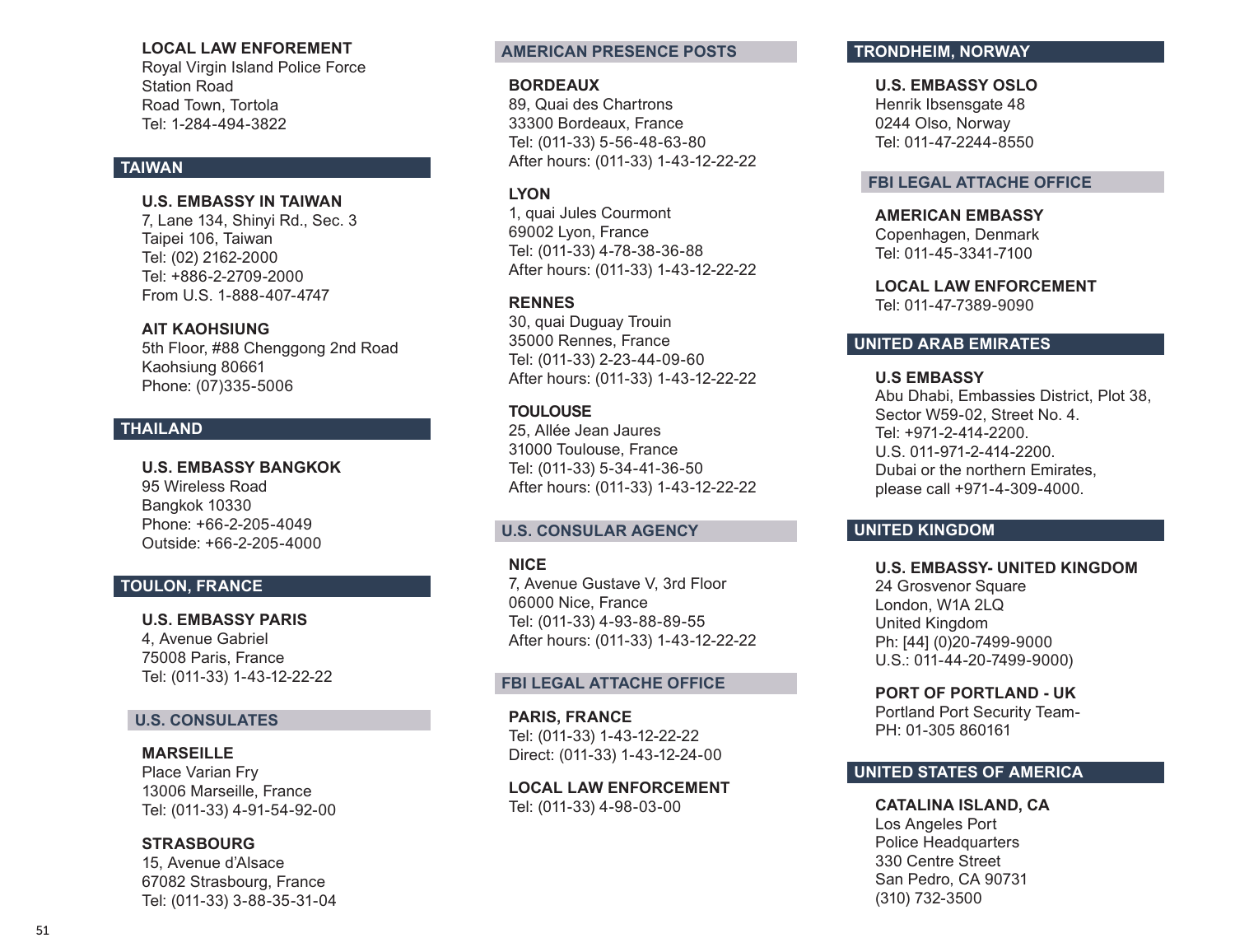**LOCAL LAW ENFOREMENT**
Royal Virgin Island Police Force
Station Road
Road Town, Tortola
Tel: 1-284-494-3822

## TAIWAN

**U.S. EMBASSY IN TAIWAN**
7, Lane 134, Shinyi Rd., Sec. 3
Taipei 106, Taiwan
Tel: (02) 2162-2000
Tel: +886-2-2709-2000
From U.S. 1-888-407-4747

**AIT KAOHSIUNG**
5th Floor, #88 Chenggong 2nd Road
Kaohsiung 80661
Phone: (07)335-5006

## THAILAND

**U.S. EMBASSY BANGKOK**
95 Wireless Road
Bangkok 10330
Phone: +66-2-205-4049
Outside: +66-2-205-4000

## TOULON, FRANCE

**U.S. EMBASSY PARIS**
4, Avenue Gabriel
75008 Paris, France
Tel: (011-33) 1-43-12-22-22

### U.S. CONSULATES

**MARSEILLE**
Place Varian Fry
13006 Marseille, France
Tel: (011-33) 4-91-54-92-00

**STRASBOURG**
15, Avenue d'Alsace
67082 Strasbourg, France
Tel: (011-33) 3-88-35-31-04

### AMERICAN PRESENCE POSTS

**BORDEAUX**
89, Quai des Chartrons
33300 Bordeaux, France
Tel: (011-33) 5-56-48-63-80
After hours: (011-33) 1-43-12-22-22

**LYON**
1, quai Jules Courmont
69002 Lyon, France
Tel: (011-33) 4-78-38-36-88
After hours: (011-33) 1-43-12-22-22

**RENNES**
30, quai Duguay Trouin
35000 Rennes, France
Tel: (011-33) 2-23-44-09-60
After hours: (011-33) 1-43-12-22-22

**TOULOUSE**
25, Allée Jean Jaures
31000 Toulouse, France
Tel: (011-33) 5-34-41-36-50
After hours: (011-33) 1-43-12-22-22

### U.S. CONSULAR AGENCY

**NICE**
7, Avenue Gustave V, 3rd Floor
06000 Nice, France
Tel: (011-33) 4-93-88-89-55
After hours: (011-33) 1-43-12-22-22

### FBI LEGAL ATTACHE OFFICE

**PARIS, FRANCE**
Tel: (011-33) 1-43-12-22-22
Direct: (011-33) 1-43-12-24-00

**LOCAL LAW ENFORCEMENT**
Tel: (011-33) 4-98-03-00

## TRONDHEIM, NORWAY

**U.S. EMBASSY OSLO**
Henrik Ibsensgate 48
0244 Olso, Norway
Tel: 011-47-2244-8550

### FBI LEGAL ATTACHE OFFICE

**AMERICAN EMBASSY**
Copenhagen, Denmark
Tel: 011-45-3341-7100

**LOCAL LAW ENFORCEMENT**
Tel: 011-47-7389-9090

## UNITED ARAB EMIRATES

**U.S EMBASSY**
Abu Dhabi, Embassies District, Plot 38,
Sector W59-02, Street No. 4.
Tel: +971-2-414-2200.
U.S. 011-971-2-414-2200.
Dubai or the northern Emirates,
please call +971-4-309-4000.

## UNITED KINGDOM

**U.S. EMBASSY- UNITED KINGDOM**
24 Grosvenor Square
London, W1A 2LQ
United Kingdom
Ph: [44] (0)20-7499-9000
U.S.: 011-44-20-7499-9000)

**PORT OF PORTLAND - UK**
Portland Port Security Team-
PH: 01-305 860161

## UNITED STATES OF AMERICA

**CATALINA ISLAND, CA**
Los Angeles Port
Police Headquarters
330 Centre Street
San Pedro, CA 90731
(310) 732-3500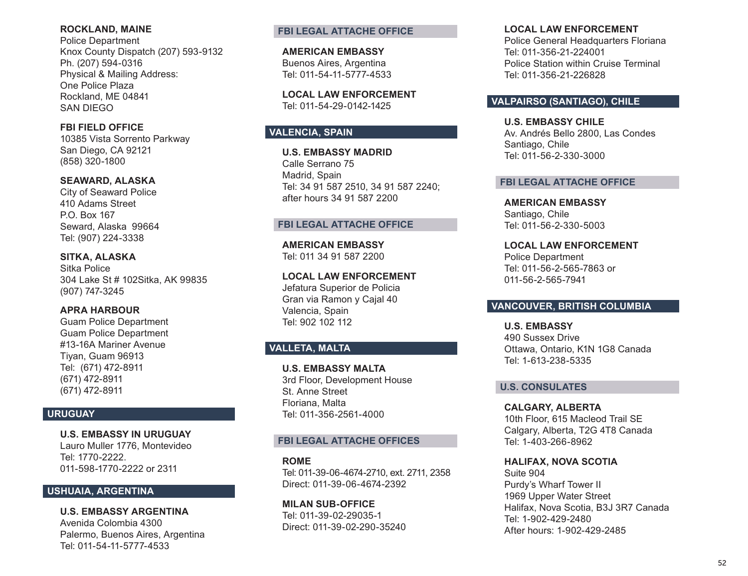**ROCKLAND, MAINE**
Police Department
Knox County Dispatch (207) 593-9132
Ph. (207) 594-0316
Physical & Mailing Address:
One Police Plaza
Rockland, ME 04841
SAN DIEGO

**FBI FIELD OFFICE**
10385 Vista Sorrento Parkway
San Diego, CA 92121
(858) 320-1800

**SEAWARD, ALASKA**
City of Seaward Police
410 Adams Street
P.O. Box 167
Seward, Alaska 99664
Tel: (907) 224-3338

**SITKA, ALASKA**
Sitka Police
304 Lake St # 102Sitka, AK 99835
(907) 747-3245

**APRA HARBOUR**
Guam Police Department
Guam Police Department
#13-16A Mariner Avenue
Tiyan, Guam 96913
Tel: (671) 472-8911
(671) 472-8911
(671) 472-8911

## URUGUAY

**U.S. EMBASSY IN URUGUAY**
Lauro Muller 1776, Montevideo
Tel: 1770-2222.
011-598-1770-2222 or 2311

## USHUAIA, ARGENTINA

**U.S. EMBASSY ARGENTINA**
Avenida Colombia 4300
Palermo, Buenos Aires, Argentina
Tel: 011-54-11-5777-4533

### FBI LEGAL ATTACHE OFFICE

**AMERICAN EMBASSY**
Buenos Aires, Argentina
Tel: 011-54-11-5777-4533

**LOCAL LAW ENFORCEMENT**
Tel: 011-54-29-0142-1425

## VALENCIA, SPAIN

**U.S. EMBASSY MADRID**
Calle Serrano 75
Madrid, Spain
Tel: 34 91 587 2510, 34 91 587 2240;
after hours 34 91 587 2200

### FBI LEGAL ATTACHE OFFICE

**AMERICAN EMBASSY**
Tel: 011 34 91 587 2200

**LOCAL LAW ENFORCEMENT**
Jefatura Superior de Policia
Gran via Ramon y Cajal 40
Valencia, Spain
Tel: 902 102 112

## VALLETA, MALTA

**U.S. EMBASSY MALTA**
3rd Floor, Development House
St. Anne Street
Floriana, Malta
Tel: 011-356-2561-4000

### FBI LEGAL ATTACHE OFFICES

**ROME**
Tel: 011-39-06-4674-2710, ext. 2711, 2358
Direct: 011-39-06-4674-2392

**MILAN SUB-OFFICE**
Tel: 011-39-02-29035-1
Direct: 011-39-02-290-35240

**LOCAL LAW ENFORCEMENT**
Police General Headquarters Floriana
Tel: 011-356-21-224001
Police Station within Cruise Terminal
Tel: 011-356-21-226828

## VALPAIRSO (SANTIAGO), CHILE

**U.S. EMBASSY CHILE**
Av. Andrés Bello 2800, Las Condes
Santiago, Chile
Tel: 011-56-2-330-3000

### FBI LEGAL ATTACHE OFFICE

**AMERICAN EMBASSY**
Santiago, Chile
Tel: 011-56-2-330-5003

**LOCAL LAW ENFORCEMENT**
Police Department
Tel: 011-56-2-565-7863 or
011-56-2-565-7941

## VANCOUVER, BRITISH COLUMBIA

**U.S. EMBASSY**
490 Sussex Drive
Ottawa, Ontario, K1N 1G8 Canada
Tel: 1-613-238-5335

### U.S. CONSULATES

**CALGARY, ALBERTA**
10th Floor, 615 Macleod Trail SE
Calgary, Alberta, T2G 4T8 Canada
Tel: 1-403-266-8962

**HALIFAX, NOVA SCOTIA**
Suite 904
Purdy's Wharf Tower II
1969 Upper Water Street
Halifax, Nova Scotia, B3J 3R7 Canada
Tel: 1-902-429-2480
After hours: 1-902-429-2485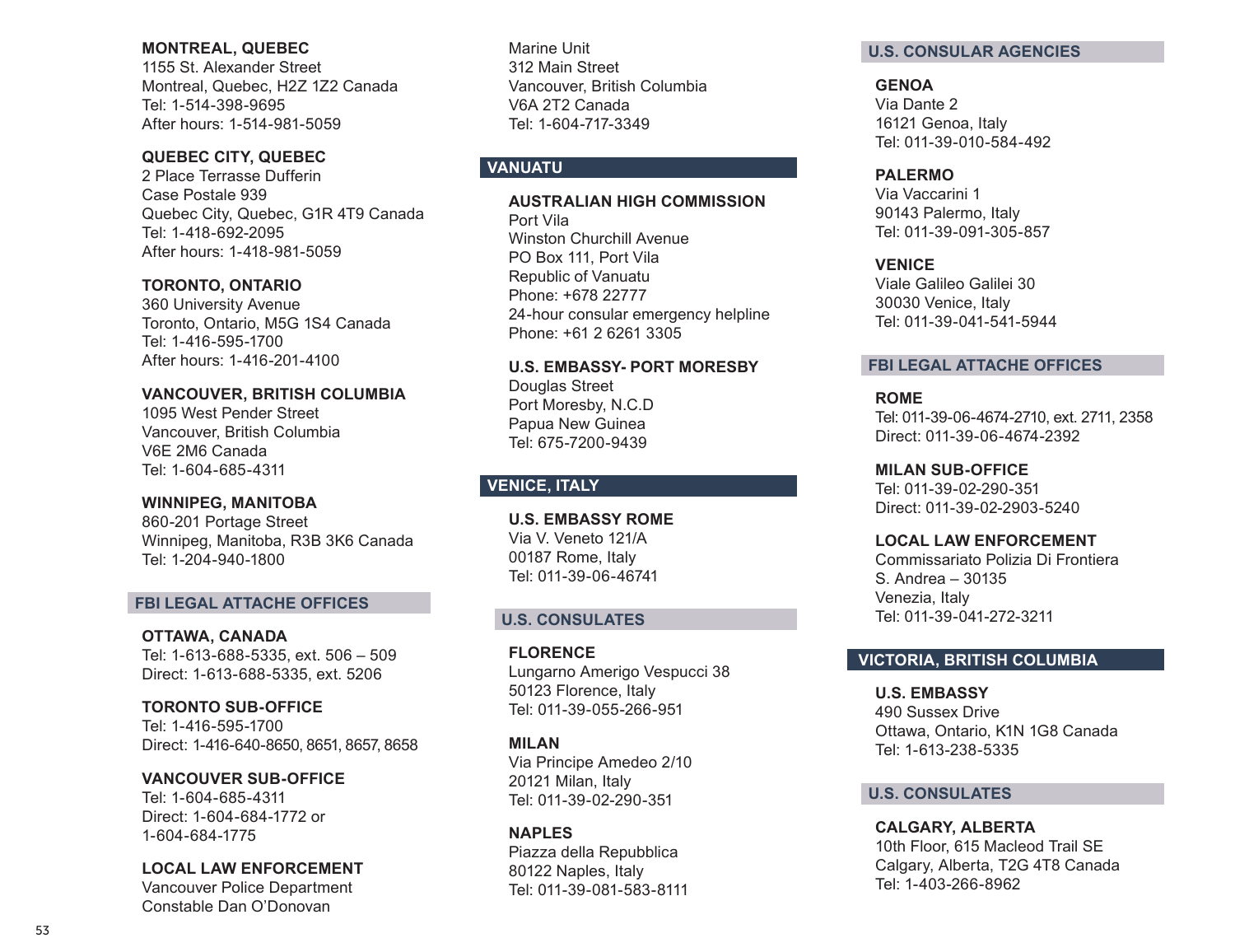**MONTREAL, QUEBEC**
1155 St. Alexander Street
Montreal, Quebec, H2Z 1Z2 Canada
Tel: 1-514-398-9695
After hours: 1-514-981-5059

**QUEBEC CITY, QUEBEC**
2 Place Terrasse Dufferin
Case Postale 939
Quebec City, Quebec, G1R 4T9 Canada
Tel: 1-418-692-2095
After hours: 1-418-981-5059

**TORONTO, ONTARIO**
360 University Avenue
Toronto, Ontario, M5G 1S4 Canada
Tel: 1-416-595-1700
After hours: 1-416-201-4100

**VANCOUVER, BRITISH COLUMBIA**
1095 West Pender Street
Vancouver, British Columbia
V6E 2M6 Canada
Tel: 1-604-685-4311

**WINNIPEG, MANITOBA**
860-201 Portage Street
Winnipeg, Manitoba, R3B 3K6 Canada
Tel: 1-204-940-1800

## FBI LEGAL ATTACHE OFFICES

**OTTAWA, CANADA**
Tel: 1-613-688-5335, ext. 506 – 509
Direct: 1-613-688-5335, ext. 5206

**TORONTO SUB-OFFICE**
Tel: 1-416-595-1700
Direct: 1-416-640-8650, 8651, 8657, 8658

**VANCOUVER SUB-OFFICE**
Tel: 1-604-685-4311
Direct: 1-604-684-1772 or
1-604-684-1775

**LOCAL LAW ENFORCEMENT**
Vancouver Police Department
Constable Dan O'Donovan
Marine Unit
312 Main Street
Vancouver, British Columbia
V6A 2T2 Canada
Tel: 1-604-717-3349

# VANUATU

**AUSTRALIAN HIGH COMMISSION**
Port Vila
Winston Churchill Avenue
PO Box 111, Port Vila
Republic of Vanuatu
Phone: +678 22777
24-hour consular emergency helpline
Phone: +61 2 6261 3305

**U.S. EMBASSY- PORT MORESBY**
Douglas Street
Port Moresby, N.C.D
Papua New Guinea
Tel: 675-7200-9439

# VENICE, ITALY

**U.S. EMBASSY ROME**
Via V. Veneto 121/A
00187 Rome, Italy
Tel: 011-39-06-46741

## U.S. CONSULATES

**FLORENCE**
Lungarno Amerigo Vespucci 38
50123 Florence, Italy
Tel: 011-39-055-266-951

**MILAN**
Via Principe Amedeo 2/10
20121 Milan, Italy
Tel: 011-39-02-290-351

**NAPLES**
Piazza della Repubblica
80122 Naples, Italy
Tel: 011-39-081-583-8111

## U.S. CONSULAR AGENCIES

**GENOA**
Via Dante 2
16121 Genoa, Italy
Tel: 011-39-010-584-492

**PALERMO**
Via Vaccarini 1
90143 Palermo, Italy
Tel: 011-39-091-305-857

**VENICE**
Viale Galileo Galilei 30
30030 Venice, Italy
Tel: 011-39-041-541-5944

## FBI LEGAL ATTACHE OFFICES

**ROME**
Tel: 011-39-06-4674-2710, ext. 2711, 2358
Direct: 011-39-06-4674-2392

**MILAN SUB-OFFICE**
Tel: 011-39-02-290-351
Direct: 011-39-02-2903-5240

**LOCAL LAW ENFORCEMENT**
Commissariato Polizia Di Frontiera
S. Andrea – 30135
Venezia, Italy
Tel: 011-39-041-272-3211

# VICTORIA, BRITISH COLUMBIA

**U.S. EMBASSY**
490 Sussex Drive
Ottawa, Ontario, K1N 1G8 Canada
Tel: 1-613-238-5335

## U.S. CONSULATES

**CALGARY, ALBERTA**
10th Floor, 615 Macleod Trail SE
Calgary, Alberta, T2G 4T8 Canada
Tel: 1-403-266-8962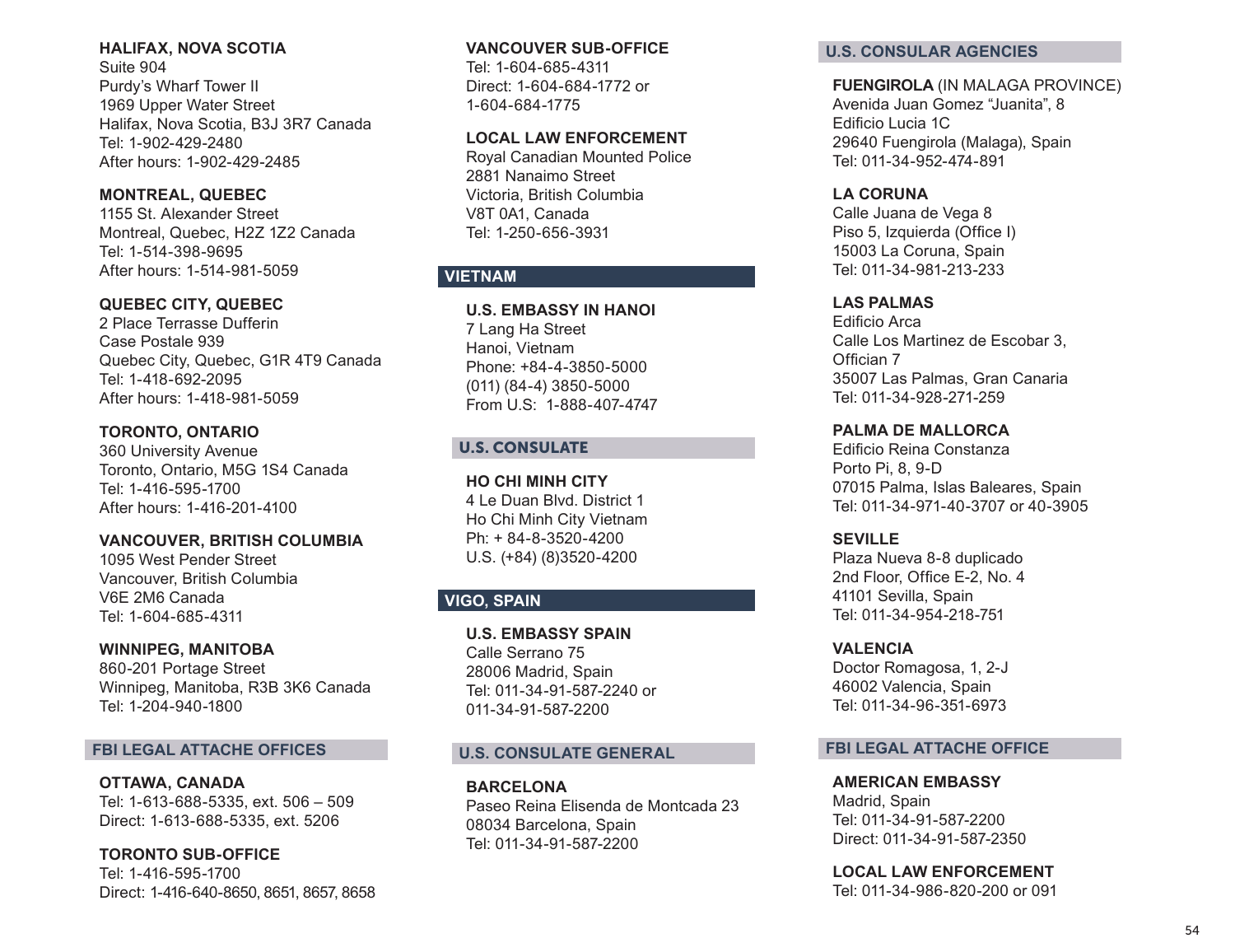**HALIFAX, NOVA SCOTIA**
Suite 904
Purdy's Wharf Tower II
1969 Upper Water Street
Halifax, Nova Scotia, B3J 3R7 Canada
Tel: 1-902-429-2480
After hours: 1-902-429-2485

**MONTREAL, QUEBEC**
1155 St. Alexander Street
Montreal, Quebec, H2Z 1Z2 Canada
Tel: 1-514-398-9695
After hours: 1-514-981-5059

**QUEBEC CITY, QUEBEC**
2 Place Terrasse Dufferin
Case Postale 939
Quebec City, Quebec, G1R 4T9 Canada
Tel: 1-418-692-2095
After hours: 1-418-981-5059

**TORONTO, ONTARIO**
360 University Avenue
Toronto, Ontario, M5G 1S4 Canada
Tel: 1-416-595-1700
After hours: 1-416-201-4100

**VANCOUVER, BRITISH COLUMBIA**
1095 West Pender Street
Vancouver, British Columbia
V6E 2M6 Canada
Tel: 1-604-685-4311

**WINNIPEG, MANITOBA**
860-201 Portage Street
Winnipeg, Manitoba, R3B 3K6 Canada
Tel: 1-204-940-1800

## FBI LEGAL ATTACHE OFFICES

**OTTAWA, CANADA**
Tel: 1-613-688-5335, ext. 506 – 509
Direct: 1-613-688-5335, ext. 5206

**TORONTO SUB-OFFICE**
Tel: 1-416-595-1700
Direct: 1-416-640-8650, 8651, 8657, 8658

**VANCOUVER SUB-OFFICE**
Tel: 1-604-685-4311
Direct: 1-604-684-1772 or
1-604-684-1775

**LOCAL LAW ENFORCEMENT**
Royal Canadian Mounted Police
2881 Nanaimo Street
Victoria, British Columbia
V8T 0A1, Canada
Tel: 1-250-656-3931

## VIETNAM

**U.S. EMBASSY IN HANOI**
7 Lang Ha Street
Hanoi, Vietnam
Phone: +84-4-3850-5000
(011) (84-4) 3850-5000
From U.S: 1-888-407-4747

## U.S. CONSULATE

**HO CHI MINH CITY**
4 Le Duan Blvd. District 1
Ho Chi Minh City Vietnam
Ph: + 84-8-3520-4200
U.S. (+84) (8)3520-4200

## VIGO, SPAIN

**U.S. EMBASSY SPAIN**
Calle Serrano 75
28006 Madrid, Spain
Tel: 011-34-91-587-2240 or
011-34-91-587-2200

## U.S. CONSULATE GENERAL

**BARCELONA**
Paseo Reina Elisenda de Montcada 23
08034 Barcelona, Spain
Tel: 011-34-91-587-2200

## U.S. CONSULAR AGENCIES

**FUENGIROLA** (IN MALAGA PROVINCE)
Avenida Juan Gomez "Juanita", 8
Edificio Lucia 1C
29640 Fuengirola (Malaga), Spain
Tel: 011-34-952-474-891

**LA CORUNA**
Calle Juana de Vega 8
Piso 5, Izquierda (Office I)
15003 La Coruna, Spain
Tel: 011-34-981-213-233

**LAS PALMAS**
Edificio Arca
Calle Los Martinez de Escobar 3,
Official 7
35007 Las Palmas, Gran Canaria
Tel: 011-34-928-271-259

**PALMA DE MALLORCA**
Edificio Reina Constanza
Porto Pi, 8, 9-D
07015 Palma, Islas Baleares, Spain
Tel: 011-34-971-40-3707 or 40-3905

**SEVILLE**
Plaza Nueva 8-8 duplicado
2nd Floor, Office E-2, No. 4
41101 Sevilla, Spain
Tel: 011-34-954-218-751

**VALENCIA**
Doctor Romagosa, 1, 2-J
46002 Valencia, Spain
Tel: 011-34-96-351-6973

## FBI LEGAL ATTACHE OFFICE

**AMERICAN EMBASSY**
Madrid, Spain
Tel: 011-34-91-587-2200
Direct: 011-34-91-587-2350

**LOCAL LAW ENFORCEMENT**
Tel: 011-34-986-820-200 or 091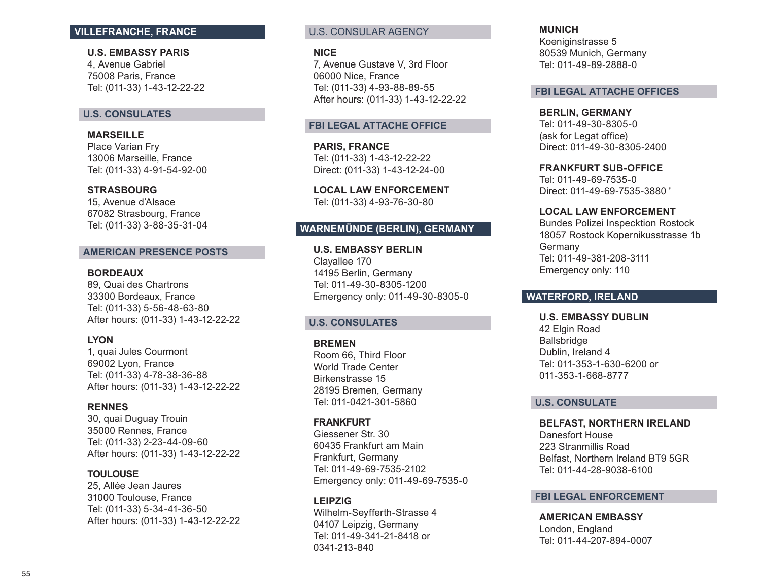## VILLEFRANCHE, FRANCE

**U.S. EMBASSY PARIS**
4, Avenue Gabriel
75008 Paris, France
Tel: (011-33) 1-43-12-22-22

### U.S. CONSULATES

**MARSEILLE**
Place Varian Fry
13006 Marseille, France
Tel: (011-33) 4-91-54-92-00

**STRASBOURG**
15, Avenue d'Alsace
67082 Strasbourg, France
Tel: (011-33) 3-88-35-31-04

### AMERICAN PRESENCE POSTS

**BORDEAUX**
89, Quai des Chartrons
33300 Bordeaux, France
Tel: (011-33) 5-56-48-63-80
After hours: (011-33) 1-43-12-22-22

**LYON**
1, quai Jules Courmont
69002 Lyon, France
Tel: (011-33) 4-78-38-36-88
After hours: (011-33) 1-43-12-22-22

**RENNES**
30, quai Duguay Trouin
35000 Rennes, France
Tel: (011-33) 2-23-44-09-60
After hours: (011-33) 1-43-12-22-22

**TOULOUSE**
25, Allée Jean Jaures
31000 Toulouse, France
Tel: (011-33) 5-34-41-36-50
After hours: (011-33) 1-43-12-22-22

### U.S. CONSULAR AGENCY

**NICE**
7, Avenue Gustave V, 3rd Floor
06000 Nice, France
Tel: (011-33) 4-93-88-89-55
After hours: (011-33) 1-43-12-22-22

### FBI LEGAL ATTACHE OFFICE

**PARIS, FRANCE**
Tel: (011-33) 1-43-12-22-22
Direct: (011-33) 1-43-12-24-00

**LOCAL LAW ENFORCEMENT**
Tel: (011-33) 4-93-76-30-80

## WARNEMÜNDE (BERLIN), GERMANY

**U.S. EMBASSY BERLIN**
Clayallee 170
14195 Berlin, Germany
Tel: 011-49-30-8305-1200
Emergency only: 011-49-30-8305-0

### U.S. CONSULATES

**BREMEN**
Room 66, Third Floor
World Trade Center
Birkenstrasse 15
28195 Bremen, Germany
Tel: 011-0421-301-5860

**FRANKFURT**
Giessener Str. 30
60435 Frankfurt am Main
Frankfurt, Germany
Tel: 011-49-69-7535-2102
Emergency only: 011-49-69-7535-0

**LEIPZIG**
Wilhelm-Seyfferth-Strasse 4
04107 Leipzig, Germany
Tel: 011-49-341-21-8418 or
0341-213-840

**MUNICH**
Koeniginstrasse 5
80539 Munich, Germany
Tel: 011-49-89-2888-0

### FBI LEGAL ATTACHE OFFICES

**BERLIN, GERMANY**
Tel: 011-49-30-8305-0
(ask for Legat office)
Direct: 011-49-30-8305-2400

**FRANKFURT SUB-OFFICE**
Tel: 011-49-69-7535-0
Direct: 011-49-69-7535-3880 '

**LOCAL LAW ENFORCEMENT**
Bundes Polizei Inspecktion Rostock
18057 Rostock Kopernikusstrasse 1b
Germany
Tel: 011-49-381-208-3111
Emergency only: 110

## WATERFORD, IRELAND

**U.S. EMBASSY DUBLIN**
42 Elgin Road
Ballsbridge
Dublin, Ireland 4
Tel: 011-353-1-630-6200 or
011-353-1-668-8777

### U.S. CONSULATE

**BELFAST, NORTHERN IRELAND**
Danesfort House
223 Stranmillis Road
Belfast, Northern Ireland BT9 5GR
Tel: 011-44-28-9038-6100

### FBI LEGAL ENFORCEMENT

**AMERICAN EMBASSY**
London, England
Tel: 011-44-207-894-0007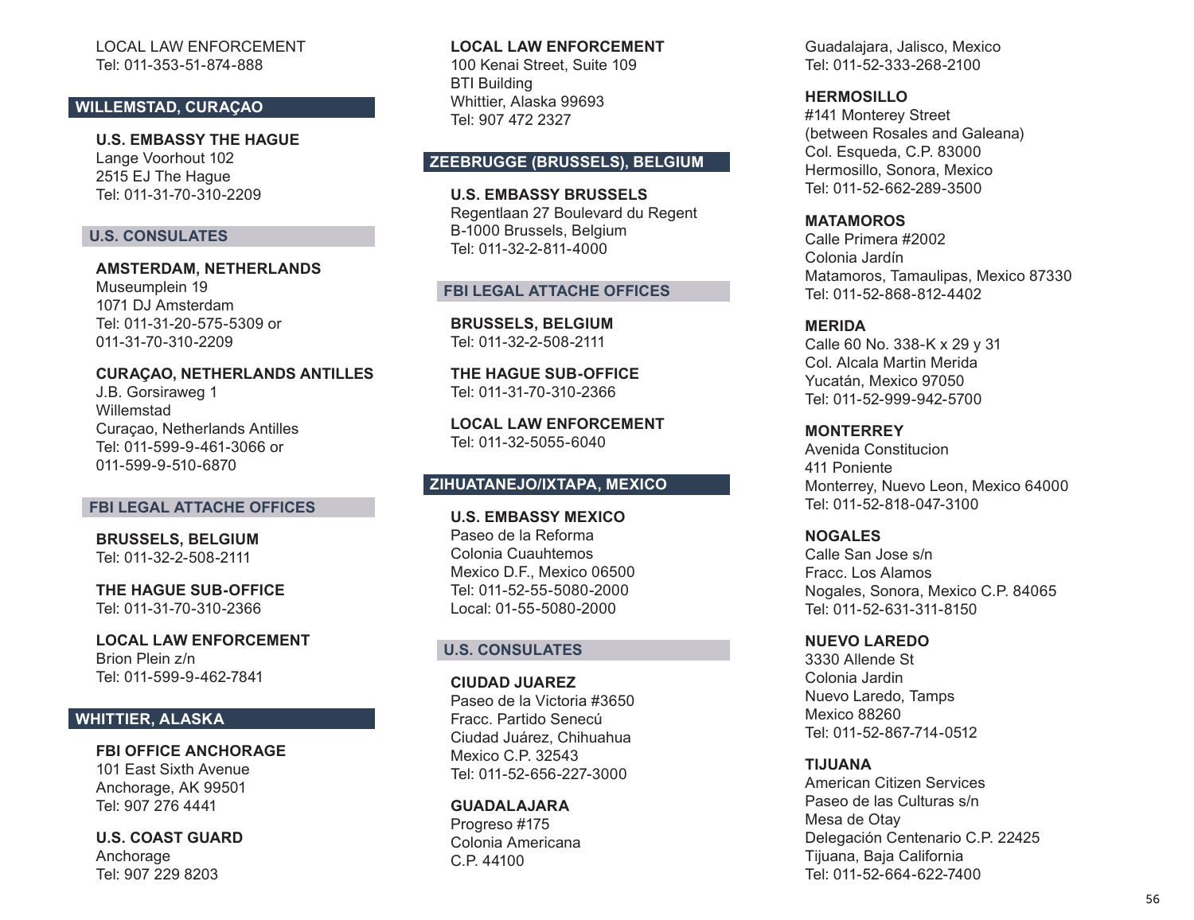LOCAL LAW ENFORCEMENT
Tel: 011-353-51-874-888

## WILLEMSTAD, CURAÇAO

**U.S. EMBASSY THE HAGUE**
Lange Voorhout 102
2515 EJ The Hague
Tel: 011-31-70-310-2209

### U.S. CONSULATES

**AMSTERDAM, NETHERLANDS**
Museumplein 19
1071 DJ Amsterdam
Tel: 011-31-20-575-5309 or
011-31-70-310-2209

**CURAÇAO, NETHERLANDS ANTILLES**
J.B. Gorsiraweg 1
Willemstad
Curaçao, Netherlands Antilles
Tel: 011-599-9-461-3066 or
011-599-9-510-6870

### FBI LEGAL ATTACHE OFFICES

**BRUSSELS, BELGIUM**
Tel: 011-32-2-508-2111

**THE HAGUE SUB-OFFICE**
Tel: 011-31-70-310-2366

**LOCAL LAW ENFORCEMENT**
Brion Plein z/n
Tel: 011-599-9-462-7841

## WHITTIER, ALASKA

**FBI OFFICE ANCHORAGE**
101 East Sixth Avenue
Anchorage, AK 99501
Tel: 907 276 4441

**U.S. COAST GUARD**
Anchorage
Tel: 907 229 8203

**LOCAL LAW ENFORCEMENT**
100 Kenai Street, Suite 109
BTI Building
Whittier, Alaska 99693
Tel: 907 472 2327

## ZEEBRUGGE (BRUSSELS), BELGIUM

**U.S. EMBASSY BRUSSELS**
Regentlaan 27 Boulevard du Regent
B-1000 Brussels, Belgium
Tel: 011-32-2-811-4000

### FBI LEGAL ATTACHE OFFICES

**BRUSSELS, BELGIUM**
Tel: 011-32-2-508-2111

**THE HAGUE SUB-OFFICE**
Tel: 011-31-70-310-2366

**LOCAL LAW ENFORCEMENT**
Tel: 011-32-5055-6040

## ZIHUATANEJO/IXTAPA, MEXICO

**U.S. EMBASSY MEXICO**
Paseo de la Reforma
Colonia Cuauhtemos
Mexico D.F., Mexico 06500
Tel: 011-52-55-5080-2000
Local: 01-55-5080-2000

### U.S. CONSULATES

**CIUDAD JUAREZ**
Paseo de la Victoria #3650
Fracc. Partido Senecú
Ciudad Juárez, Chihuahua
Mexico C.P. 32543
Tel: 011-52-656-227-3000

**GUADALAJARA**
Progreso #175
Colonia Americana
C.P. 44100
Guadalajara, Jalisco, Mexico
Tel: 011-52-333-268-2100

**HERMOSILLO**
#141 Monterey Street
(between Rosales and Galeana)
Col. Esqueda, C.P. 83000
Hermosillo, Sonora, Mexico
Tel: 011-52-662-289-3500

**MATAMOROS**
Calle Primera #2002
Colonia Jardín
Matamoros, Tamaulipas, Mexico 87330
Tel: 011-52-868-812-4402

**MERIDA**
Calle 60 No. 338-K x 29 y 31
Col. Alcala Martin Merida
Yucatán, Mexico 97050
Tel: 011-52-999-942-5700

**MONTERREY**
Avenida Constitucion
411 Poniente
Monterrey, Nuevo Leon, Mexico 64000
Tel: 011-52-818-047-3100

**NOGALES**
Calle San Jose s/n
Fracc. Los Alamos
Nogales, Sonora, Mexico C.P. 84065
Tel: 011-52-631-311-8150

**NUEVO LAREDO**
3330 Allende St
Colonia Jardin
Nuevo Laredo, Tamps
Mexico 88260
Tel: 011-52-867-714-0512

**TIJUANA**
American Citizen Services
Paseo de las Culturas s/n
Mesa de Otay
Delegación Centenario C.P. 22425
Tijuana, Baja California
Tel: 011-52-664-622-7400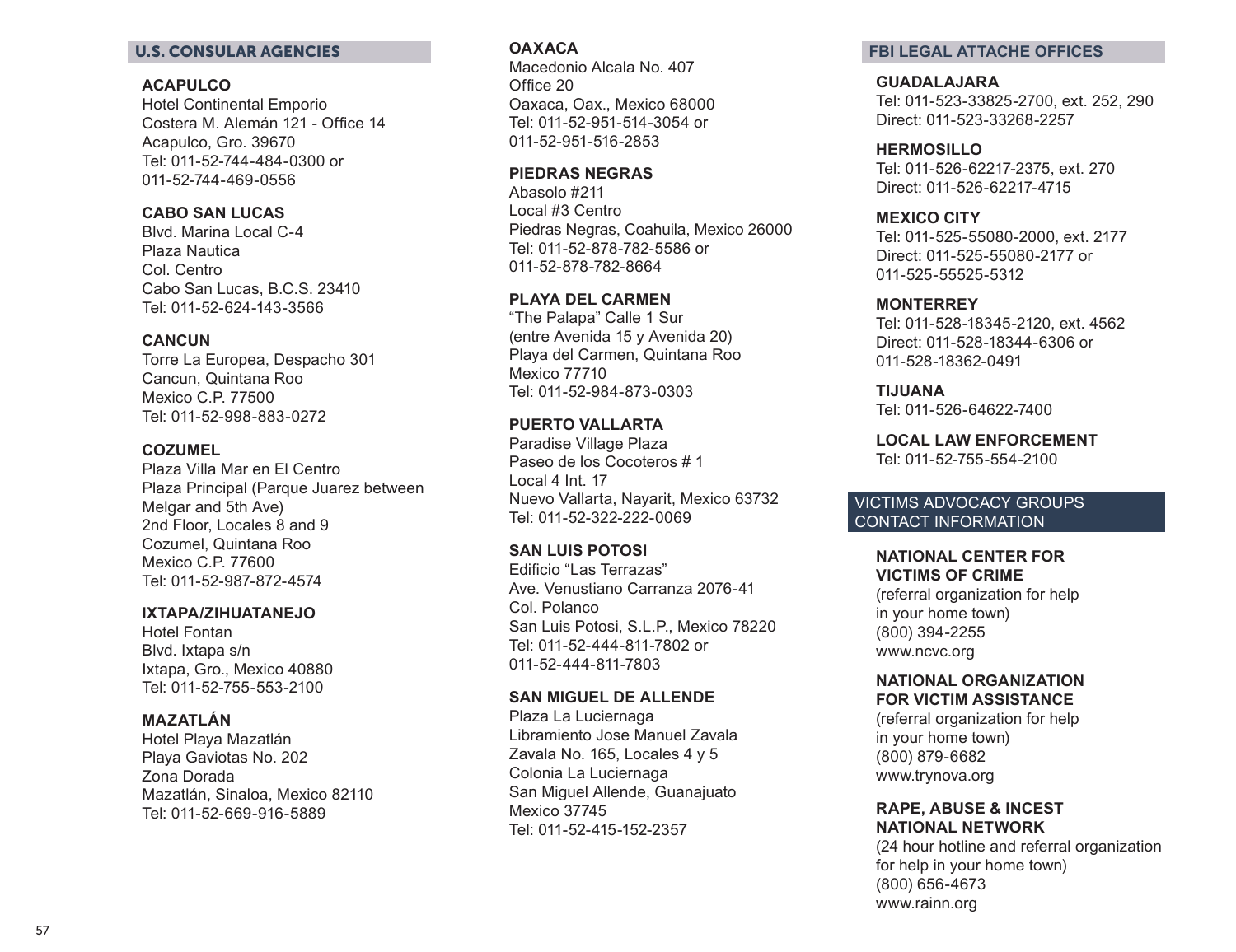## U.S. CONSULAR AGENCIES

**ACAPULCO**
Hotel Continental Emporio
Costera M. Alemán 121 - Office 14
Acapulco, Gro. 39670
Tel: 011-52-744-484-0300 or
011-52-744-469-0556

**CABO SAN LUCAS**
Blvd. Marina Local C-4
Plaza Nautica
Col. Centro
Cabo San Lucas, B.C.S. 23410
Tel: 011-52-624-143-3566

**CANCUN**
Torre La Europea, Despacho 301
Cancun, Quintana Roo
Mexico C.P. 77500
Tel: 011-52-998-883-0272

**COZUMEL**
Plaza Villa Mar en El Centro
Plaza Principal (Parque Juarez between Melgar and 5th Ave)
2nd Floor, Locales 8 and 9
Cozumel, Quintana Roo
Mexico C.P. 77600
Tel: 011-52-987-872-4574

**IXTAPA/ZIHUATANEJO**
Hotel Fontan
Blvd. Ixtapa s/n
Ixtapa, Gro., Mexico 40880
Tel: 011-52-755-553-2100

**MAZATLÁN**
Hotel Playa Mazatlán
Playa Gaviotas No. 202
Zona Dorada
Mazatlán, Sinaloa, Mexico 82110
Tel: 011-52-669-916-5889

**OAXACA**
Macedonio Alcala No. 407
Office 20
Oaxaca, Oax., Mexico 68000
Tel: 011-52-951-514-3054 or
011-52-951-516-2853

**PIEDRAS NEGRAS**
Abasolo #211
Local #3 Centro
Piedras Negras, Coahuila, Mexico 26000
Tel: 011-52-878-782-5586 or
011-52-878-782-8664

**PLAYA DEL CARMEN**
“The Palapa” Calle 1 Sur
(entre Avenida 15 y Avenida 20)
Playa del Carmen, Quintana Roo
Mexico 77710
Tel: 011-52-984-873-0303

**PUERTO VALLARTA**
Paradise Village Plaza
Paseo de los Cocoteros # 1
Local 4 Int. 17
Nuevo Vallarta, Nayarit, Mexico 63732
Tel: 011-52-322-222-0069

**SAN LUIS POTOSI**
Edificio “Las Terrazas”
Ave. Venustiano Carranza 2076-41
Col. Polanco
San Luis Potosi, S.L.P., Mexico 78220
Tel: 011-52-444-811-7802 or
011-52-444-811-7803

**SAN MIGUEL DE ALLENDE**
Plaza La Luciernaga
Libramiento Jose Manuel Zavala
Zavala No. 165, Locales 4 y 5
Colonia La Luciernaga
San Miguel Allende, Guanajuato
Mexico 37745
Tel: 011-52-415-152-2357

## FBI LEGAL ATTACHE OFFICES

**GUADALAJARA**
Tel: 011-523-33825-2700, ext. 252, 290
Direct: 011-523-33268-2257

**HERMOSILLO**
Tel: 011-526-62217-2375, ext. 270
Direct: 011-526-62217-4715

**MEXICO CITY**
Tel: 011-525-55080-2000, ext. 2177
Direct: 011-525-55080-2177 or
011-525-55525-5312

**MONTERREY**
Tel: 011-528-18345-2120, ext. 4562
Direct: 011-528-18344-6306 or
011-528-18362-0491

**TIJUANA**
Tel: 011-526-64622-7400

**LOCAL LAW ENFORCEMENT**
Tel: 011-52-755-554-2100

## VICTIMS ADVOCACY GROUPS CONTACT INFORMATION

**NATIONAL CENTER FOR VICTIMS OF CRIME**
(referral organization for help in your home town)
(800) 394-2255
www.ncvc.org

**NATIONAL ORGANIZATION FOR VICTIM ASSISTANCE**
(referral organization for help in your home town)
(800) 879-6682
www.trynova.org

**RAPE, ABUSE & INCEST NATIONAL NETWORK**
(24 hour hotline and referral organization for help in your home town)
(800) 656-4673
www.rainn.org